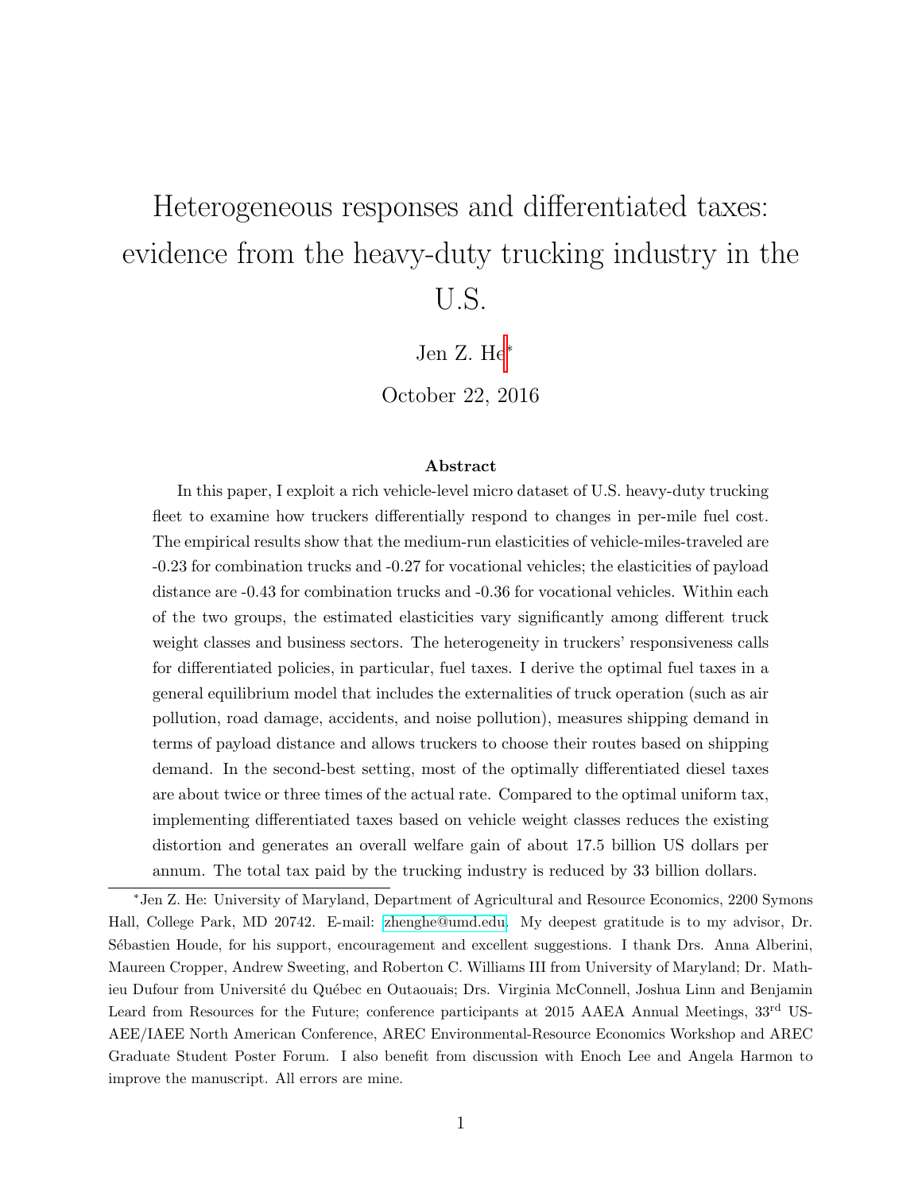# Heterogeneous responses and differentiated taxes: evidence from the heavy-duty trucking industry in the U.S.

Jen Z. He*

October 22, 2016

### Abstract

In this paper, I exploit a rich vehicle-level micro dataset of U.S. heavy-duty trucking fleet to examine how truckers differentially respond to changes in per-mile fuel cost. The empirical results show that the medium-run elasticities of vehicle-miles-traveled are -0.23 for combination trucks and -0.27 for vocational vehicles; the elasticities of payload distance are -0.43 for combination trucks and -0.36 for vocational vehicles. Within each of the two groups, the estimated elasticities vary significantly among different truck weight classes and business sectors. The heterogeneity in truckers' responsiveness calls for differentiated policies, in particular, fuel taxes. I derive the optimal fuel taxes in a general equilibrium model that includes the externalities of truck operation (such as air pollution, road damage, accidents, and noise pollution), measures shipping demand in terms of payload distance and allows truckers to choose their routes based on shipping demand. In the second-best setting, most of the optimally differentiated diesel taxes are about twice or three times of the actual rate. Compared to the optimal uniform tax, implementing differentiated taxes based on vehicle weight classes reduces the existing distortion and generates an overall welfare gain of about 17.5 billion US dollars per annum. The total tax paid by the trucking industry is reduced by 33 billion dollars.

---

*Jen Z. He: University of Maryland, Department of Agricultural and Resource Economics, 2200 Symons Hall, College Park, MD 20742. E-mail: zhenghe@umd.edu. My deepest gratitude is to my advisor, Dr. Sébastien Houde, for his support, encouragement and excellent suggestions. I thank Drs. Anna Alberini, Maureen Cropper, Andrew Sweeting, and Roberton C. Williams III from University of Maryland; Dr. Mathieu Dufour from Université du Québec en Outaouais; Drs. Virginia McConnell, Joshua Linn and Benjamin Leard from Resources for the Future; conference participants at 2015 AAEA Annual Meetings, 33rd USAEE/IAEE North American Conference, AREC Environmental-Resource Economics Workshop and AREC Graduate Student Poster Forum. I also benefit from discussion with Enoch Lee and Angela Harmon to improve the manuscript. All errors are mine.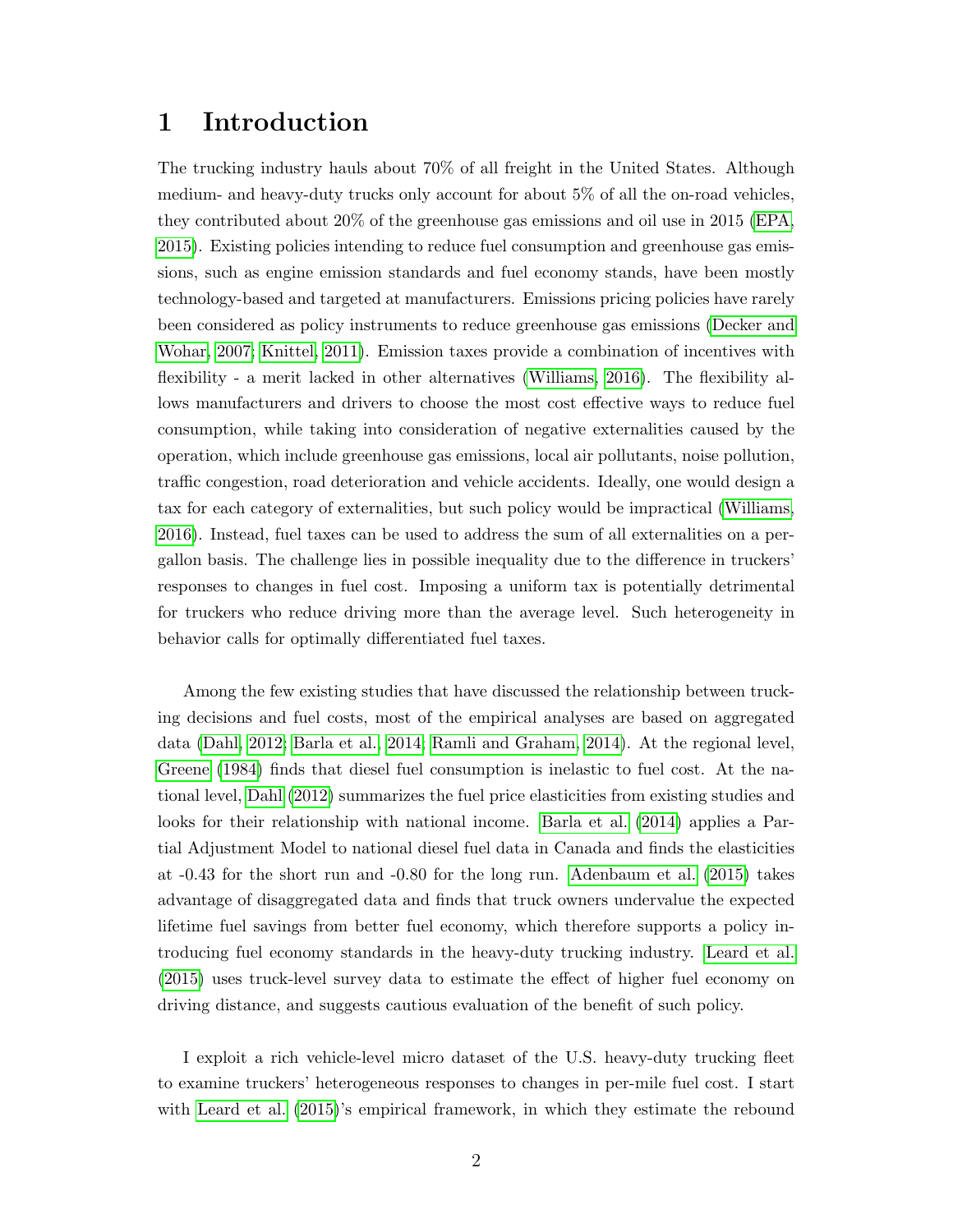# 1 Introduction

The trucking industry hauls about 70% of all freight in the United States. Although medium- and heavy-duty trucks only account for about 5% of all the on-road vehicles, they contributed about 20% of the greenhouse gas emissions and oil use in 2015 (EPA, 2015). Existing policies intending to reduce fuel consumption and greenhouse gas emissions, such as engine emission standards and fuel economy stands, have been mostly technology-based and targeted at manufacturers. Emissions pricing policies have rarely been considered as policy instruments to reduce greenhouse gas emissions (Decker and Wohar, 2007; Knittel, 2011). Emission taxes provide a combination of incentives with flexibility - a merit lacked in other alternatives (Williams, 2016). The flexibility allows manufacturers and drivers to choose the most cost effective ways to reduce fuel consumption, while taking into consideration of negative externalities caused by the operation, which include greenhouse gas emissions, local air pollutants, noise pollution, traffic congestion, road deterioration and vehicle accidents. Ideally, one would design a tax for each category of externalities, but such policy would be impractical (Williams, 2016). Instead, fuel taxes can be used to address the sum of all externalities on a per-gallon basis. The challenge lies in possible inequality due to the difference in truckers' responses to changes in fuel cost. Imposing a uniform tax is potentially detrimental for truckers who reduce driving more than the average level. Such heterogeneity in behavior calls for optimally differentiated fuel taxes.

Among the few existing studies that have discussed the relationship between trucking decisions and fuel costs, most of the empirical analyses are based on aggregated data (Dahl, 2012; Barla et al., 2014; Ramli and Graham, 2014). At the regional level, Greene (1984) finds that diesel fuel consumption is inelastic to fuel cost. At the national level, Dahl (2012) summarizes the fuel price elasticities from existing studies and looks for their relationship with national income. Barla et al. (2014) applies a Partial Adjustment Model to national diesel fuel data in Canada and finds the elasticities at -0.43 for the short run and -0.80 for the long run. Adenbaum et al. (2015) takes advantage of disaggregated data and finds that truck owners undervalue the expected lifetime fuel savings from better fuel economy, which therefore supports a policy introducing fuel economy standards in the heavy-duty trucking industry. Leard et al. (2015) uses truck-level survey data to estimate the effect of higher fuel economy on driving distance, and suggests cautious evaluation of the benefit of such policy.

I exploit a rich vehicle-level micro dataset of the U.S. heavy-duty trucking fleet to examine truckers' heterogeneous responses to changes in per-mile fuel cost. I start with Leard et al. (2015)'s empirical framework, in which they estimate the rebound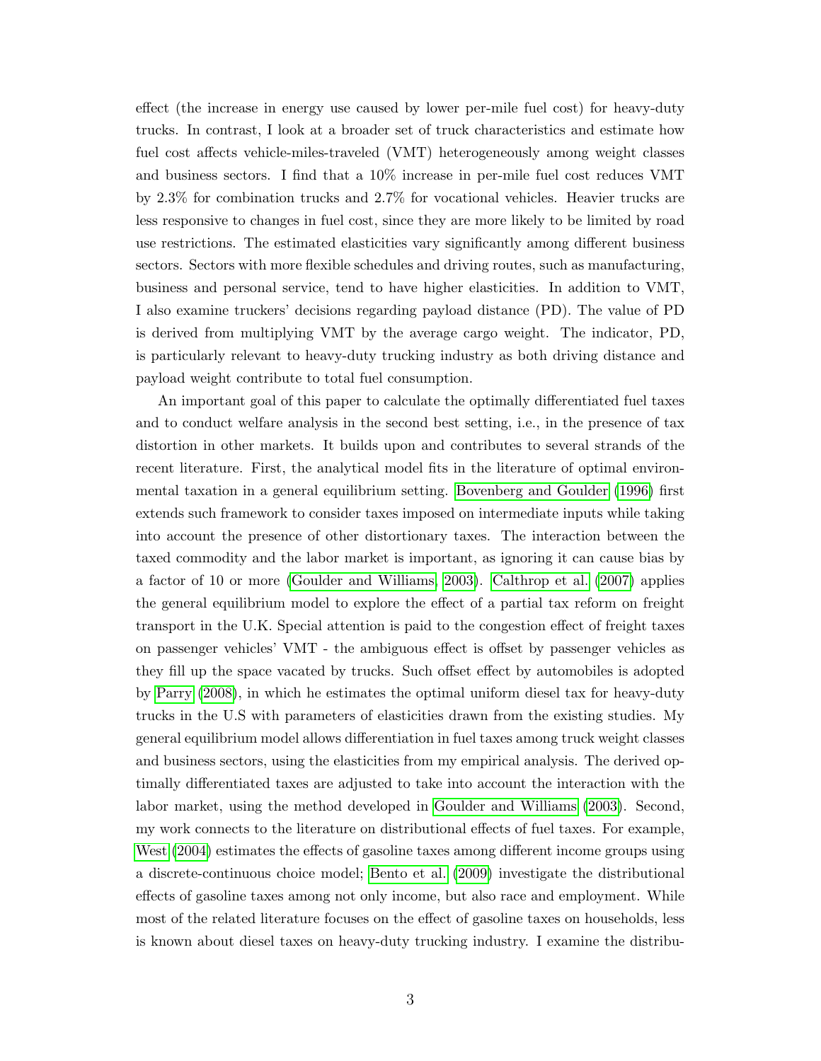effect (the increase in energy use caused by lower per-mile fuel cost) for heavy-duty trucks. In contrast, I look at a broader set of truck characteristics and estimate how fuel cost affects vehicle-miles-traveled (VMT) heterogeneously among weight classes and business sectors. I find that a 10% increase in per-mile fuel cost reduces VMT by 2.3% for combination trucks and 2.7% for vocational vehicles. Heavier trucks are less responsive to changes in fuel cost, since they are more likely to be limited by road use restrictions. The estimated elasticities vary significantly among different business sectors. Sectors with more flexible schedules and driving routes, such as manufacturing, business and personal service, tend to have higher elasticities. In addition to VMT, I also examine truckers' decisions regarding payload distance (PD). The value of PD is derived from multiplying VMT by the average cargo weight. The indicator, PD, is particularly relevant to heavy-duty trucking industry as both driving distance and payload weight contribute to total fuel consumption.

An important goal of this paper to calculate the optimally differentiated fuel taxes and to conduct welfare analysis in the second best setting, i.e., in the presence of tax distortion in other markets. It builds upon and contributes to several strands of the recent literature. First, the analytical model fits in the literature of optimal environmental taxation in a general equilibrium setting. Bovenberg and Goulder (1996) first extends such framework to consider taxes imposed on intermediate inputs while taking into account the presence of other distortionary taxes. The interaction between the taxed commodity and the labor market is important, as ignoring it can cause bias by a factor of 10 or more (Goulder and Williams, 2003). Calthrop et al. (2007) applies the general equilibrium model to explore the effect of a partial tax reform on freight transport in the U.K. Special attention is paid to the congestion effect of freight taxes on passenger vehicles' VMT - the ambiguous effect is offset by passenger vehicles as they fill up the space vacated by trucks. Such offset effect by automobiles is adopted by Parry (2008), in which he estimates the optimal uniform diesel tax for heavy-duty trucks in the U.S with parameters of elasticities drawn from the existing studies. My general equilibrium model allows differentiation in fuel taxes among truck weight classes and business sectors, using the elasticities from my empirical analysis. The derived optimally differentiated taxes are adjusted to take into account the interaction with the labor market, using the method developed in Goulder and Williams (2003). Second, my work connects to the literature on distributional effects of fuel taxes. For example, West (2004) estimates the effects of gasoline taxes among different income groups using a discrete-continuous choice model; Bento et al. (2009) investigate the distributional effects of gasoline taxes among not only income, but also race and employment. While most of the related literature focuses on the effect of gasoline taxes on households, less is known about diesel taxes on heavy-duty trucking industry. I examine the distribu-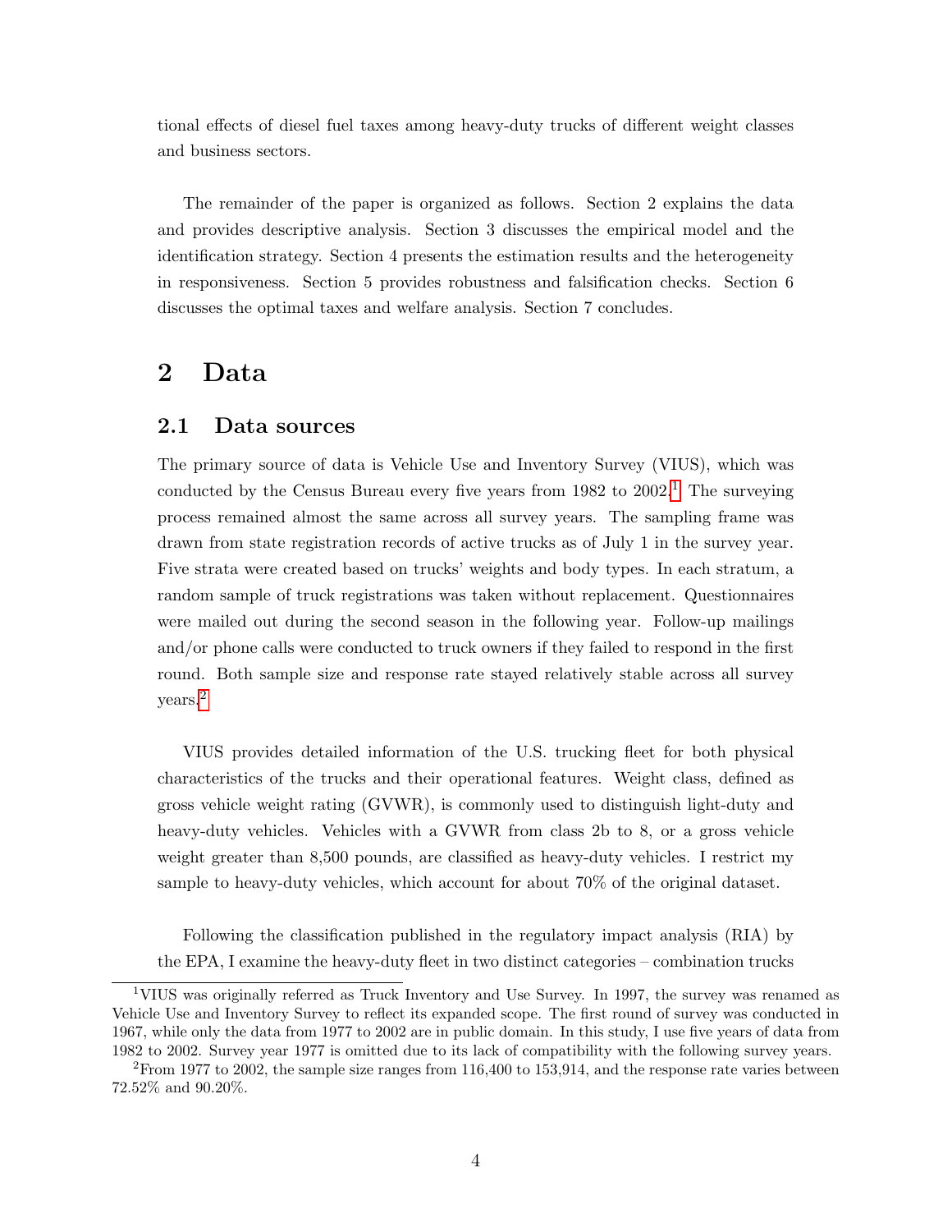tional effects of diesel fuel taxes among heavy-duty trucks of different weight classes and business sectors.

The remainder of the paper is organized as follows. Section 2 explains the data and provides descriptive analysis. Section 3 discusses the empirical model and the identification strategy. Section 4 presents the estimation results and the heterogeneity in responsiveness. Section 5 provides robustness and falsification checks. Section 6 discusses the optimal taxes and welfare analysis. Section 7 concludes.

# 2 Data

## 2.1 Data sources

The primary source of data is Vehicle Use and Inventory Survey (VIUS), which was conducted by the Census Bureau every five years from 1982 to 2002.[1] The surveying process remained almost the same across all survey years. The sampling frame was drawn from state registration records of active trucks as of July 1 in the survey year. Five strata were created based on trucks' weights and body types. In each stratum, a random sample of truck registrations was taken without replacement. Questionnaires were mailed out during the second season in the following year. Follow-up mailings and/or phone calls were conducted to truck owners if they failed to respond in the first round. Both sample size and response rate stayed relatively stable across all survey years.[2]

VIUS provides detailed information of the U.S. trucking fleet for both physical characteristics of the trucks and their operational features. Weight class, defined as gross vehicle weight rating (GVWR), is commonly used to distinguish light-duty and heavy-duty vehicles. Vehicles with a GVWR from class 2b to 8, or a gross vehicle weight greater than 8,500 pounds, are classified as heavy-duty vehicles. I restrict my sample to heavy-duty vehicles, which account for about 70% of the original dataset.

Following the classification published in the regulatory impact analysis (RIA) by the EPA, I examine the heavy-duty fleet in two distinct categories – combination trucks

[1] VIUS was originally referred as Truck Inventory and Use Survey. In 1997, the survey was renamed as Vehicle Use and Inventory Survey to reflect its expanded scope. The first round of survey was conducted in 1967, while only the data from 1977 to 2002 are in public domain. In this study, I use five years of data from 1982 to 2002. Survey year 1977 is omitted due to its lack of compatibility with the following survey years.

[2] From 1977 to 2002, the sample size ranges from 116,400 to 153,914, and the response rate varies between 72.52% and 90.20%.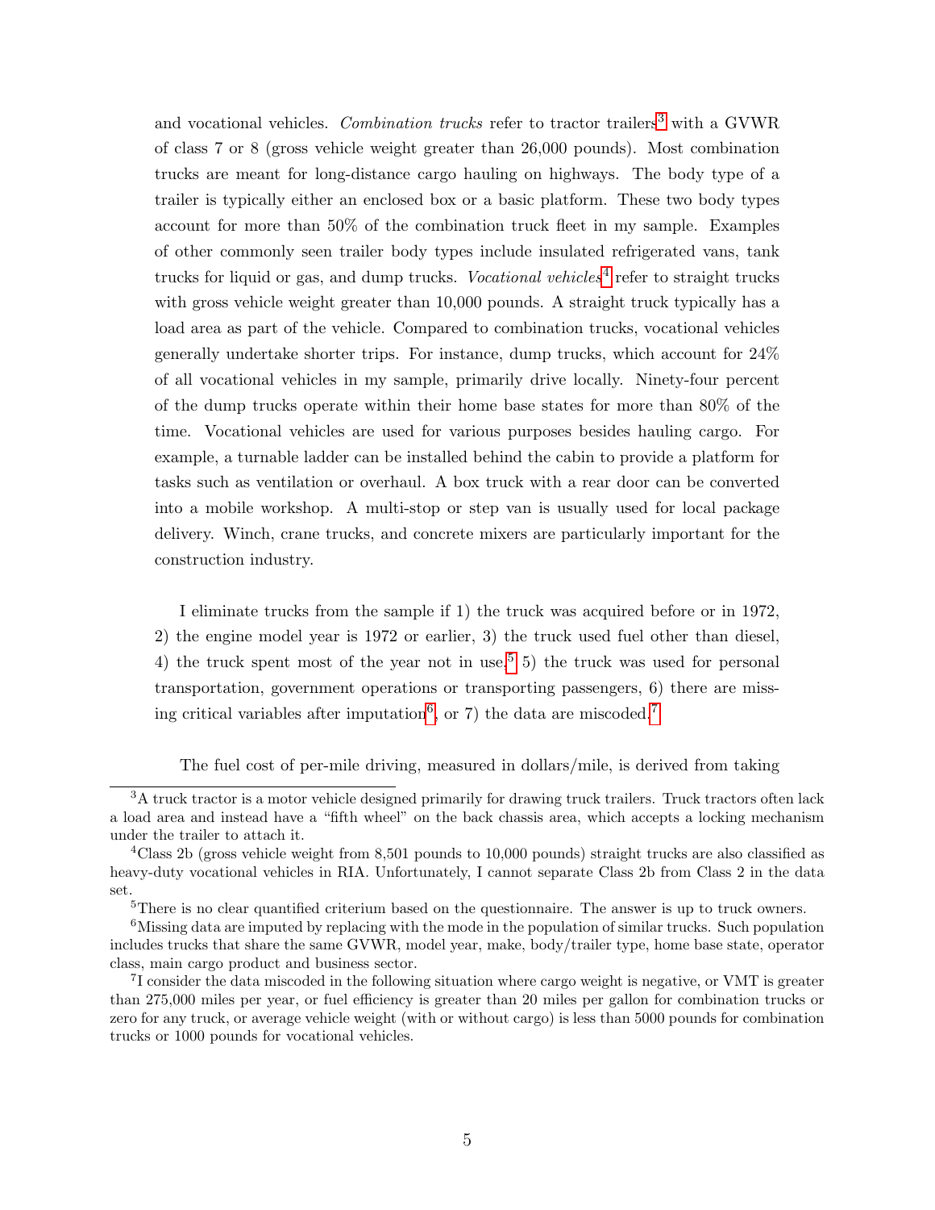and vocational vehicles. *Combination trucks* refer to tractor trailers[3] with a GVWR of class 7 or 8 (gross vehicle weight greater than 26,000 pounds). Most combination trucks are meant for long-distance cargo hauling on highways. The body type of a trailer is typically either an enclosed box or a basic platform. These two body types account for more than 50% of the combination truck fleet in my sample. Examples of other commonly seen trailer body types include insulated refrigerated vans, tank trucks for liquid or gas, and dump trucks. *Vocational vehicles*[4] refer to straight trucks with gross vehicle weight greater than 10,000 pounds. A straight truck typically has a load area as part of the vehicle. Compared to combination trucks, vocational vehicles generally undertake shorter trips. For instance, dump trucks, which account for 24% of all vocational vehicles in my sample, primarily drive locally. Ninety-four percent of the dump trucks operate within their home base states for more than 80% of the time. Vocational vehicles are used for various purposes besides hauling cargo. For example, a turnable ladder can be installed behind the cabin to provide a platform for tasks such as ventilation or overhaul. A box truck with a rear door can be converted into a mobile workshop. A multi-stop or step van is usually used for local package delivery. Winch, crane trucks, and concrete mixers are particularly important for the construction industry.

I eliminate trucks from the sample if 1) the truck was acquired before or in 1972, 2) the engine model year is 1972 or earlier, 3) the truck used fuel other than diesel, 4) the truck spent most of the year not in use,[5] 5) the truck was used for personal transportation, government operations or transporting passengers, 6) there are missing critical variables after imputation[6], or 7) the data are miscoded.[7]

The fuel cost of per-mile driving, measured in dollars/mile, is derived from taking

[3]A truck tractor is a motor vehicle designed primarily for drawing truck trailers. Truck tractors often lack a load area and instead have a "fifth wheel" on the back chassis area, which accepts a locking mechanism under the trailer to attach it.

[4]Class 2b (gross vehicle weight from 8,501 pounds to 10,000 pounds) straight trucks are also classified as heavy-duty vocational vehicles in RIA. Unfortunately, I cannot separate Class 2b from Class 2 in the data set.

[5]There is no clear quantified criterium based on the questionnaire. The answer is up to truck owners.

[6]Missing data are imputed by replacing with the mode in the population of similar trucks. Such population includes trucks that share the same GVWR, model year, make, body/trailer type, home base state, operator class, main cargo product and business sector.

[7]I consider the data miscoded in the following situation where cargo weight is negative, or VMT is greater than 275,000 miles per year, or fuel efficiency is greater than 20 miles per gallon for combination trucks or zero for any truck, or average vehicle weight (with or without cargo) is less than 5000 pounds for combination trucks or 1000 pounds for vocational vehicles.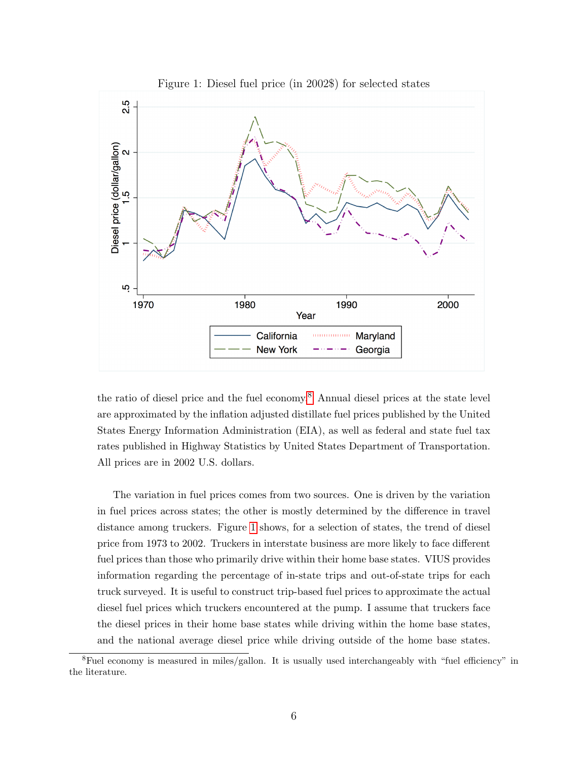Figure 1: Diesel fuel price (in 2002$) for selected states

the ratio of diesel price and the fuel economy.[8] Annual diesel prices at the state level are approximated by the inflation adjusted distillate fuel prices published by the United States Energy Information Administration (EIA), as well as federal and state fuel tax rates published in Highway Statistics by United States Department of Transportation. All prices are in 2002 U.S. dollars.

The variation in fuel prices comes from two sources. One is driven by the variation in fuel prices across states; the other is mostly determined by the difference in travel distance among truckers. Figure 1 shows, for a selection of states, the trend of diesel price from 1973 to 2002. Truckers in interstate business are more likely to face different fuel prices than those who primarily drive within their home base states. VIUS provides information regarding the percentage of in-state trips and out-of-state trips for each truck surveyed. It is useful to construct trip-based fuel prices to approximate the actual diesel fuel prices which truckers encountered at the pump. I assume that truckers face the diesel prices in their home base states while driving within the home base states, and the national average diesel price while driving outside of the home base states.

[8] Fuel economy is measured in miles/gallon. It is usually used interchangeably with "fuel efficiency" in the literature.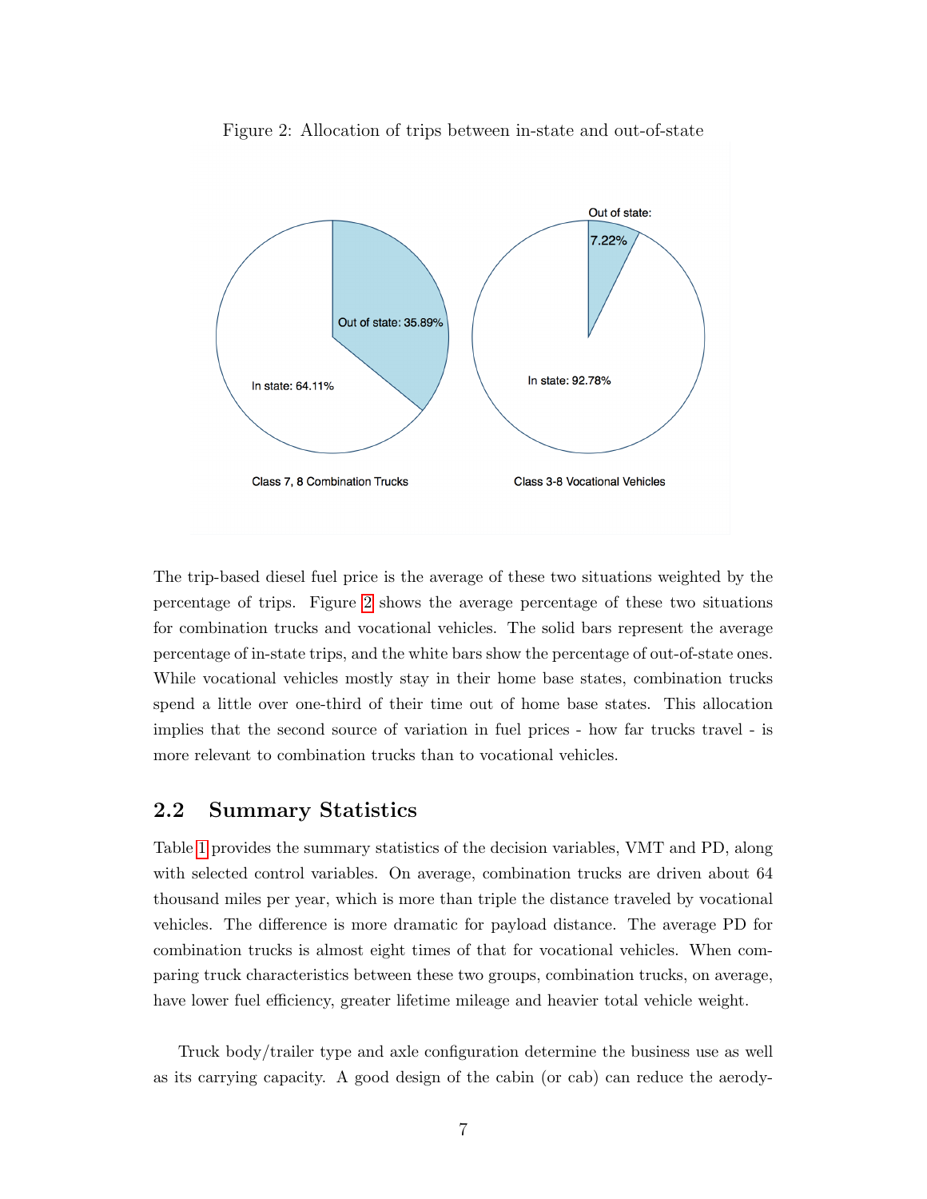Figure 2: Allocation of trips between in-state and out-of-state

The trip-based diesel fuel price is the average of these two situations weighted by the percentage of trips. Figure 2 shows the average percentage of these two situations for combination trucks and vocational vehicles. The solid bars represent the average percentage of in-state trips, and the white bars show the percentage of out-of-state ones. While vocational vehicles mostly stay in their home base states, combination trucks spend a little over one-third of their time out of home base states. This allocation implies that the second source of variation in fuel prices - how far trucks travel - is more relevant to combination trucks than to vocational vehicles.

## 2.2 Summary Statistics

Table 1 provides the summary statistics of the decision variables, VMT and PD, along with selected control variables. On average, combination trucks are driven about 64 thousand miles per year, which is more than triple the distance traveled by vocational vehicles. The difference is more dramatic for payload distance. The average PD for combination trucks is almost eight times of that for vocational vehicles. When comparing truck characteristics between these two groups, combination trucks, on average, have lower fuel efficiency, greater lifetime mileage and heavier total vehicle weight.

Truck body/trailer type and axle configuration determine the business use as well as its carrying capacity. A good design of the cabin (or cab) can reduce the aerody-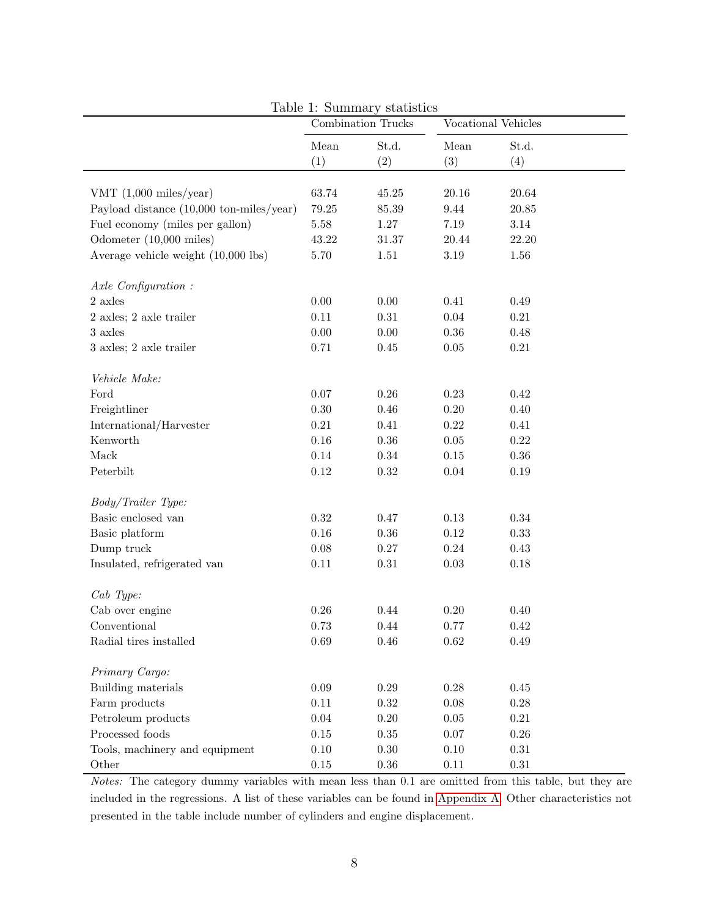Table 1: Summary statistics

| | Combination Trucks | | Vocational Vehicles | |
|---|---|---|---|---|
| | Mean | St.d. | Mean | St.d. |
| | (1) | (2) | (3) | (4) |
| VMT (1,000 miles/year) | 63.74 | 45.25 | 20.16 | 20.64 |
| Payload distance (10,000 ton-miles/year) | 79.25 | 85.39 | 9.44 | 20.85 |
| Fuel economy (miles per gallon) | 5.58 | 1.27 | 7.19 | 3.14 |
| Odometer (10,000 miles) | 43.22 | 31.37 | 20.44 | 22.20 |
| Average vehicle weight (10,000 lbs) | 5.70 | 1.51 | 3.19 | 1.56 |
| *Axle Configuration :* | | | | |
| 2 axles | 0.00 | 0.00 | 0.41 | 0.49 |
| 2 axles; 2 axle trailer | 0.11 | 0.31 | 0.04 | 0.21 |
| 3 axles | 0.00 | 0.00 | 0.36 | 0.48 |
| 3 axles; 2 axle trailer | 0.71 | 0.45 | 0.05 | 0.21 |
| *Vehicle Make:* | | | | |
| Ford | 0.07 | 0.26 | 0.23 | 0.42 |
| Freightliner | 0.30 | 0.46 | 0.20 | 0.40 |
| International/Harvester | 0.21 | 0.41 | 0.22 | 0.41 |
| Kenworth | 0.16 | 0.36 | 0.05 | 0.22 |
| Mack | 0.14 | 0.34 | 0.15 | 0.36 |
| Peterbilt | 0.12 | 0.32 | 0.04 | 0.19 |
| *Body/Trailer Type:* | | | | |
| Basic enclosed van | 0.32 | 0.47 | 0.13 | 0.34 |
| Basic platform | 0.16 | 0.36 | 0.12 | 0.33 |
| Dump truck | 0.08 | 0.27 | 0.24 | 0.43 |
| Insulated, refrigerated van | 0.11 | 0.31 | 0.03 | 0.18 |
| *Cab Type:* | | | | |
| Cab over engine | 0.26 | 0.44 | 0.20 | 0.40 |
| Conventional | 0.73 | 0.44 | 0.77 | 0.42 |
| Radial tires installed | 0.69 | 0.46 | 0.62 | 0.49 |
| *Primary Cargo:* | | | | |
| Building materials | 0.09 | 0.29 | 0.28 | 0.45 |
| Farm products | 0.11 | 0.32 | 0.08 | 0.28 |
| Petroleum products | 0.04 | 0.20 | 0.05 | 0.21 |
| Processed foods | 0.15 | 0.35 | 0.07 | 0.26 |
| Tools, machinery and equipment | 0.10 | 0.30 | 0.10 | 0.31 |
| Other | 0.15 | 0.36 | 0.11 | 0.31 |

*Notes:* The category dummy variables with mean less than 0.1 are omitted from this table, but they are included in the regressions. A list of these variables can be found in Appendix A. Other characteristics not presented in the table include number of cylinders and engine displacement.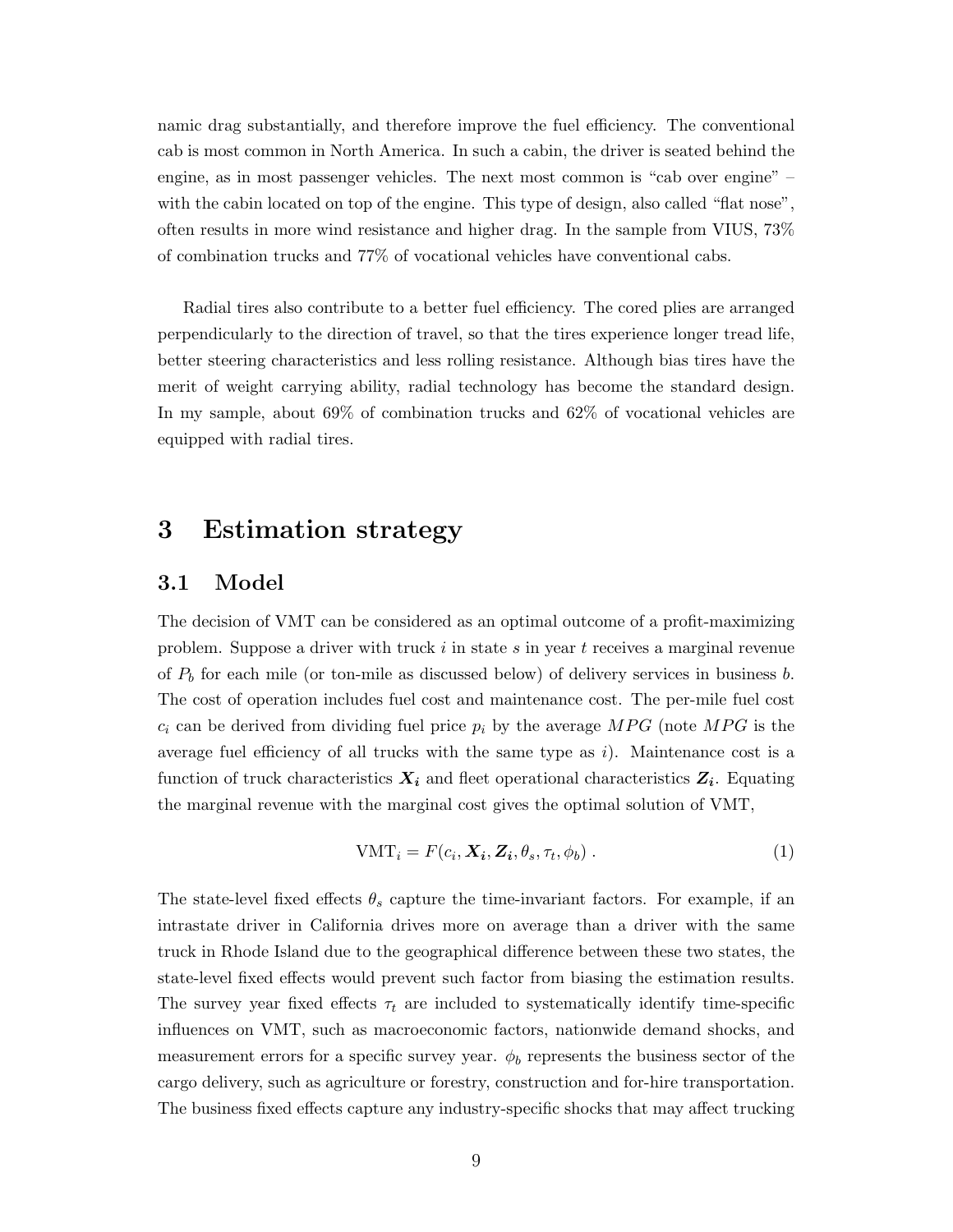namic drag substantially, and therefore improve the fuel efficiency. The conventional cab is most common in North America. In such a cabin, the driver is seated behind the engine, as in most passenger vehicles. The next most common is "cab over engine" – with the cabin located on top of the engine. This type of design, also called "flat nose", often results in more wind resistance and higher drag. In the sample from VIUS, 73% of combination trucks and 77% of vocational vehicles have conventional cabs.

Radial tires also contribute to a better fuel efficiency. The cored plies are arranged perpendicularly to the direction of travel, so that the tires experience longer tread life, better steering characteristics and less rolling resistance. Although bias tires have the merit of weight carrying ability, radial technology has become the standard design. In my sample, about 69% of combination trucks and 62% of vocational vehicles are equipped with radial tires.

# 3 Estimation strategy

## 3.1 Model

The decision of VMT can be considered as an optimal outcome of a profit-maximizing problem. Suppose a driver with truck $i$ in state $s$ in year $t$ receives a marginal revenue of $P_b$ for each mile (or ton-mile as discussed below) of delivery services in business $b$. The cost of operation includes fuel cost and maintenance cost. The per-mile fuel cost $c_i$ can be derived from dividing fuel price $p_i$ by the average $MPG$ (note $MPG$ is the average fuel efficiency of all trucks with the same type as $i$). Maintenance cost is a function of truck characteristics $\boldsymbol{X_i}$ and fleet operational characteristics $\boldsymbol{Z_i}$. Equating the marginal revenue with the marginal cost gives the optimal solution of VMT,

$$\text{VMT}_i = F(c_i, \boldsymbol{X_i}, \boldsymbol{Z_i}, \theta_s, \tau_t, \phi_b)\ . \tag{1}$$

The state-level fixed effects $\theta_s$ capture the time-invariant factors. For example, if an intrastate driver in California drives more on average than a driver with the same truck in Rhode Island due to the geographical difference between these two states, the state-level fixed effects would prevent such factor from biasing the estimation results. The survey year fixed effects $\tau_t$ are included to systematically identify time-specific influences on VMT, such as macroeconomic factors, nationwide demand shocks, and measurement errors for a specific survey year. $\phi_b$ represents the business sector of the cargo delivery, such as agriculture or forestry, construction and for-hire transportation. The business fixed effects capture any industry-specific shocks that may affect trucking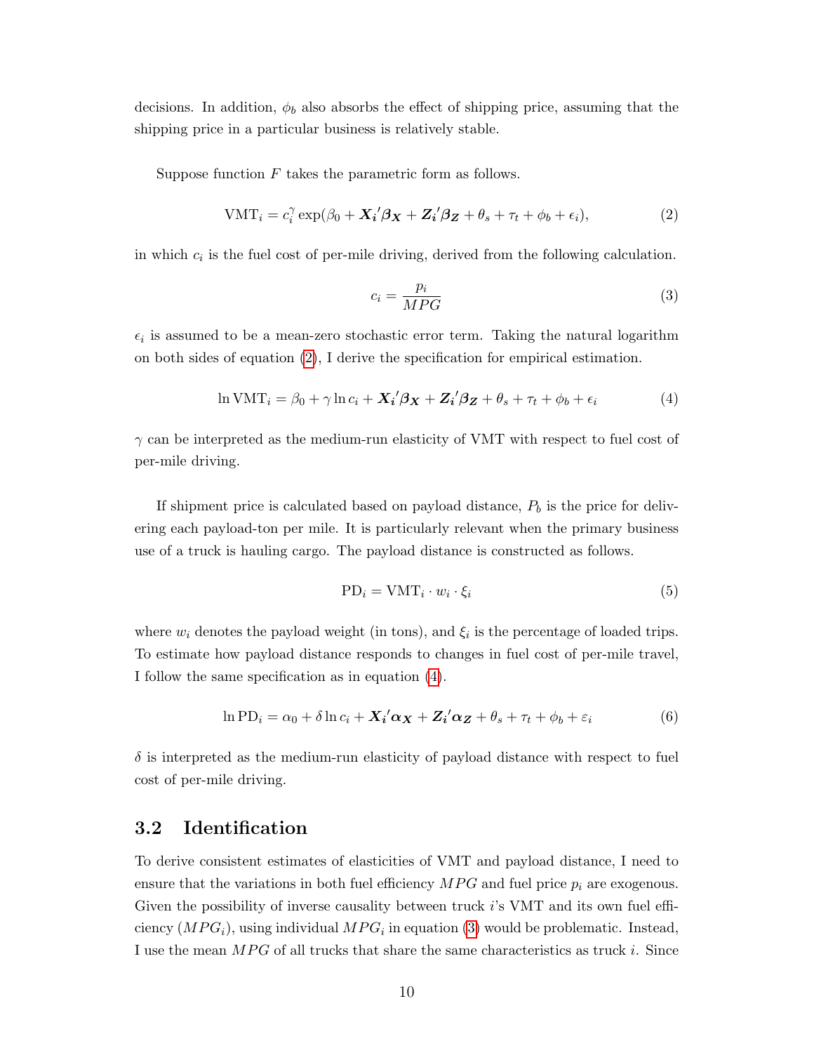decisions. In addition, $\phi_b$ also absorbs the effect of shipping price, assuming that the shipping price in a particular business is relatively stable.

Suppose function $F$ takes the parametric form as follows.

$$\text{VMT}_i = c_i^{\gamma} \exp(\beta_0 + \boldsymbol{X_i}'\boldsymbol{\beta_X} + \boldsymbol{Z_i}'\boldsymbol{\beta_Z} + \theta_s + \tau_t + \phi_b + \epsilon_i), \tag{2}$$

in which $c_i$ is the fuel cost of per-mile driving, derived from the following calculation.

$$c_i = \frac{p_i}{MPG} \tag{3}$$

$\epsilon_i$ is assumed to be a mean-zero stochastic error term. Taking the natural logarithm on both sides of equation (2), I derive the specification for empirical estimation.

$$\ln \text{VMT}_i = \beta_0 + \gamma \ln c_i + \boldsymbol{X_i}'\boldsymbol{\beta_X} + \boldsymbol{Z_i}'\boldsymbol{\beta_Z} + \theta_s + \tau_t + \phi_b + \epsilon_i \tag{4}$$

$\gamma$ can be interpreted as the medium-run elasticity of VMT with respect to fuel cost of per-mile driving.

If shipment price is calculated based on payload distance, $P_b$ is the price for delivering each payload-ton per mile. It is particularly relevant when the primary business use of a truck is hauling cargo. The payload distance is constructed as follows.

$$\text{PD}_i = \text{VMT}_i \cdot w_i \cdot \xi_i \tag{5}$$

where $w_i$ denotes the payload weight (in tons), and $\xi_i$ is the percentage of loaded trips. To estimate how payload distance responds to changes in fuel cost of per-mile travel, I follow the same specification as in equation (4).

$$\ln \text{PD}_i = \alpha_0 + \delta \ln c_i + \boldsymbol{X_i}'\boldsymbol{\alpha_X} + \boldsymbol{Z_i}'\boldsymbol{\alpha_Z} + \theta_s + \tau_t + \phi_b + \varepsilon_i \tag{6}$$

$\delta$ is interpreted as the medium-run elasticity of payload distance with respect to fuel cost of per-mile driving.

## 3.2 Identification

To derive consistent estimates of elasticities of VMT and payload distance, I need to ensure that the variations in both fuel efficiency $MPG$ and fuel price $p_i$ are exogenous. Given the possibility of inverse causality between truck $i$'s VMT and its own fuel efficiency ($MPG_i$), using individual $MPG_i$ in equation (3) would be problematic. Instead, I use the mean $MPG$ of all trucks that share the same characteristics as truck $i$. Since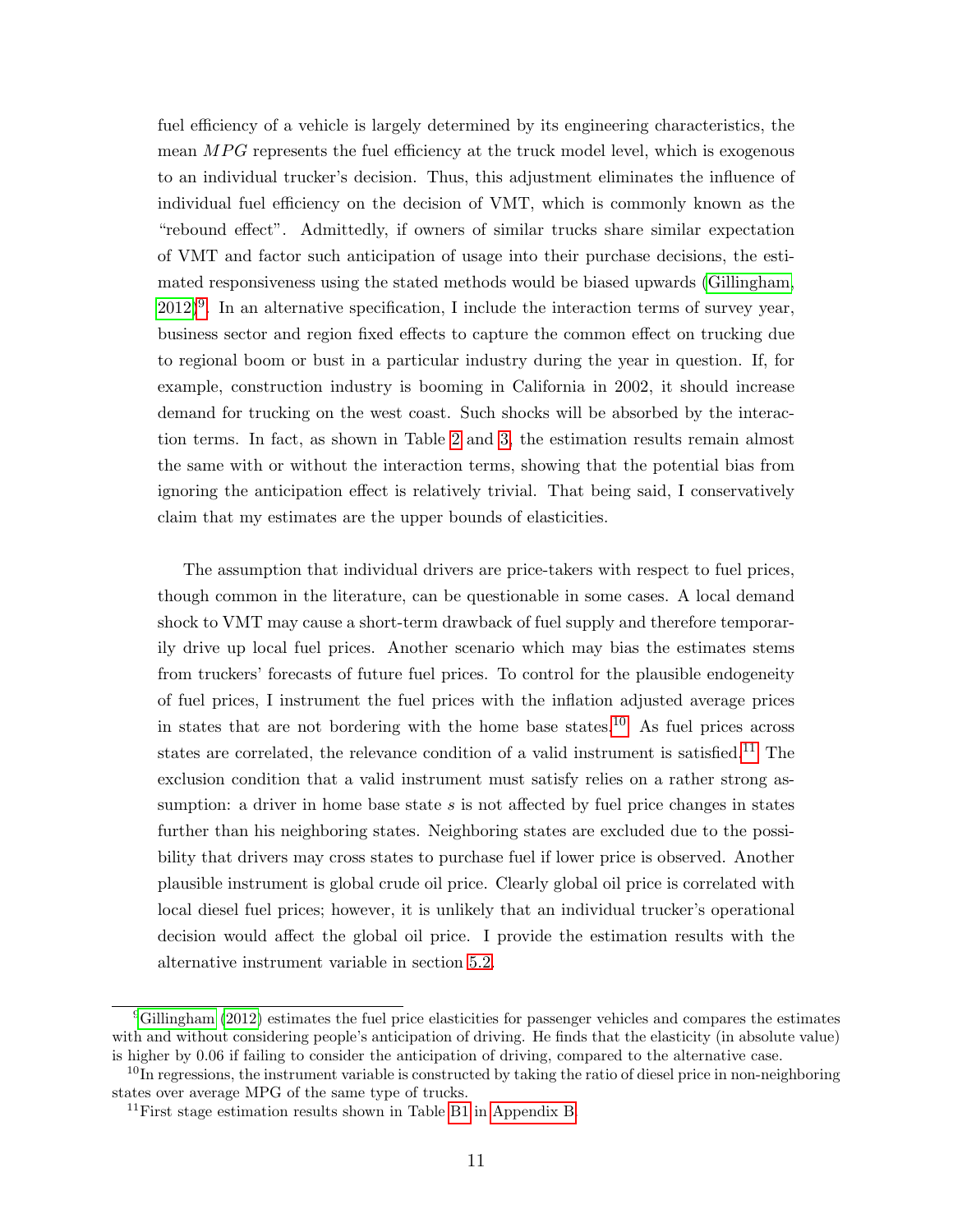fuel efficiency of a vehicle is largely determined by its engineering characteristics, the mean $MPG$ represents the fuel efficiency at the truck model level, which is exogenous to an individual trucker's decision. Thus, this adjustment eliminates the influence of individual fuel efficiency on the decision of VMT, which is commonly known as the "rebound effect". Admittedly, if owners of similar trucks share similar expectation of VMT and factor such anticipation of usage into their purchase decisions, the estimated responsiveness using the stated methods would be biased upwards (Gillingham, 2012)[9]. In an alternative specification, I include the interaction terms of survey year, business sector and region fixed effects to capture the common effect on trucking due to regional boom or bust in a particular industry during the year in question. If, for example, construction industry is booming in California in 2002, it should increase demand for trucking on the west coast. Such shocks will be absorbed by the interaction terms. In fact, as shown in Table 2 and 3, the estimation results remain almost the same with or without the interaction terms, showing that the potential bias from ignoring the anticipation effect is relatively trivial. That being said, I conservatively claim that my estimates are the upper bounds of elasticities.

The assumption that individual drivers are price-takers with respect to fuel prices, though common in the literature, can be questionable in some cases. A local demand shock to VMT may cause a short-term drawback of fuel supply and therefore temporarily drive up local fuel prices. Another scenario which may bias the estimates stems from truckers' forecasts of future fuel prices. To control for the plausible endogeneity of fuel prices, I instrument the fuel prices with the inflation adjusted average prices in states that are not bordering with the home base states.[10] As fuel prices across states are correlated, the relevance condition of a valid instrument is satisfied.[11] The exclusion condition that a valid instrument must satisfy relies on a rather strong assumption: a driver in home base state $s$ is not affected by fuel price changes in states further than his neighboring states. Neighboring states are excluded due to the possibility that drivers may cross states to purchase fuel if lower price is observed. Another plausible instrument is global crude oil price. Clearly global oil price is correlated with local diesel fuel prices; however, it is unlikely that an individual trucker's operational decision would affect the global oil price. I provide the estimation results with the alternative instrument variable in section 5.2.

[9] Gillingham (2012) estimates the fuel price elasticities for passenger vehicles and compares the estimates with and without considering people's anticipation of driving. He finds that the elasticity (in absolute value) is higher by 0.06 if failing to consider the anticipation of driving, compared to the alternative case.

[10] In regressions, the instrument variable is constructed by taking the ratio of diesel price in non-neighboring states over average MPG of the same type of trucks.

[11] First stage estimation results shown in Table B1 in Appendix B.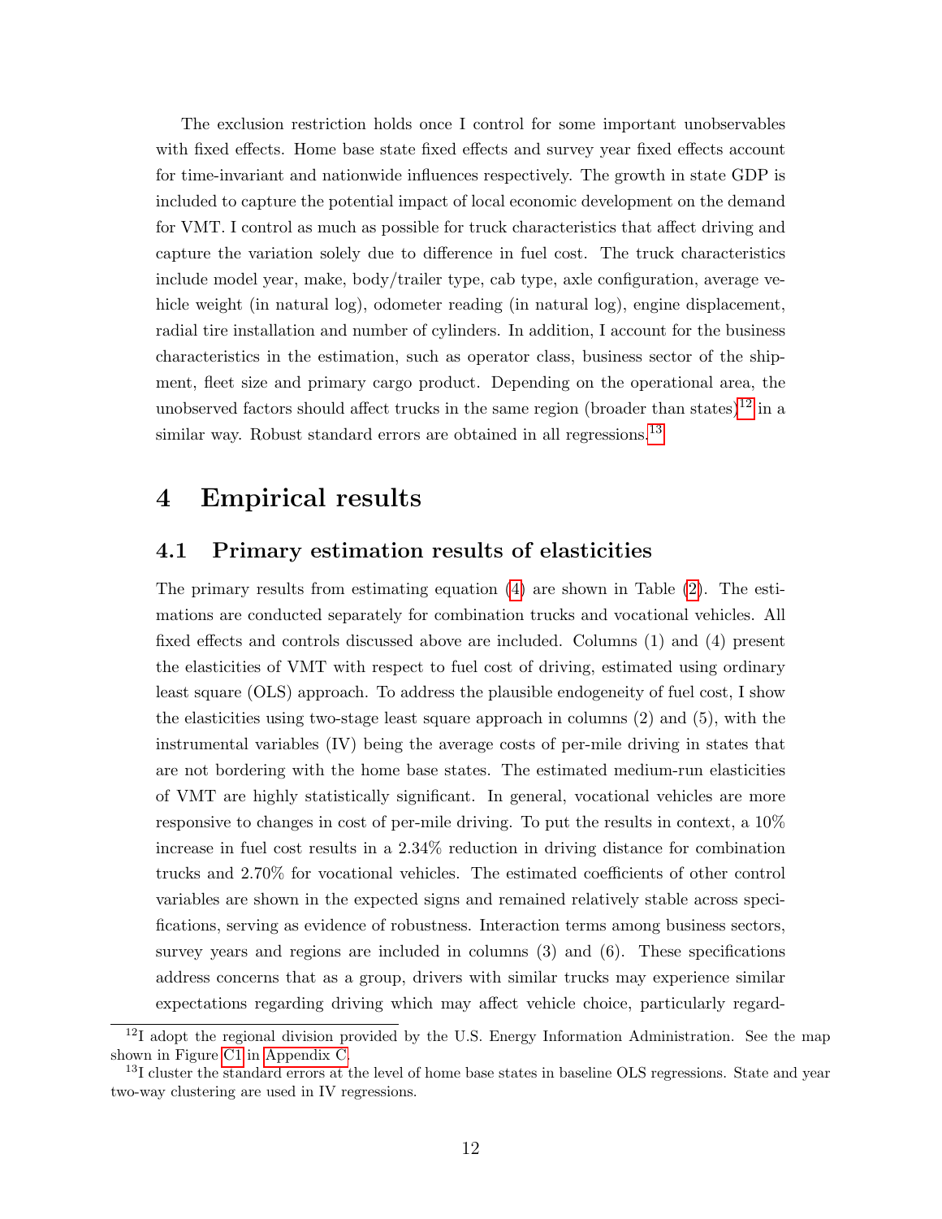The exclusion restriction holds once I control for some important unobservables with fixed effects. Home base state fixed effects and survey year fixed effects account for time-invariant and nationwide influences respectively. The growth in state GDP is included to capture the potential impact of local economic development on the demand for VMT. I control as much as possible for truck characteristics that affect driving and capture the variation solely due to difference in fuel cost. The truck characteristics include model year, make, body/trailer type, cab type, axle configuration, average vehicle weight (in natural log), odometer reading (in natural log), engine displacement, radial tire installation and number of cylinders. In addition, I account for the business characteristics in the estimation, such as operator class, business sector of the shipment, fleet size and primary cargo product. Depending on the operational area, the unobserved factors should affect trucks in the same region (broader than states)[12] in a similar way. Robust standard errors are obtained in all regressions.[13]

# 4 Empirical results

## 4.1 Primary estimation results of elasticities

The primary results from estimating equation (4) are shown in Table (2). The estimations are conducted separately for combination trucks and vocational vehicles. All fixed effects and controls discussed above are included. Columns (1) and (4) present the elasticities of VMT with respect to fuel cost of driving, estimated using ordinary least square (OLS) approach. To address the plausible endogeneity of fuel cost, I show the elasticities using two-stage least square approach in columns (2) and (5), with the instrumental variables (IV) being the average costs of per-mile driving in states that are not bordering with the home base states. The estimated medium-run elasticities of VMT are highly statistically significant. In general, vocational vehicles are more responsive to changes in cost of per-mile driving. To put the results in context, a 10% increase in fuel cost results in a 2.34% reduction in driving distance for combination trucks and 2.70% for vocational vehicles. The estimated coefficients of other control variables are shown in the expected signs and remained relatively stable across specifications, serving as evidence of robustness. Interaction terms among business sectors, survey years and regions are included in columns (3) and (6). These specifications address concerns that as a group, drivers with similar trucks may experience similar expectations regarding driving which may affect vehicle choice, particularly regard-

[12] I adopt the regional division provided by the U.S. Energy Information Administration. See the map shown in Figure C1 in Appendix C.

[13] I cluster the standard errors at the level of home base states in baseline OLS regressions. State and year two-way clustering are used in IV regressions.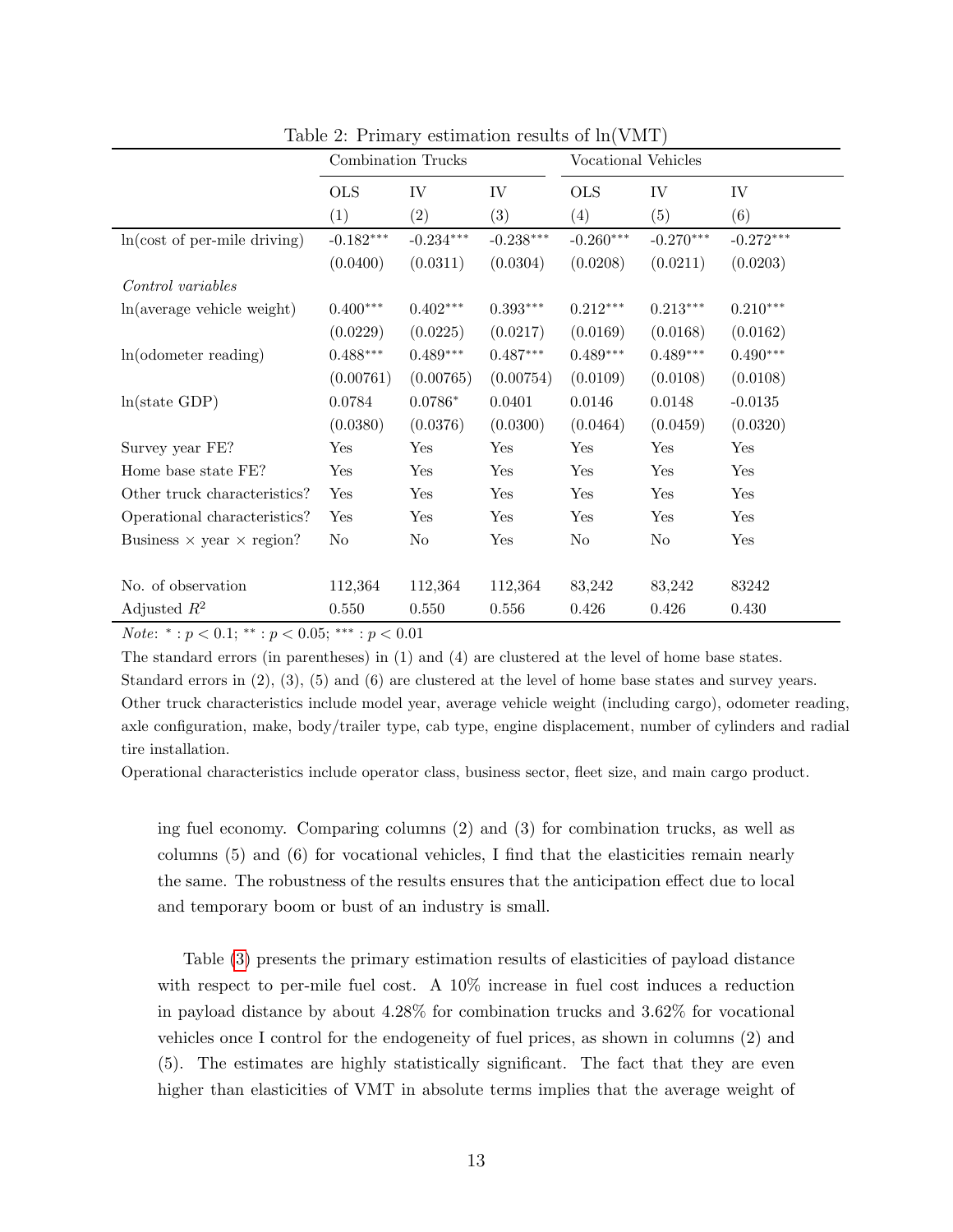Table 2: Primary estimation results of ln(VMT)

| | Combination Trucks | | | Vocational Vehicles | | |
|---|---|---|---|---|---|---|
| | OLS | IV | IV | OLS | IV | IV |
| | (1) | (2) | (3) | (4) | (5) | (6) |
| ln(cost of per-mile driving) | -0.182*** | -0.234*** | -0.238*** | -0.260*** | -0.270*** | -0.272*** |
| | (0.0400) | (0.0311) | (0.0304) | (0.0208) | (0.0211) | (0.0203) |
| *Control variables* | | | | | | |
| ln(average vehicle weight) | 0.400*** | 0.402*** | 0.393*** | 0.212*** | 0.213*** | 0.210*** |
| | (0.0229) | (0.0225) | (0.0217) | (0.0169) | (0.0168) | (0.0162) |
| ln(odometer reading) | 0.488*** | 0.489*** | 0.487*** | 0.489*** | 0.489*** | 0.490*** |
| | (0.00761) | (0.00765) | (0.00754) | (0.0109) | (0.0108) | (0.0108) |
| ln(state GDP) | 0.0784 | 0.0786* | 0.0401 | 0.0146 | 0.0148 | -0.0135 |
| | (0.0380) | (0.0376) | (0.0300) | (0.0464) | (0.0459) | (0.0320) |
| Survey year FE? | Yes | Yes | Yes | Yes | Yes | Yes |
| Home base state FE? | Yes | Yes | Yes | Yes | Yes | Yes |
| Other truck characteristics? | Yes | Yes | Yes | Yes | Yes | Yes |
| Operational characteristics? | Yes | Yes | Yes | Yes | Yes | Yes |
| Business × year × region? | No | No | Yes | No | No | Yes |
| No. of observation | 112,364 | 112,364 | 112,364 | 83,242 | 83,242 | 83242 |
| Adjusted $R^2$ | 0.550 | 0.550 | 0.556 | 0.426 | 0.426 | 0.430 |

*Note*: $^{*}: p < 0.1$; $^{**}: p < 0.05$; $^{***}: p < 0.01$

The standard errors (in parentheses) in (1) and (4) are clustered at the level of home base states.

Standard errors in (2), (3), (5) and (6) are clustered at the level of home base states and survey years.

Other truck characteristics include model year, average vehicle weight (including cargo), odometer reading, axle configuration, make, body/trailer type, cab type, engine displacement, number of cylinders and radial tire installation.

Operational characteristics include operator class, business sector, fleet size, and main cargo product.

ing fuel economy. Comparing columns (2) and (3) for combination trucks, as well as columns (5) and (6) for vocational vehicles, I find that the elasticities remain nearly the same. The robustness of the results ensures that the anticipation effect due to local and temporary boom or bust of an industry is small.

Table (3) presents the primary estimation results of elasticities of payload distance with respect to per-mile fuel cost. A 10% increase in fuel cost induces a reduction in payload distance by about 4.28% for combination trucks and 3.62% for vocational vehicles once I control for the endogeneity of fuel prices, as shown in columns (2) and (5). The estimates are highly statistically significant. The fact that they are even higher than elasticities of VMT in absolute terms implies that the average weight of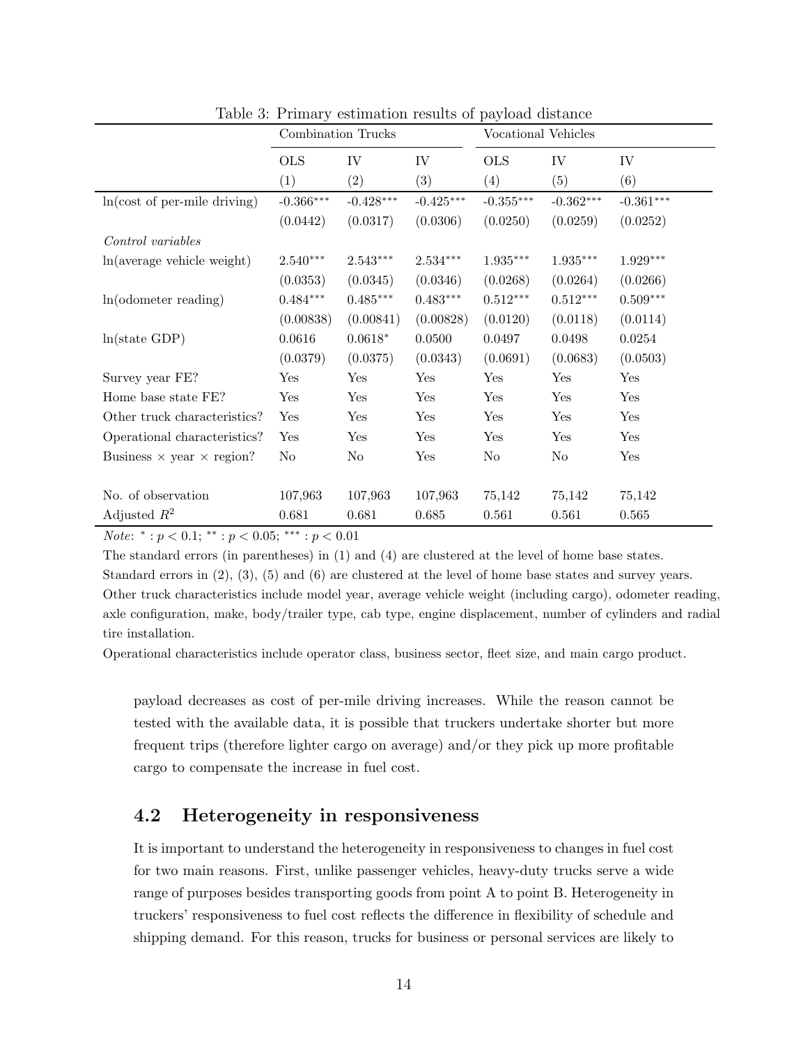Table 3: Primary estimation results of payload distance

| | Combination Trucks | | | Vocational Vehicles | | |
|---|---|---|---|---|---|---|
| | OLS | IV | IV | OLS | IV | IV |
| | (1) | (2) | (3) | (4) | (5) | (6) |
| ln(cost of per-mile driving) | -0.366*** | -0.428*** | -0.425*** | -0.355*** | -0.362*** | -0.361*** |
| | (0.0442) | (0.0317) | (0.0306) | (0.0250) | (0.0259) | (0.0252) |
| *Control variables* | | | | | | |
| ln(average vehicle weight) | 2.540*** | 2.543*** | 2.534*** | 1.935*** | 1.935*** | 1.929*** |
| | (0.0353) | (0.0345) | (0.0346) | (0.0268) | (0.0264) | (0.0266) |
| ln(odometer reading) | 0.484*** | 0.485*** | 0.483*** | 0.512*** | 0.512*** | 0.509*** |
| | (0.00838) | (0.00841) | (0.00828) | (0.0120) | (0.0118) | (0.0114) |
| ln(state GDP) | 0.0616 | 0.0618* | 0.0500 | 0.0497 | 0.0498 | 0.0254 |
| | (0.0379) | (0.0375) | (0.0343) | (0.0691) | (0.0683) | (0.0503) |
| Survey year FE? | Yes | Yes | Yes | Yes | Yes | Yes |
| Home base state FE? | Yes | Yes | Yes | Yes | Yes | Yes |
| Other truck characteristics? | Yes | Yes | Yes | Yes | Yes | Yes |
| Operational characteristics? | Yes | Yes | Yes | Yes | Yes | Yes |
| Business × year × region? | No | No | Yes | No | No | Yes |
| No. of observation | 107,963 | 107,963 | 107,963 | 75,142 | 75,142 | 75,142 |
| Adjusted $R^2$ | 0.681 | 0.681 | 0.685 | 0.561 | 0.561 | 0.565 |

*Note*: $^{*}: p < 0.1$; $^{**}: p < 0.05$; $^{***}: p < 0.01$

The standard errors (in parentheses) in (1) and (4) are clustered at the level of home base states.
Standard errors in (2), (3), (5) and (6) are clustered at the level of home base states and survey years.
Other truck characteristics include model year, average vehicle weight (including cargo), odometer reading, axle configuration, make, body/trailer type, cab type, engine displacement, number of cylinders and radial tire installation.
Operational characteristics include operator class, business sector, fleet size, and main cargo product.

payload decreases as cost of per-mile driving increases. While the reason cannot be tested with the available data, it is possible that truckers undertake shorter but more frequent trips (therefore lighter cargo on average) and/or they pick up more profitable cargo to compensate the increase in fuel cost.

## 4.2 Heterogeneity in responsiveness

It is important to understand the heterogeneity in responsiveness to changes in fuel cost for two main reasons. First, unlike passenger vehicles, heavy-duty trucks serve a wide range of purposes besides transporting goods from point A to point B. Heterogeneity in truckers' responsiveness to fuel cost reflects the difference in flexibility of schedule and shipping demand. For this reason, trucks for business or personal services are likely to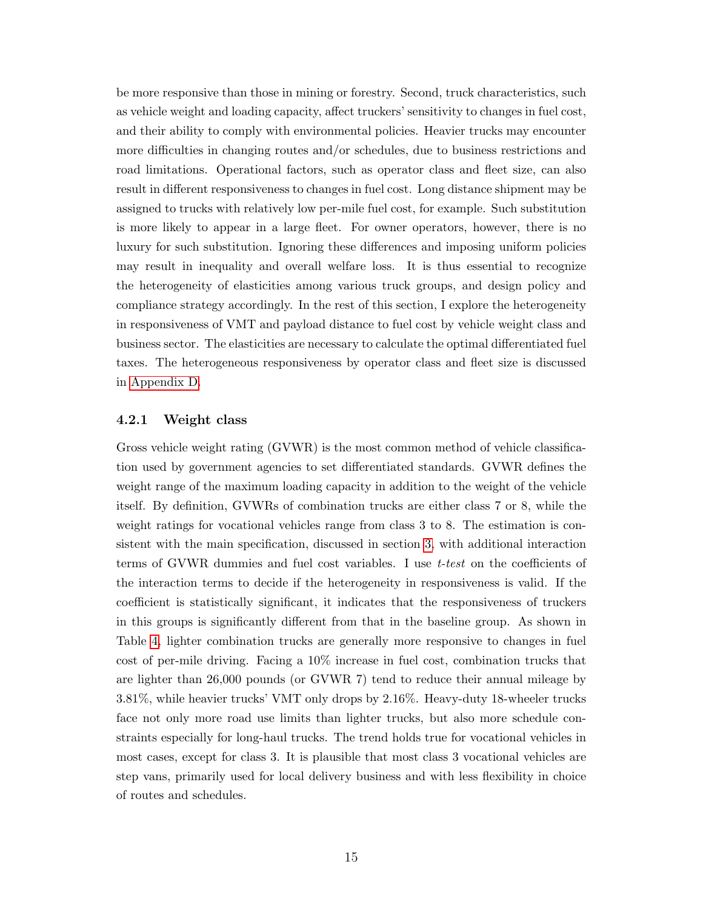be more responsive than those in mining or forestry. Second, truck characteristics, such as vehicle weight and loading capacity, affect truckers' sensitivity to changes in fuel cost, and their ability to comply with environmental policies. Heavier trucks may encounter more difficulties in changing routes and/or schedules, due to business restrictions and road limitations. Operational factors, such as operator class and fleet size, can also result in different responsiveness to changes in fuel cost. Long distance shipment may be assigned to trucks with relatively low per-mile fuel cost, for example. Such substitution is more likely to appear in a large fleet. For owner operators, however, there is no luxury for such substitution. Ignoring these differences and imposing uniform policies may result in inequality and overall welfare loss. It is thus essential to recognize the heterogeneity of elasticities among various truck groups, and design policy and compliance strategy accordingly. In the rest of this section, I explore the heterogeneity in responsiveness of VMT and payload distance to fuel cost by vehicle weight class and business sector. The elasticities are necessary to calculate the optimal differentiated fuel taxes. The heterogeneous responsiveness by operator class and fleet size is discussed in Appendix D.

### 4.2.1 Weight class

Gross vehicle weight rating (GVWR) is the most common method of vehicle classification used by government agencies to set differentiated standards. GVWR defines the weight range of the maximum loading capacity in addition to the weight of the vehicle itself. By definition, GVWRs of combination trucks are either class 7 or 8, while the weight ratings for vocational vehicles range from class 3 to 8. The estimation is consistent with the main specification, discussed in section 3, with additional interaction terms of GVWR dummies and fuel cost variables. I use *t-test* on the coefficients of the interaction terms to decide if the heterogeneity in responsiveness is valid. If the coefficient is statistically significant, it indicates that the responsiveness of truckers in this groups is significantly different from that in the baseline group. As shown in Table 4, lighter combination trucks are generally more responsive to changes in fuel cost of per-mile driving. Facing a 10% increase in fuel cost, combination trucks that are lighter than 26,000 pounds (or GVWR 7) tend to reduce their annual mileage by 3.81%, while heavier trucks' VMT only drops by 2.16%. Heavy-duty 18-wheeler trucks face not only more road use limits than lighter trucks, but also more schedule constraints especially for long-haul trucks. The trend holds true for vocational vehicles in most cases, except for class 3. It is plausible that most class 3 vocational vehicles are step vans, primarily used for local delivery business and with less flexibility in choice of routes and schedules.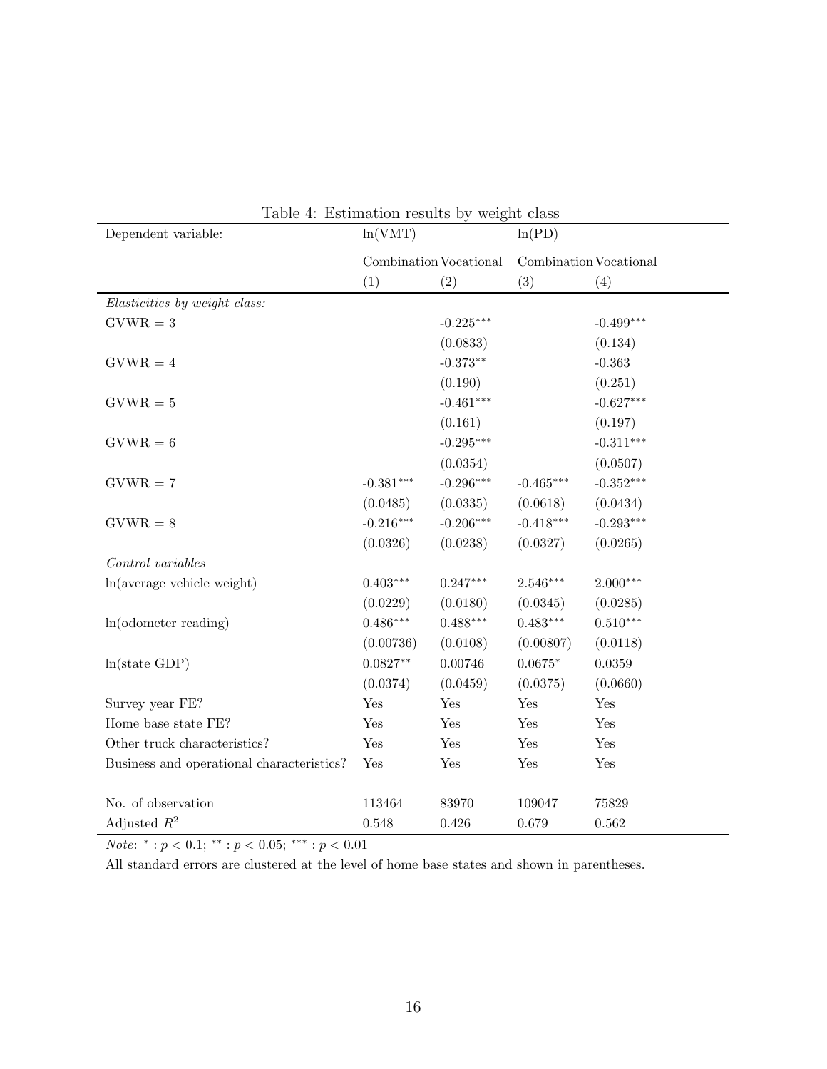Table 4: Estimation results by weight class

| Dependent variable: | ln(VMT) | | ln(PD) | |
|---|---|---|---|---|
| | Combination | Vocational | Combination | Vocational |
| | (1) | (2) | (3) | (4) |
| *Elasticities by weight class:* | | | | |
| GVWR = 3 | | -0.225*** | | -0.499*** |
| | | (0.0833) | | (0.134) |
| GVWR = 4 | | -0.373** | | -0.363 |
| | | (0.190) | | (0.251) |
| GVWR = 5 | | -0.461*** | | -0.627*** |
| | | (0.161) | | (0.197) |
| GVWR = 6 | | -0.295*** | | -0.311*** |
| | | (0.0354) | | (0.0507) |
| GVWR = 7 | -0.381*** | -0.296*** | -0.465*** | -0.352*** |
| | (0.0485) | (0.0335) | (0.0618) | (0.0434) |
| GVWR = 8 | -0.216*** | -0.206*** | -0.418*** | -0.293*** |
| | (0.0326) | (0.0238) | (0.0327) | (0.0265) |
| *Control variables* | | | | |
| ln(average vehicle weight) | 0.403*** | 0.247*** | 2.546*** | 2.000*** |
| | (0.0229) | (0.0180) | (0.0345) | (0.0285) |
| ln(odometer reading) | 0.486*** | 0.488*** | 0.483*** | 0.510*** |
| | (0.00736) | (0.0108) | (0.00807) | (0.0118) |
| ln(state GDP) | 0.0827** | 0.00746 | 0.0675* | 0.0359 |
| | (0.0374) | (0.0459) | (0.0375) | (0.0660) |
| Survey year FE? | Yes | Yes | Yes | Yes |
| Home base state FE? | Yes | Yes | Yes | Yes |
| Other truck characteristics? | Yes | Yes | Yes | Yes |
| Business and operational characteristics? | Yes | Yes | Yes | Yes |
| | | | | |
| No. of observation | 113464 | 83970 | 109047 | 75829 |
| Adjusted $R^2$ | 0.548 | 0.426 | 0.679 | 0.562 |

*Note*: $^{*}: p < 0.1$; $^{**}: p < 0.05$; $^{***}: p < 0.01$

All standard errors are clustered at the level of home base states and shown in parentheses.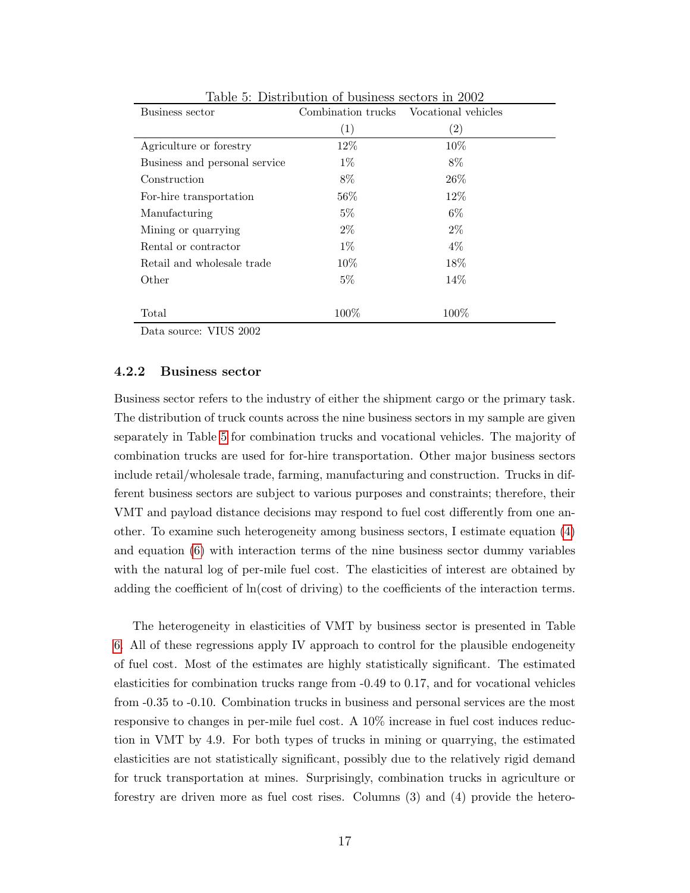Table 5: Distribution of business sectors in 2002

| Business sector | Combination trucks | Vocational vehicles |
|---|---|---|
| | (1) | (2) |
| Agriculture or forestry | 12% | 10% |
| Business and personal service | 1% | 8% |
| Construction | 8% | 26% |
| For-hire transportation | 56% | 12% |
| Manufacturing | 5% | 6% |
| Mining or quarrying | 2% | 2% |
| Rental or contractor | 1% | 4% |
| Retail and wholesale trade | 10% | 18% |
| Other | 5% | 14% |
| | | |
| Total | 100% | 100% |

Data source: VIUS 2002

### 4.2.2 Business sector

Business sector refers to the industry of either the shipment cargo or the primary task. The distribution of truck counts across the nine business sectors in my sample are given separately in Table 5 for combination trucks and vocational vehicles. The majority of combination trucks are used for for-hire transportation. Other major business sectors include retail/wholesale trade, farming, manufacturing and construction. Trucks in different business sectors are subject to various purposes and constraints; therefore, their VMT and payload distance decisions may respond to fuel cost differently from one another. To examine such heterogeneity among business sectors, I estimate equation (4) and equation (6) with interaction terms of the nine business sector dummy variables with the natural log of per-mile fuel cost. The elasticities of interest are obtained by adding the coefficient of ln(cost of driving) to the coefficients of the interaction terms.

The heterogeneity in elasticities of VMT by business sector is presented in Table 6. All of these regressions apply IV approach to control for the plausible endogeneity of fuel cost. Most of the estimates are highly statistically significant. The estimated elasticities for combination trucks range from -0.49 to 0.17, and for vocational vehicles from -0.35 to -0.10. Combination trucks in business and personal services are the most responsive to changes in per-mile fuel cost. A 10% increase in fuel cost induces reduction in VMT by 4.9. For both types of trucks in mining or quarrying, the estimated elasticities are not statistically significant, possibly due to the relatively rigid demand for truck transportation at mines. Surprisingly, combination trucks in agriculture or forestry are driven more as fuel cost rises. Columns (3) and (4) provide the hetero-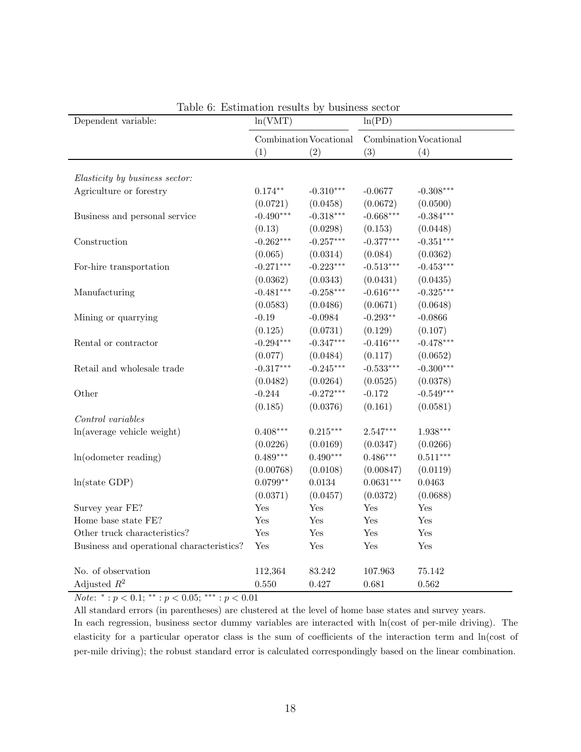Table 6: Estimation results by business sector

| Dependent variable: | ln(VMT) | | ln(PD) | |
|---|---|---|---|---|
| | Combination | Vocational | Combination | Vocational |
| | (1) | (2) | (3) | (4) |
| *Elasticity by business sector:* | | | | |
| Agriculture or forestry | $0.174^{**}$ | $-0.310^{***}$ | -0.0677 | $-0.308^{***}$ |
| | (0.0721) | (0.0458) | (0.0672) | (0.0500) |
| Business and personal service | $-0.490^{***}$ | $-0.318^{***}$ | $-0.668^{***}$ | $-0.384^{***}$ |
| | (0.13) | (0.0298) | (0.153) | (0.0448) |
| Construction | $-0.262^{***}$ | $-0.257^{***}$ | $-0.377^{***}$ | $-0.351^{***}$ |
| | (0.065) | (0.0314) | (0.084) | (0.0362) |
| For-hire transportation | $-0.271^{***}$ | $-0.223^{***}$ | $-0.513^{***}$ | $-0.453^{***}$ |
| | (0.0362) | (0.0343) | (0.0431) | (0.0435) |
| Manufacturing | $-0.481^{***}$ | $-0.258^{***}$ | $-0.616^{***}$ | $-0.325^{***}$ |
| | (0.0583) | (0.0486) | (0.0671) | (0.0648) |
| Mining or quarrying | -0.19 | -0.0984 | $-0.293^{**}$ | -0.0866 |
| | (0.125) | (0.0731) | (0.129) | (0.107) |
| Rental or contractor | $-0.294^{***}$ | $-0.347^{***}$ | $-0.416^{***}$ | $-0.478^{***}$ |
| | (0.077) | (0.0484) | (0.117) | (0.0652) |
| Retail and wholesale trade | $-0.317^{***}$ | $-0.245^{***}$ | $-0.533^{***}$ | $-0.300^{***}$ |
| | (0.0482) | (0.0264) | (0.0525) | (0.0378) |
| Other | -0.244 | $-0.272^{***}$ | -0.172 | $-0.549^{***}$ |
| | (0.185) | (0.0376) | (0.161) | (0.0581) |
| *Control variables* | | | | |
| ln(average vehicle weight) | $0.408^{***}$ | $0.215^{***}$ | $2.547^{***}$ | $1.938^{***}$ |
| | (0.0226) | (0.0169) | (0.0347) | (0.0266) |
| ln(odometer reading) | $0.489^{***}$ | $0.490^{***}$ | $0.486^{***}$ | $0.511^{***}$ |
| | (0.00768) | (0.0108) | (0.00847) | (0.0119) |
| ln(state GDP) | $0.0799^{**}$ | 0.0134 | $0.0631^{***}$ | 0.0463 |
| | (0.0371) | (0.0457) | (0.0372) | (0.0688) |
| Survey year FE? | Yes | Yes | Yes | Yes |
| Home base state FE? | Yes | Yes | Yes | Yes |
| Other truck characteristics? | Yes | Yes | Yes | Yes |
| Business and operational characteristics? | Yes | Yes | Yes | Yes |
| No. of observation | 112,364 | 83.242 | 107.963 | 75.142 |
| Adjusted $R^2$ | 0.550 | 0.427 | 0.681 | 0.562 |

*Note*: $^{*}: p < 0.1$; $^{**}: p < 0.05$; $^{***}: p < 0.01$

All standard errors (in parentheses) are clustered at the level of home base states and survey years.

In each regression, business sector dummy variables are interacted with ln(cost of per-mile driving). The elasticity for a particular operator class is the sum of coefficients of the interaction term and ln(cost of per-mile driving); the robust standard error is calculated correspondingly based on the linear combination.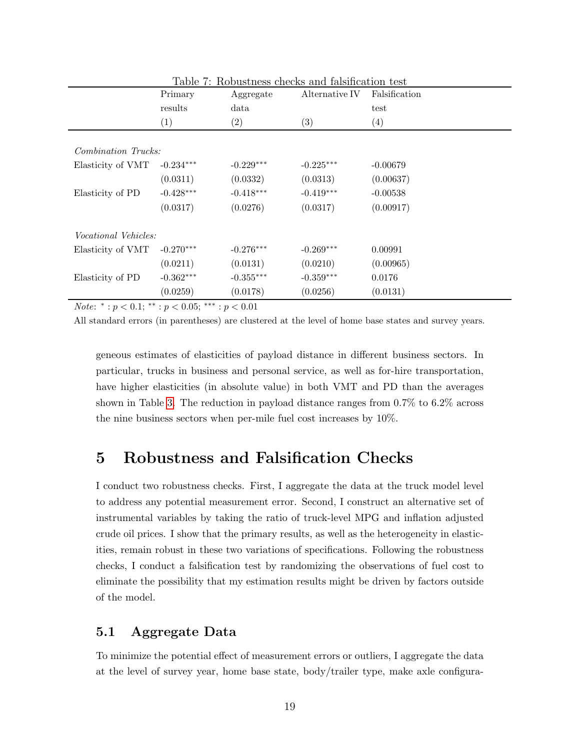Table 7: Robustness checks and falsification test

| | Primary results | Aggregate data | Alternative IV | Falsification test |
|---|---|---|---|---|
| | (1) | (2) | (3) | (4) |
| *Combination Trucks:* | | | | |
| Elasticity of VMT | -0.234*** | -0.229*** | -0.225*** | -0.00679 |
| | (0.0311) | (0.0332) | (0.0313) | (0.00637) |
| Elasticity of PD | -0.428*** | -0.418*** | -0.419*** | -0.00538 |
| | (0.0317) | (0.0276) | (0.0317) | (0.00917) |
| *Vocational Vehicles:* | | | | |
| Elasticity of VMT | -0.270*** | -0.276*** | -0.269*** | 0.00991 |
| | (0.0211) | (0.0131) | (0.0210) | (0.00965) |
| Elasticity of PD | -0.362*** | -0.355*** | -0.359*** | 0.0176 |
| | (0.0259) | (0.0178) | (0.0256) | (0.0131) |

*Note*: * : $p < 0.1$; ** : $p < 0.05$; *** : $p < 0.01$

All standard errors (in parentheses) are clustered at the level of home base states and survey years.

geneous estimates of elasticities of payload distance in different business sectors. In particular, trucks in business and personal service, as well as for-hire transportation, have higher elasticities (in absolute value) in both VMT and PD than the averages shown in Table 3. The reduction in payload distance ranges from 0.7% to 6.2% across the nine business sectors when per-mile fuel cost increases by 10%.

# 5 Robustness and Falsification Checks

I conduct two robustness checks. First, I aggregate the data at the truck model level to address any potential measurement error. Second, I construct an alternative set of instrumental variables by taking the ratio of truck-level MPG and inflation adjusted crude oil prices. I show that the primary results, as well as the heterogeneity in elasticities, remain robust in these two variations of specifications. Following the robustness checks, I conduct a falsification test by randomizing the observations of fuel cost to eliminate the possibility that my estimation results might be driven by factors outside of the model.

## 5.1 Aggregate Data

To minimize the potential effect of measurement errors or outliers, I aggregate the data at the level of survey year, home base state, body/trailer type, make axle configura-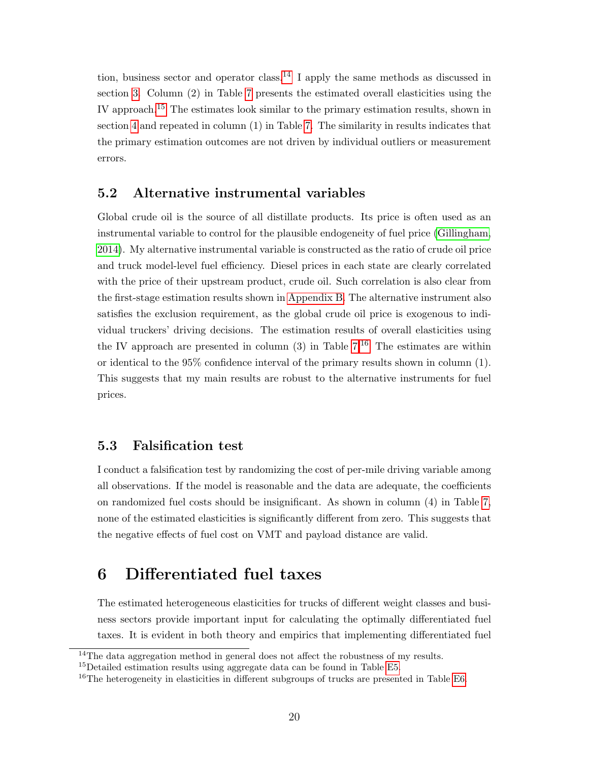tion, business sector and operator class.[14] I apply the same methods as discussed in section 3. Column (2) in Table 7 presents the estimated overall elasticities using the IV approach.[15] The estimates look similar to the primary estimation results, shown in section 4 and repeated in column (1) in Table 7. The similarity in results indicates that the primary estimation outcomes are not driven by individual outliers or measurement errors.

### 5.2 Alternative instrumental variables

Global crude oil is the source of all distillate products. Its price is often used as an instrumental variable to control for the plausible endogeneity of fuel price (Gillingham, 2014). My alternative instrumental variable is constructed as the ratio of crude oil price and truck model-level fuel efficiency. Diesel prices in each state are clearly correlated with the price of their upstream product, crude oil. Such correlation is also clear from the first-stage estimation results shown in Appendix B. The alternative instrument also satisfies the exclusion requirement, as the global crude oil price is exogenous to individual truckers' driving decisions. The estimation results of overall elasticities using the IV approach are presented in column (3) in Table 7.[16] The estimates are within or identical to the 95% confidence interval of the primary results shown in column (1). This suggests that my main results are robust to the alternative instruments for fuel prices.

### 5.3 Falsification test

I conduct a falsification test by randomizing the cost of per-mile driving variable among all observations. If the model is reasonable and the data are adequate, the coefficients on randomized fuel costs should be insignificant. As shown in column (4) in Table 7, none of the estimated elasticities is significantly different from zero. This suggests that the negative effects of fuel cost on VMT and payload distance are valid.

## 6 Differentiated fuel taxes

The estimated heterogeneous elasticities for trucks of different weight classes and business sectors provide important input for calculating the optimally differentiated fuel taxes. It is evident in both theory and empirics that implementing differentiated fuel

[14] The data aggregation method in general does not affect the robustness of my results.

[15] Detailed estimation results using aggregate data can be found in Table E5.

[16] The heterogeneity in elasticities in different subgroups of trucks are presented in Table E6.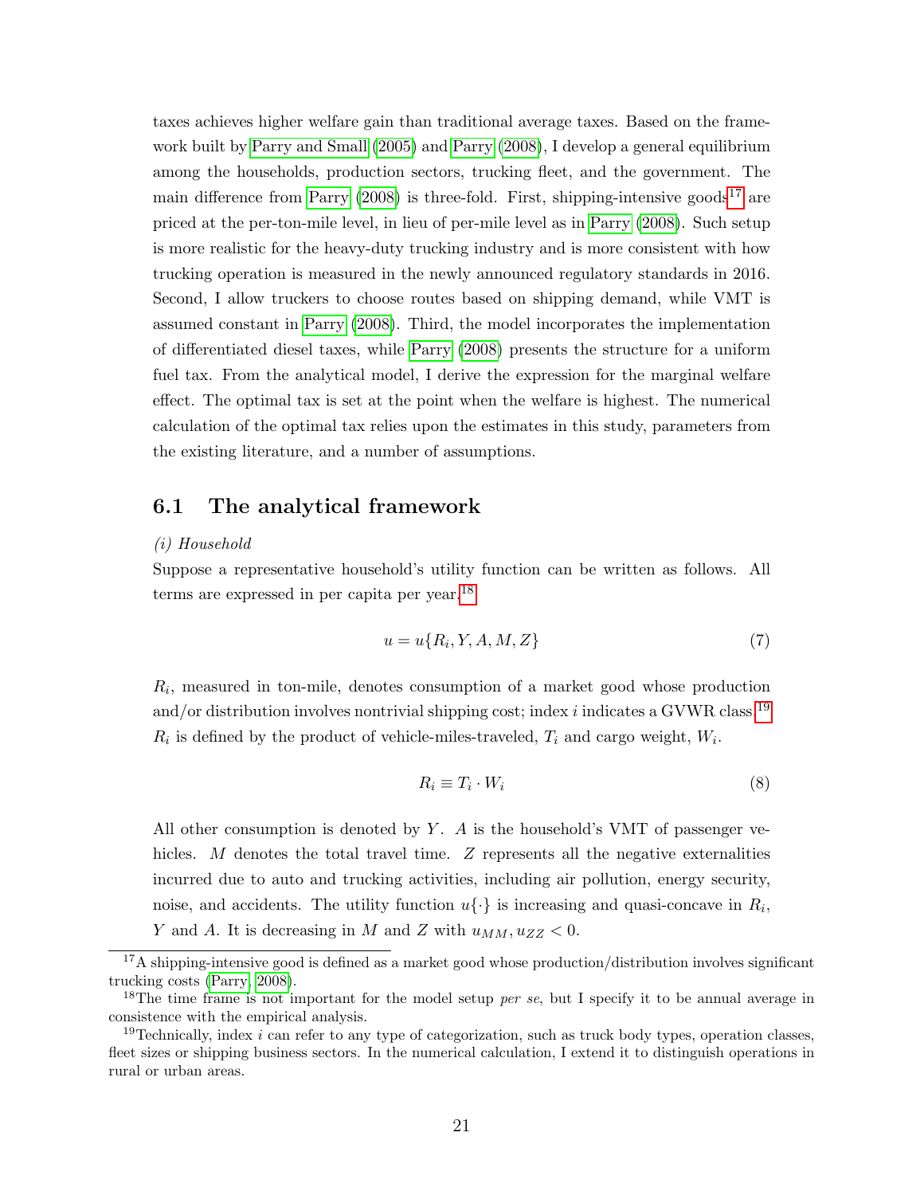taxes achieves higher welfare gain than traditional average taxes. Based on the framework built by Parry and Small (2005) and Parry (2008), I develop a general equilibrium among the households, production sectors, trucking fleet, and the government. The main difference from Parry (2008) is three-fold. First, shipping-intensive goods[17] are priced at the per-ton-mile level, in lieu of per-mile level as in Parry (2008). Such setup is more realistic for the heavy-duty trucking industry and is more consistent with how trucking operation is measured in the newly announced regulatory standards in 2016. Second, I allow truckers to choose routes based on shipping demand, while VMT is assumed constant in Parry (2008). Third, the model incorporates the implementation of differentiated diesel taxes, while Parry (2008) presents the structure for a uniform fuel tax. From the analytical model, I derive the expression for the marginal welfare effect. The optimal tax is set at the point when the welfare is highest. The numerical calculation of the optimal tax relies upon the estimates in this study, parameters from the existing literature, and a number of assumptions.

## 6.1 The analytical framework

*(i) Household*

Suppose a representative household's utility function can be written as follows. All terms are expressed in per capita per year.[18]

$$u = u\{R_i, Y, A, M, Z\} \tag{7}$$

$R_i$, measured in ton-mile, denotes consumption of a market good whose production and/or distribution involves nontrivial shipping cost; index $i$ indicates a GVWR class.[19] $R_i$ is defined by the product of vehicle-miles-traveled, $T_i$ and cargo weight, $W_i$.

$$R_i \equiv T_i \cdot W_i \tag{8}$$

All other consumption is denoted by $Y$. $A$ is the household's VMT of passenger vehicles. $M$ denotes the total travel time. $Z$ represents all the negative externalities incurred due to auto and trucking activities, including air pollution, energy security, noise, and accidents. The utility function $u\{\cdot\}$ is increasing and quasi-concave in $R_i$, $Y$ and $A$. It is decreasing in $M$ and $Z$ with $u_{MM}, u_{ZZ} < 0$.

[17] A shipping-intensive good is defined as a market good whose production/distribution involves significant trucking costs (Parry, 2008).

[18] The time frame is not important for the model setup *per se*, but I specify it to be annual average in consistence with the empirical analysis.

[19] Technically, index $i$ can refer to any type of categorization, such as truck body types, operation classes, fleet sizes or shipping business sectors. In the numerical calculation, I extend it to distinguish operations in rural or urban areas.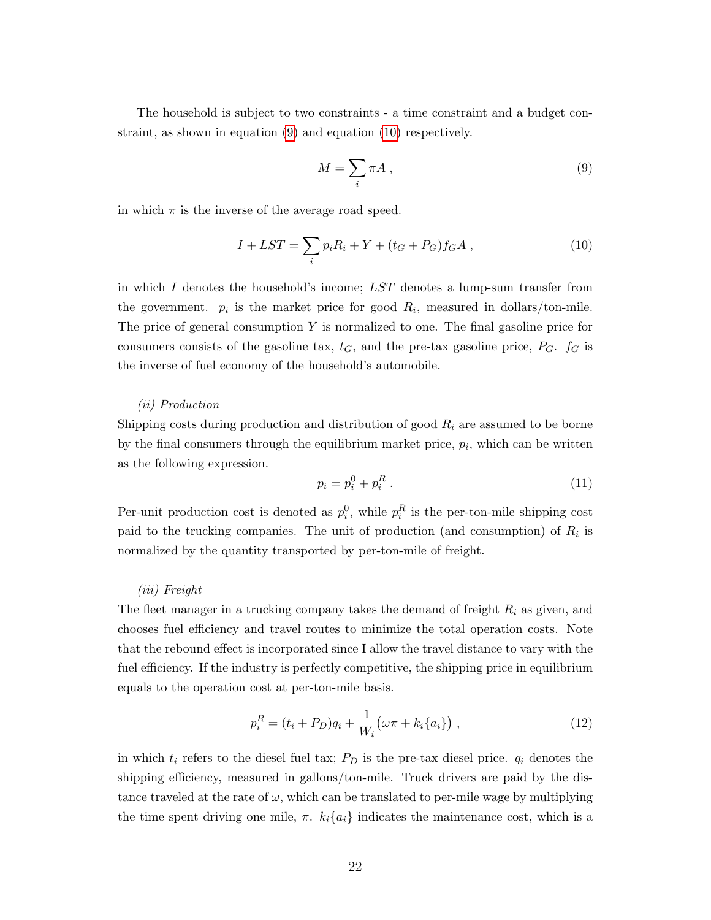The household is subject to two constraints - a time constraint and a budget constraint, as shown in equation (9) and equation (10) respectively.

$$M = \sum_i \pi A \,, \tag{9}$$

in which $\pi$ is the inverse of the average road speed.

$$I + LST = \sum_i p_i R_i + Y + (t_G + P_G) f_G A \,, \tag{10}$$

in which $I$ denotes the household's income; $LST$ denotes a lump-sum transfer from the government. $p_i$ is the market price for good $R_i$, measured in dollars/ton-mile. The price of general consumption $Y$ is normalized to one. The final gasoline price for consumers consists of the gasoline tax, $t_G$, and the pre-tax gasoline price, $P_G$. $f_G$ is the inverse of fuel economy of the household's automobile.

*(ii) Production*

Shipping costs during production and distribution of good $R_i$ are assumed to be borne by the final consumers through the equilibrium market price, $p_i$, which can be written as the following expression.

$$p_i = p_i^0 + p_i^R \,. \tag{11}$$

Per-unit production cost is denoted as $p_i^0$, while $p_i^R$ is the per-ton-mile shipping cost paid to the trucking companies. The unit of production (and consumption) of $R_i$ is normalized by the quantity transported by per-ton-mile of freight.

*(iii) Freight*

The fleet manager in a trucking company takes the demand of freight $R_i$ as given, and chooses fuel efficiency and travel routes to minimize the total operation costs. Note that the rebound effect is incorporated since I allow the travel distance to vary with the fuel efficiency. If the industry is perfectly competitive, the shipping price in equilibrium equals to the operation cost at per-ton-mile basis.

$$p_i^R = (t_i + P_D) q_i + \frac{1}{W_i} \big( \omega \pi + k_i\{a_i\} \big) \,, \tag{12}$$

in which $t_i$ refers to the diesel fuel tax; $P_D$ is the pre-tax diesel price. $q_i$ denotes the shipping efficiency, measured in gallons/ton-mile. Truck drivers are paid by the distance traveled at the rate of $\omega$, which can be translated to per-mile wage by multiplying the time spent driving one mile, $\pi$. $k_i\{a_i\}$ indicates the maintenance cost, which is a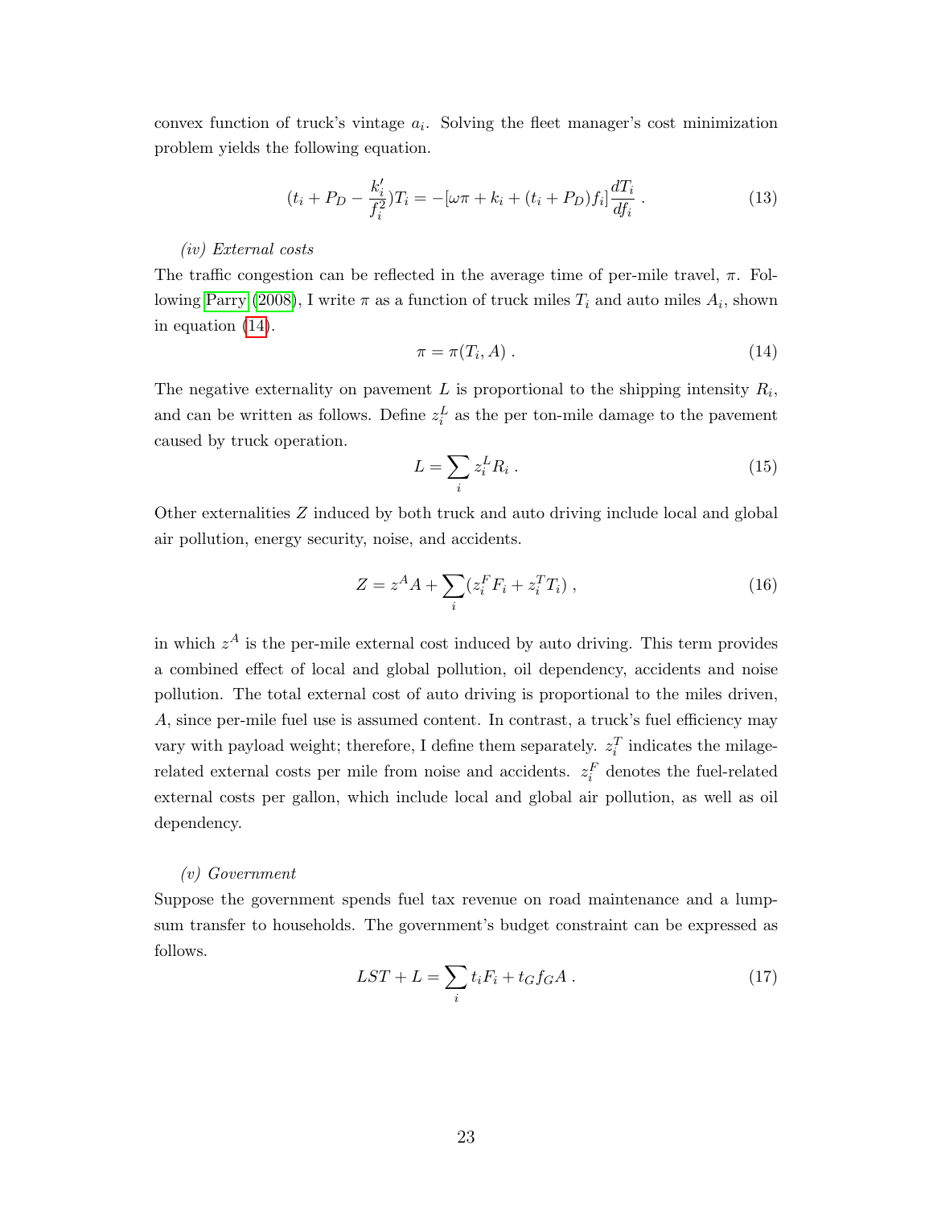convex function of truck's vintage $a_i$. Solving the fleet manager's cost minimization problem yields the following equation.

$$(t_i + P_D - \frac{k_i'}{f_i^2})T_i = -[\omega\pi + k_i + (t_i + P_D)f_i]\frac{dT_i}{df_i} . \tag{13}$$

*(iv) External costs*

The traffic congestion can be reflected in the average time of per-mile travel, $\pi$. Following Parry (2008), I write $\pi$ as a function of truck miles $T_i$ and auto miles $A_i$, shown in equation (14).

$$\pi = \pi(T_i, A) . \tag{14}$$

The negative externality on pavement $L$ is proportional to the shipping intensity $R_i$, and can be written as follows. Define $z_i^L$ as the per ton-mile damage to the pavement caused by truck operation.

$$L = \sum_i z_i^L R_i . \tag{15}$$

Other externalities $Z$ induced by both truck and auto driving include local and global air pollution, energy security, noise, and accidents.

$$Z = z^A A + \sum_i (z_i^F F_i + z_i^T T_i) , \tag{16}$$

in which $z^A$ is the per-mile external cost induced by auto driving. This term provides a combined effect of local and global pollution, oil dependency, accidents and noise pollution. The total external cost of auto driving is proportional to the miles driven, $A$, since per-mile fuel use is assumed content. In contrast, a truck's fuel efficiency may vary with payload weight; therefore, I define them separately. $z_i^T$ indicates the milage-related external costs per mile from noise and accidents. $z_i^F$ denotes the fuel-related external costs per gallon, which include local and global air pollution, as well as oil dependency.

*(v) Government*

Suppose the government spends fuel tax revenue on road maintenance and a lump-sum transfer to households. The government's budget constraint can be expressed as follows.

$$LST + L = \sum_i t_i F_i + t_G f_G A . \tag{17}$$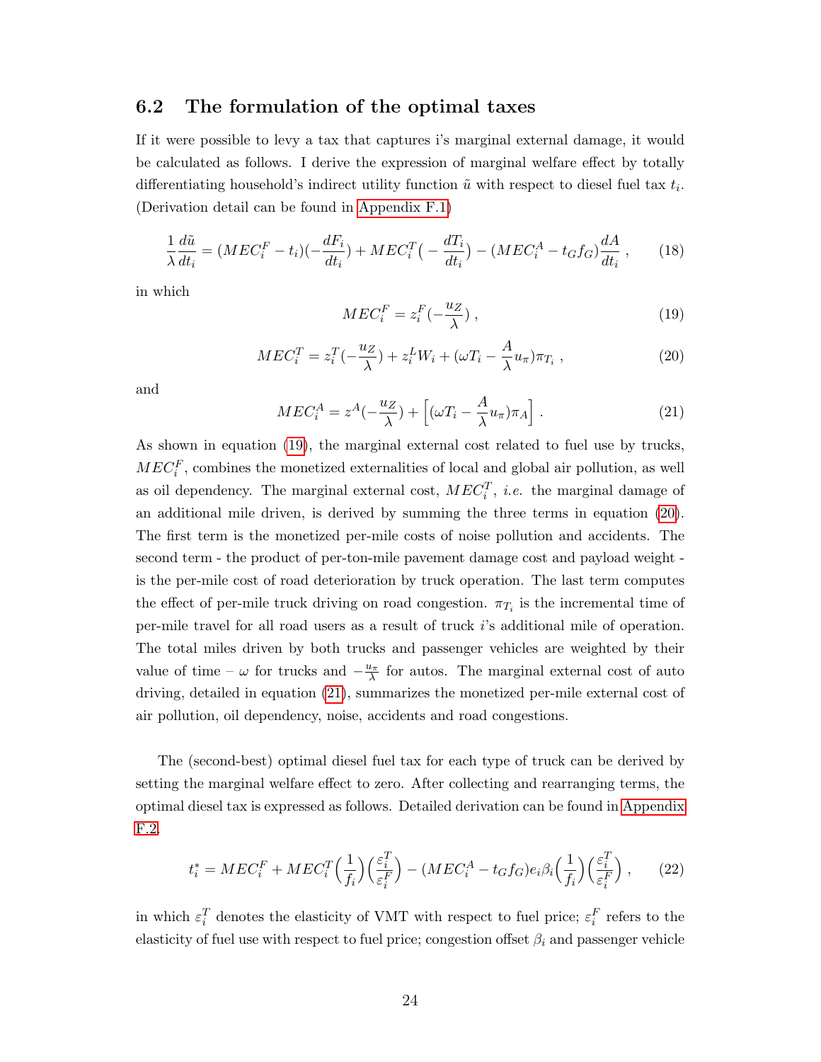## 6.2 The formulation of the optimal taxes

If it were possible to levy a tax that captures i's marginal external damage, it would be calculated as follows. I derive the expression of marginal welfare effect by totally differentiating household's indirect utility function $\tilde{u}$ with respect to diesel fuel tax $t_i$. (Derivation detail can be found in Appendix F.1)

$$\frac{1}{\lambda}\frac{d\tilde{u}}{dt_i} = (MEC_i^F - t_i)(-\frac{dF_i}{dt_i}) + MEC_i^T\big(-\frac{dT_i}{dt_i}\big) - (MEC_i^A - t_G f_G)\frac{dA}{dt_i}\ , \tag{18}$$

in which

$$MEC_i^F = z_i^F(-\frac{u_Z}{\lambda})\ , \tag{19}$$

$$MEC_i^T = z_i^T(-\frac{u_Z}{\lambda}) + z_i^L W_i + (\omega T_i - \frac{A}{\lambda}u_\pi)\pi_{T_i}\ , \tag{20}$$

and

$$MEC_i^A = z^A(-\frac{u_Z}{\lambda}) + \Big[(\omega T_i - \frac{A}{\lambda}u_\pi)\pi_A\Big]\ . \tag{21}$$

As shown in equation (19), the marginal external cost related to fuel use by trucks, $MEC_i^F$, combines the monetized externalities of local and global air pollution, as well as oil dependency. The marginal external cost, $MEC_i^T$, *i.e.* the marginal damage of an additional mile driven, is derived by summing the three terms in equation (20). The first term is the monetized per-mile costs of noise pollution and accidents. The second term - the product of per-ton-mile pavement damage cost and payload weight - is the per-mile cost of road deterioration by truck operation. The last term computes the effect of per-mile truck driving on road congestion. $\pi_{T_i}$ is the incremental time of per-mile travel for all road users as a result of truck $i$'s additional mile of operation. The total miles driven by both trucks and passenger vehicles are weighted by their value of time – $\omega$ for trucks and $-\frac{u_\pi}{\lambda}$ for autos. The marginal external cost of auto driving, detailed in equation (21), summarizes the monetized per-mile external cost of air pollution, oil dependency, noise, accidents and road congestions.

The (second-best) optimal diesel fuel tax for each type of truck can be derived by setting the marginal welfare effect to zero. After collecting and rearranging terms, the optimal diesel tax is expressed as follows. Detailed derivation can be found in Appendix F.2.

$$t_i^* = MEC_i^F + MEC_i^T\Big(\frac{1}{f_i}\Big)\Big(\frac{\varepsilon_i^T}{\varepsilon_i^F}\Big) - (MEC_i^A - t_G f_G)e_i\beta_i\Big(\frac{1}{f_i}\Big)\Big(\frac{\varepsilon_i^T}{\varepsilon_i^F}\Big)\ , \tag{22}$$

in which $\varepsilon_i^T$ denotes the elasticity of VMT with respect to fuel price; $\varepsilon_i^F$ refers to the elasticity of fuel use with respect to fuel price; congestion offset $\beta_i$ and passenger vehicle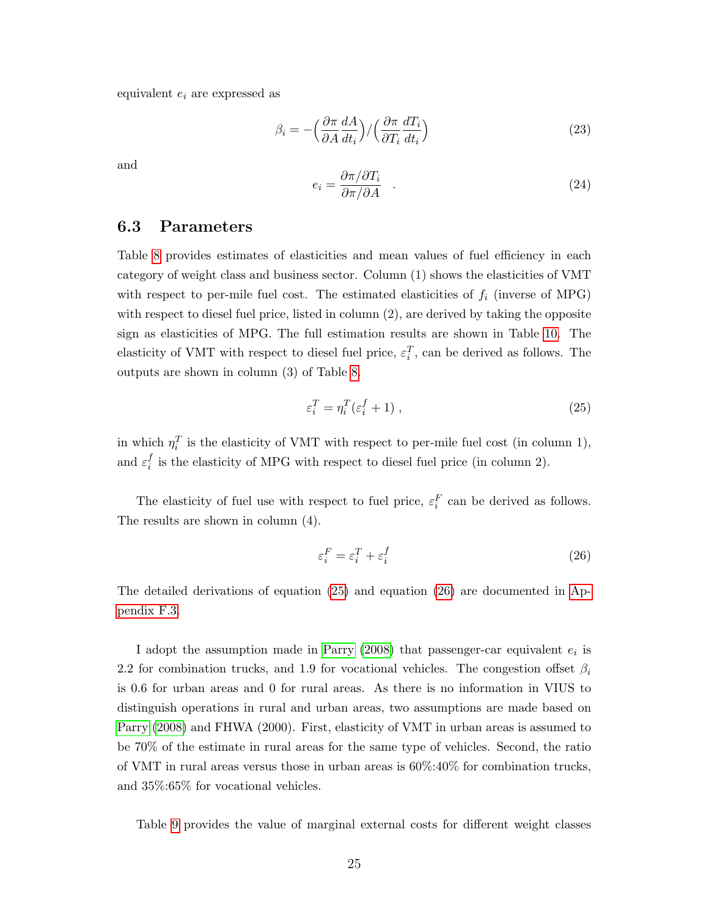equivalent $e_i$ are expressed as

$$\beta_i = -\Big(\frac{\partial \pi}{\partial A}\frac{dA}{dt_i}\Big)/\Big(\frac{\partial \pi}{\partial T_i}\frac{dT_i}{dt_i}\Big) \tag{23}$$

and

$$e_i = \frac{\partial \pi / \partial T_i}{\partial \pi / \partial A} \quad . \tag{24}$$

### 6.3 Parameters

Table 8 provides estimates of elasticities and mean values of fuel efficiency in each category of weight class and business sector. Column (1) shows the elasticities of VMT with respect to per-mile fuel cost. The estimated elasticities of $f_i$ (inverse of MPG) with respect to diesel fuel price, listed in column (2), are derived by taking the opposite sign as elasticities of MPG. The full estimation results are shown in Table 10. The elasticity of VMT with respect to diesel fuel price, $\varepsilon_i^T$, can be derived as follows. The outputs are shown in column (3) of Table 8.

$$\varepsilon_i^T = \eta_i^T(\varepsilon_i^f + 1) \ , \tag{25}$$

in which $\eta_i^T$ is the elasticity of VMT with respect to per-mile fuel cost (in column 1), and $\varepsilon_i^f$ is the elasticity of MPG with respect to diesel fuel price (in column 2).

The elasticity of fuel use with respect to fuel price, $\varepsilon_i^F$ can be derived as follows. The results are shown in column (4).

$$\varepsilon_i^F = \varepsilon_i^T + \varepsilon_i^f \tag{26}$$

The detailed derivations of equation (25) and equation (26) are documented in Appendix F.3.

I adopt the assumption made in Parry (2008) that passenger-car equivalent $e_i$ is 2.2 for combination trucks, and 1.9 for vocational vehicles. The congestion offset $\beta_i$ is 0.6 for urban areas and 0 for rural areas. As there is no information in VIUS to distinguish operations in rural and urban areas, two assumptions are made based on Parry (2008) and FHWA (2000). First, elasticity of VMT in urban areas is assumed to be 70% of the estimate in rural areas for the same type of vehicles. Second, the ratio of VMT in rural areas versus those in urban areas is 60%:40% for combination trucks, and 35%:65% for vocational vehicles.

Table 9 provides the value of marginal external costs for different weight classes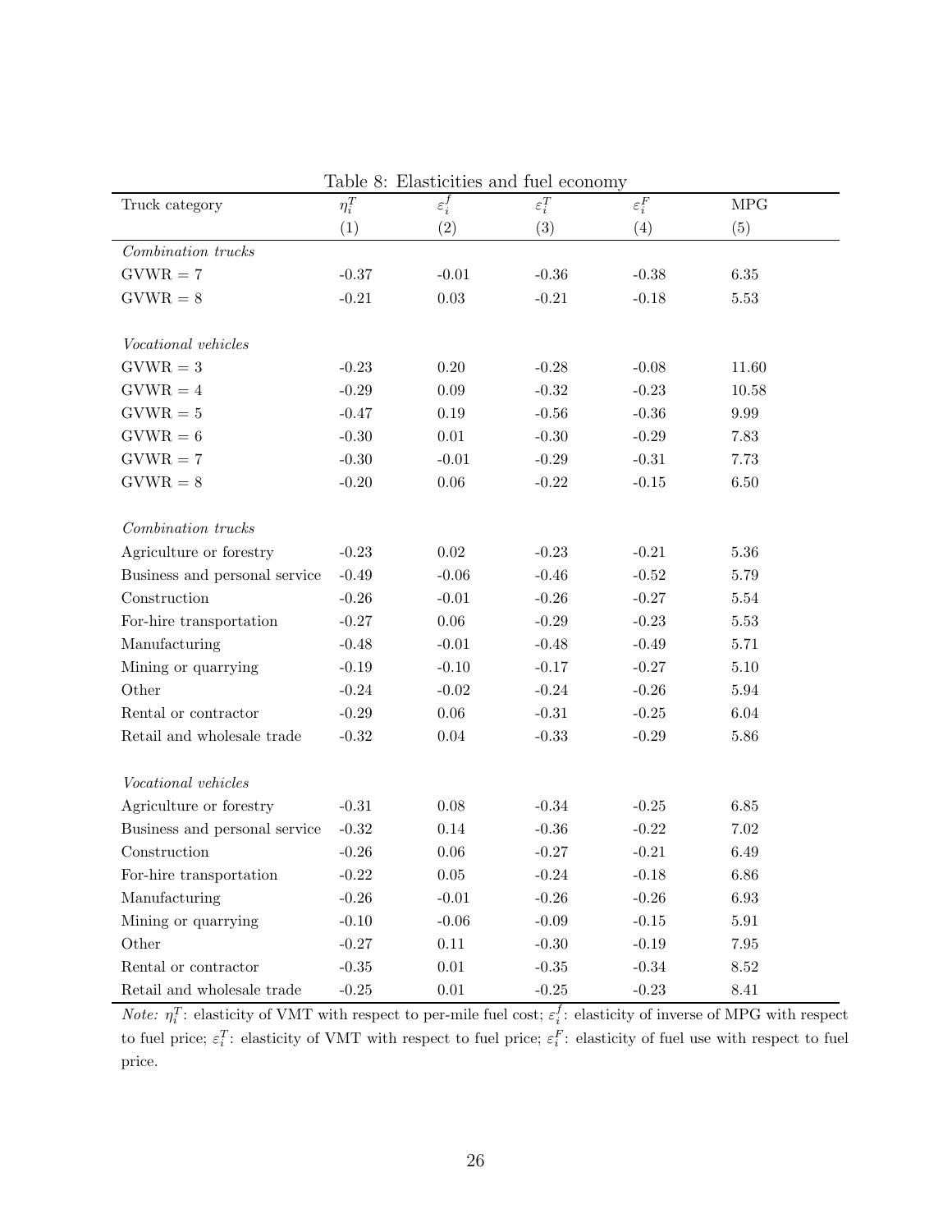Table 8: Elasticities and fuel economy

| Truck category | $\eta_i^T$ | $\varepsilon_i^f$ | $\varepsilon_i^T$ | $\varepsilon_i^F$ | MPG |
|---|---|---|---|---|---|
| | (1) | (2) | (3) | (4) | (5) |
| *Combination trucks* | | | | | |
| GVWR = 7 | -0.37 | -0.01 | -0.36 | -0.38 | 6.35 |
| GVWR = 8 | -0.21 | 0.03 | -0.21 | -0.18 | 5.53 |
| | | | | | |
| *Vocational vehicles* | | | | | |
| GVWR = 3 | -0.23 | 0.20 | -0.28 | -0.08 | 11.60 |
| GVWR = 4 | -0.29 | 0.09 | -0.32 | -0.23 | 10.58 |
| GVWR = 5 | -0.47 | 0.19 | -0.56 | -0.36 | 9.99 |
| GVWR = 6 | -0.30 | 0.01 | -0.30 | -0.29 | 7.83 |
| GVWR = 7 | -0.30 | -0.01 | -0.29 | -0.31 | 7.73 |
| GVWR = 8 | -0.20 | 0.06 | -0.22 | -0.15 | 6.50 |
| | | | | | |
| *Combination trucks* | | | | | |
| Agriculture or forestry | -0.23 | 0.02 | -0.23 | -0.21 | 5.36 |
| Business and personal service | -0.49 | -0.06 | -0.46 | -0.52 | 5.79 |
| Construction | -0.26 | -0.01 | -0.26 | -0.27 | 5.54 |
| For-hire transportation | -0.27 | 0.06 | -0.29 | -0.23 | 5.53 |
| Manufacturing | -0.48 | -0.01 | -0.48 | -0.49 | 5.71 |
| Mining or quarrying | -0.19 | -0.10 | -0.17 | -0.27 | 5.10 |
| Other | -0.24 | -0.02 | -0.24 | -0.26 | 5.94 |
| Rental or contractor | -0.29 | 0.06 | -0.31 | -0.25 | 6.04 |
| Retail and wholesale trade | -0.32 | 0.04 | -0.33 | -0.29 | 5.86 |
| | | | | | |
| *Vocational vehicles* | | | | | |
| Agriculture or forestry | -0.31 | 0.08 | -0.34 | -0.25 | 6.85 |
| Business and personal service | -0.32 | 0.14 | -0.36 | -0.22 | 7.02 |
| Construction | -0.26 | 0.06 | -0.27 | -0.21 | 6.49 |
| For-hire transportation | -0.22 | 0.05 | -0.24 | -0.18 | 6.86 |
| Manufacturing | -0.26 | -0.01 | -0.26 | -0.26 | 6.93 |
| Mining or quarrying | -0.10 | -0.06 | -0.09 | -0.15 | 5.91 |
| Other | -0.27 | 0.11 | -0.30 | -0.19 | 7.95 |
| Rental or contractor | -0.35 | 0.01 | -0.35 | -0.34 | 8.52 |
| Retail and wholesale trade | -0.25 | 0.01 | -0.25 | -0.23 | 8.41 |

*Note:* $\eta_i^T$: elasticity of VMT with respect to per-mile fuel cost; $\varepsilon_i^f$: elasticity of inverse of MPG with respect to fuel price; $\varepsilon_i^T$: elasticity of VMT with respect to fuel price; $\varepsilon_i^F$: elasticity of fuel use with respect to fuel price.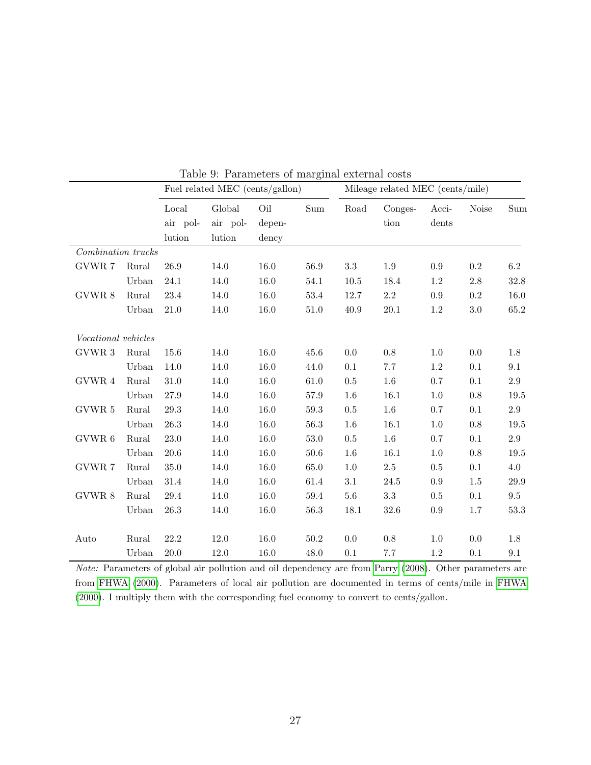Table 9: Parameters of marginal external costs

| | | Fuel related MEC (cents/gallon) | | | | Mileage related MEC (cents/mile) | | | | |
|---|---|---|---|---|---|---|---|---|---|---|
| | | Local air pollution | Global air pollution | Oil dependency | Sum | Road | Congestion | Accidents | Noise | Sum |
| *Combination trucks* | | | | | | | | | | |
| GVWR 7 | Rural | 26.9 | 14.0 | 16.0 | 56.9 | 3.3 | 1.9 | 0.9 | 0.2 | 6.2 |
| | Urban | 24.1 | 14.0 | 16.0 | 54.1 | 10.5 | 18.4 | 1.2 | 2.8 | 32.8 |
| GVWR 8 | Rural | 23.4 | 14.0 | 16.0 | 53.4 | 12.7 | 2.2 | 0.9 | 0.2 | 16.0 |
| | Urban | 21.0 | 14.0 | 16.0 | 51.0 | 40.9 | 20.1 | 1.2 | 3.0 | 65.2 |
| *Vocational vehicles* | | | | | | | | | | |
| GVWR 3 | Rural | 15.6 | 14.0 | 16.0 | 45.6 | 0.0 | 0.8 | 1.0 | 0.0 | 1.8 |
| | Urban | 14.0 | 14.0 | 16.0 | 44.0 | 0.1 | 7.7 | 1.2 | 0.1 | 9.1 |
| GVWR 4 | Rural | 31.0 | 14.0 | 16.0 | 61.0 | 0.5 | 1.6 | 0.7 | 0.1 | 2.9 |
| | Urban | 27.9 | 14.0 | 16.0 | 57.9 | 1.6 | 16.1 | 1.0 | 0.8 | 19.5 |
| GVWR 5 | Rural | 29.3 | 14.0 | 16.0 | 59.3 | 0.5 | 1.6 | 0.7 | 0.1 | 2.9 |
| | Urban | 26.3 | 14.0 | 16.0 | 56.3 | 1.6 | 16.1 | 1.0 | 0.8 | 19.5 |
| GVWR 6 | Rural | 23.0 | 14.0 | 16.0 | 53.0 | 0.5 | 1.6 | 0.7 | 0.1 | 2.9 |
| | Urban | 20.6 | 14.0 | 16.0 | 50.6 | 1.6 | 16.1 | 1.0 | 0.8 | 19.5 |
| GVWR 7 | Rural | 35.0 | 14.0 | 16.0 | 65.0 | 1.0 | 2.5 | 0.5 | 0.1 | 4.0 |
| | Urban | 31.4 | 14.0 | 16.0 | 61.4 | 3.1 | 24.5 | 0.9 | 1.5 | 29.9 |
| GVWR 8 | Rural | 29.4 | 14.0 | 16.0 | 59.4 | 5.6 | 3.3 | 0.5 | 0.1 | 9.5 |
| | Urban | 26.3 | 14.0 | 16.0 | 56.3 | 18.1 | 32.6 | 0.9 | 1.7 | 53.3 |
| Auto | Rural | 22.2 | 12.0 | 16.0 | 50.2 | 0.0 | 0.8 | 1.0 | 0.0 | 1.8 |
| | Urban | 20.0 | 12.0 | 16.0 | 48.0 | 0.1 | 7.7 | 1.2 | 0.1 | 9.1 |

*Note:* Parameters of global air pollution and oil dependency are from Parry (2008). Other parameters are from FHWA (2000). Parameters of local air pollution are documented in terms of cents/mile in FHWA (2000). I multiply them with the corresponding fuel economy to convert to cents/gallon.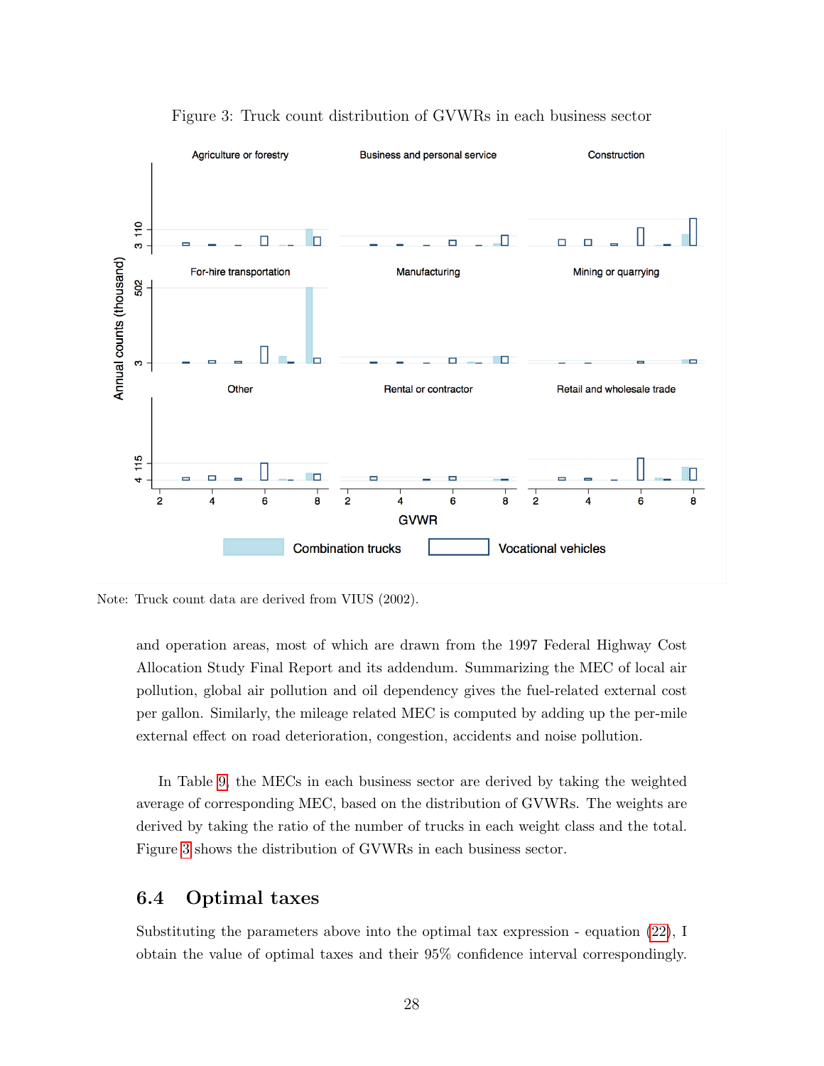Figure 3: Truck count distribution of GVWRs in each business sector

Note: Truck count data are derived from VIUS (2002).

and operation areas, most of which are drawn from the 1997 Federal Highway Cost Allocation Study Final Report and its addendum. Summarizing the MEC of local air pollution, global air pollution and oil dependency gives the fuel-related external cost per gallon. Similarly, the mileage related MEC is computed by adding up the per-mile external effect on road deterioration, congestion, accidents and noise pollution.

In Table 9, the MECs in each business sector are derived by taking the weighted average of corresponding MEC, based on the distribution of GVWRs. The weights are derived by taking the ratio of the number of trucks in each weight class and the total. Figure 3 shows the distribution of GVWRs in each business sector.

## 6.4 Optimal taxes

Substituting the parameters above into the optimal tax expression - equation (22), I obtain the value of optimal taxes and their 95% confidence interval correspondingly.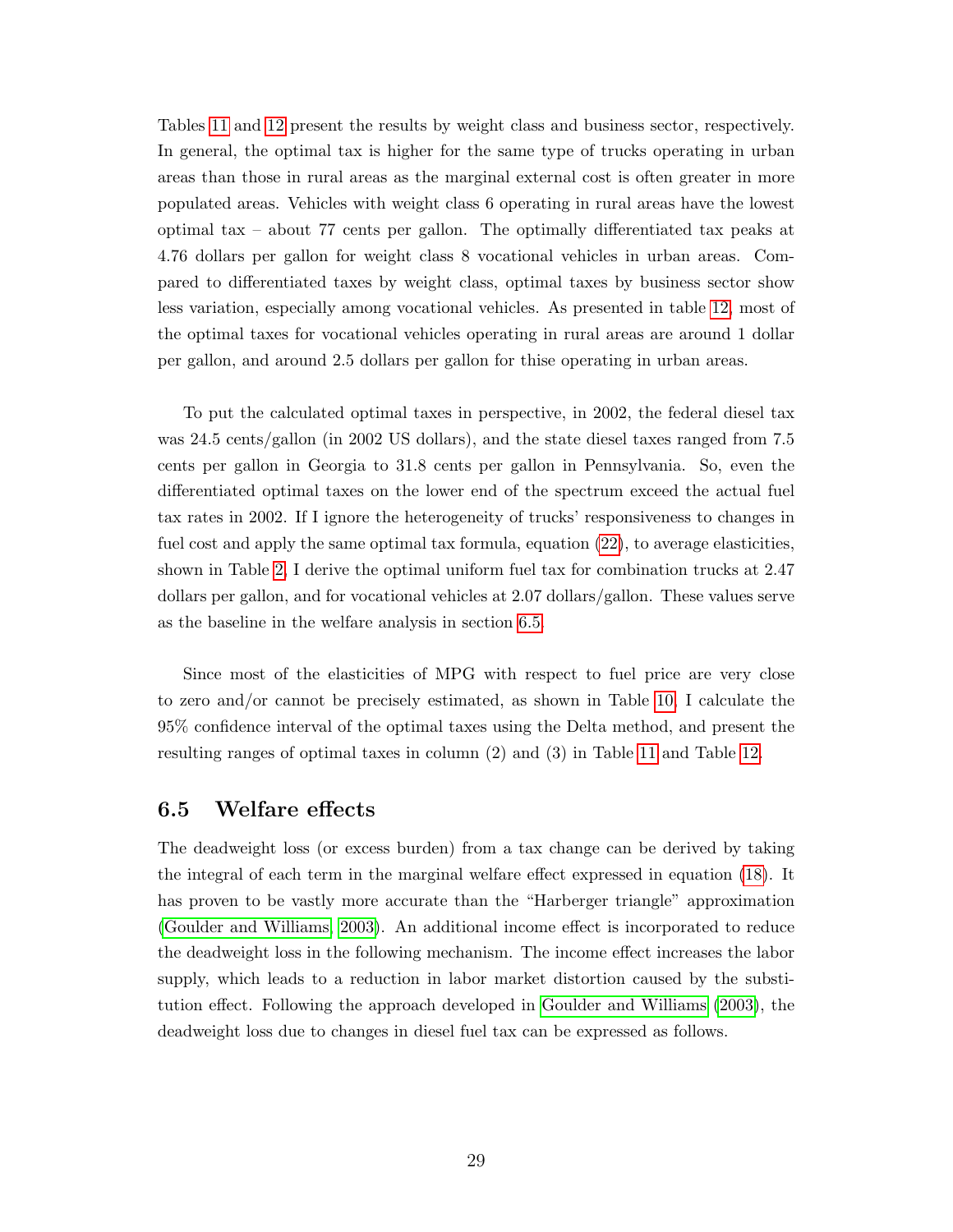Tables 11 and 12 present the results by weight class and business sector, respectively. In general, the optimal tax is higher for the same type of trucks operating in urban areas than those in rural areas as the marginal external cost is often greater in more populated areas. Vehicles with weight class 6 operating in rural areas have the lowest optimal tax – about 77 cents per gallon. The optimally differentiated tax peaks at 4.76 dollars per gallon for weight class 8 vocational vehicles in urban areas. Compared to differentiated taxes by weight class, optimal taxes by business sector show less variation, especially among vocational vehicles. As presented in table 12, most of the optimal taxes for vocational vehicles operating in rural areas are around 1 dollar per gallon, and around 2.5 dollars per gallon for thise operating in urban areas.

To put the calculated optimal taxes in perspective, in 2002, the federal diesel tax was 24.5 cents/gallon (in 2002 US dollars), and the state diesel taxes ranged from 7.5 cents per gallon in Georgia to 31.8 cents per gallon in Pennsylvania. So, even the differentiated optimal taxes on the lower end of the spectrum exceed the actual fuel tax rates in 2002. If I ignore the heterogeneity of trucks' responsiveness to changes in fuel cost and apply the same optimal tax formula, equation (22), to average elasticities, shown in Table 2, I derive the optimal uniform fuel tax for combination trucks at 2.47 dollars per gallon, and for vocational vehicles at 2.07 dollars/gallon. These values serve as the baseline in the welfare analysis in section 6.5.

Since most of the elasticities of MPG with respect to fuel price are very close to zero and/or cannot be precisely estimated, as shown in Table 10, I calculate the 95% confidence interval of the optimal taxes using the Delta method, and present the resulting ranges of optimal taxes in column (2) and (3) in Table 11 and Table 12.

## 6.5 Welfare effects

The deadweight loss (or excess burden) from a tax change can be derived by taking the integral of each term in the marginal welfare effect expressed in equation (18). It has proven to be vastly more accurate than the "Harberger triangle" approximation (Goulder and Williams, 2003). An additional income effect is incorporated to reduce the deadweight loss in the following mechanism. The income effect increases the labor supply, which leads to a reduction in labor market distortion caused by the substitution effect. Following the approach developed in Goulder and Williams (2003), the deadweight loss due to changes in diesel fuel tax can be expressed as follows.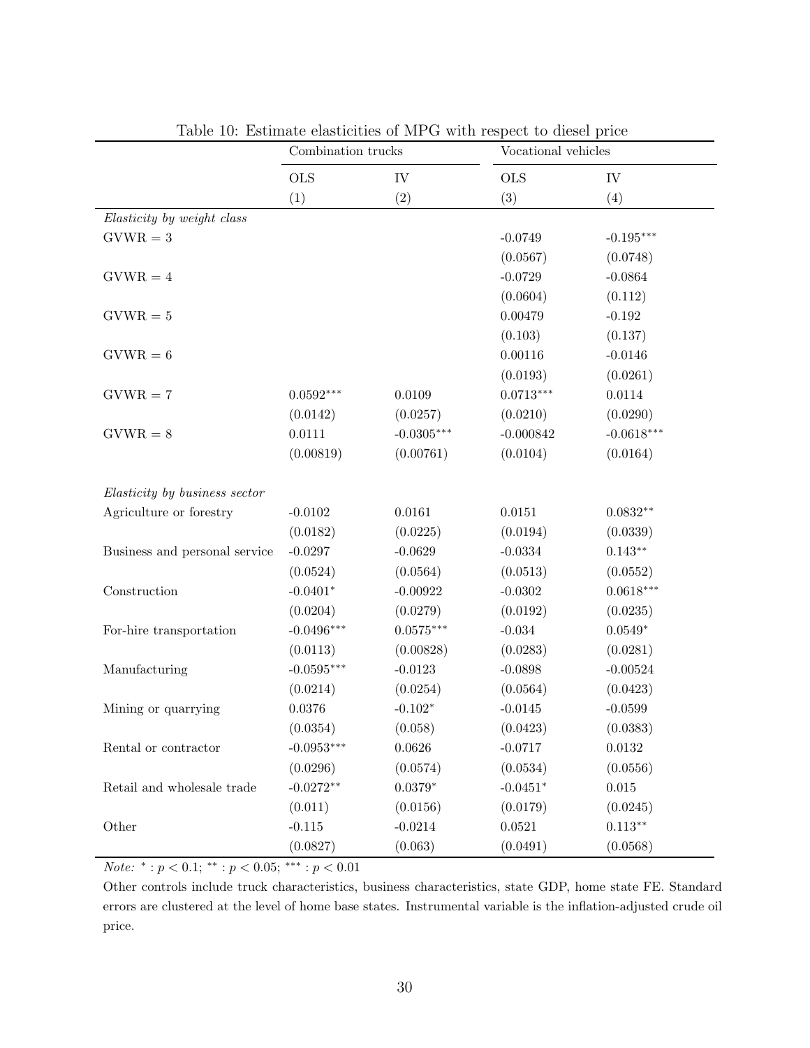Table 10: Estimate elasticities of MPG with respect to diesel price

| | Combination trucks | | Vocational vehicles | |
|---|---|---|---|---|
| | OLS | IV | OLS | IV |
| | (1) | (2) | (3) | (4) |
| *Elasticity by weight class* | | | | |
| GVWR = 3 | | | -0.0749 | -0.195*** |
| | | | (0.0567) | (0.0748) |
| GVWR = 4 | | | -0.0729 | -0.0864 |
| | | | (0.0604) | (0.112) |
| GVWR = 5 | | | 0.00479 | -0.192 |
| | | | (0.103) | (0.137) |
| GVWR = 6 | | | 0.00116 | -0.0146 |
| | | | (0.0193) | (0.0261) |
| GVWR = 7 | 0.0592*** | 0.0109 | 0.0713*** | 0.0114 |
| | (0.0142) | (0.0257) | (0.0210) | (0.0290) |
| GVWR = 8 | 0.0111 | -0.0305*** | -0.000842 | -0.0618*** |
| | (0.00819) | (0.00761) | (0.0104) | (0.0164) |
| *Elasticity by business sector* | | | | |
| Agriculture or forestry | -0.0102 | 0.0161 | 0.0151 | 0.0832** |
| | (0.0182) | (0.0225) | (0.0194) | (0.0339) |
| Business and personal service | -0.0297 | -0.0629 | -0.0334 | 0.143** |
| | (0.0524) | (0.0564) | (0.0513) | (0.0552) |
| Construction | -0.0401* | -0.00922 | -0.0302 | 0.0618*** |
| | (0.0204) | (0.0279) | (0.0192) | (0.0235) |
| For-hire transportation | -0.0496*** | 0.0575*** | -0.034 | 0.0549* |
| | (0.0113) | (0.00828) | (0.0283) | (0.0281) |
| Manufacturing | -0.0595*** | -0.0123 | -0.0898 | -0.00524 |
| | (0.0214) | (0.0254) | (0.0564) | (0.0423) |
| Mining or quarrying | 0.0376 | -0.102* | -0.0145 | -0.0599 |
| | (0.0354) | (0.058) | (0.0423) | (0.0383) |
| Rental or contractor | -0.0953*** | 0.0626 | -0.0717 | 0.0132 |
| | (0.0296) | (0.0574) | (0.0534) | (0.0556) |
| Retail and wholesale trade | -0.0272** | 0.0379* | -0.0451* | 0.015 |
| | (0.011) | (0.0156) | (0.0179) | (0.0245) |
| Other | -0.115 | -0.0214 | 0.0521 | 0.113** |
| | (0.0827) | (0.063) | (0.0491) | (0.0568) |

*Note:* * : $p < 0.1$; ** : $p < 0.05$; *** : $p < 0.01$

Other controls include truck characteristics, business characteristics, state GDP, home state FE. Standard errors are clustered at the level of home base states. Instrumental variable is the inflation-adjusted crude oil price.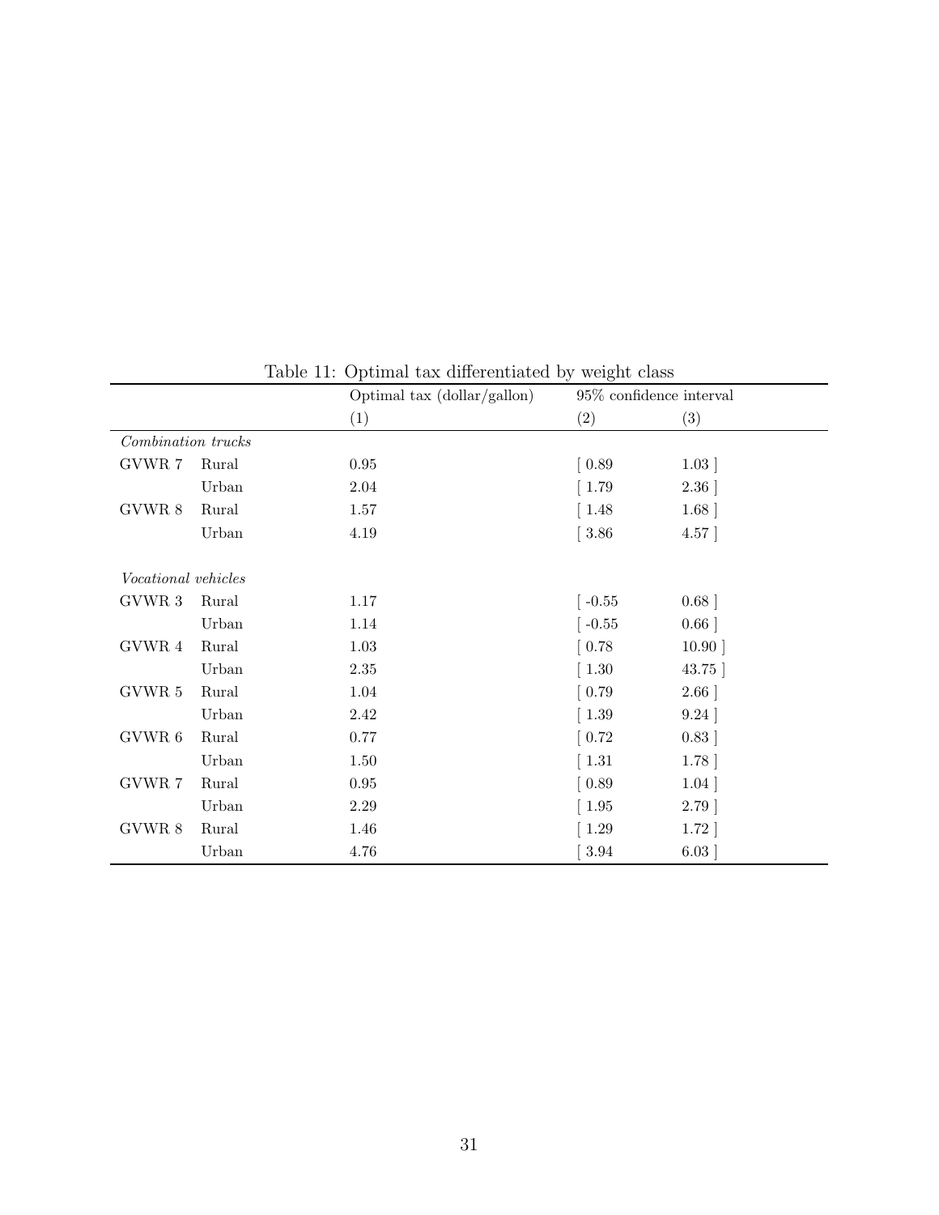Table 11: Optimal tax differentiated by weight class

| | | Optimal tax (dollar/gallon) | 95% confidence interval | |
|---|---|---|---|---|
| | | (1) | (2) | (3) |
| *Combination trucks* | | | | |
| GVWR 7 | Rural | 0.95 | [ 0.89 | 1.03 ] |
| | Urban | 2.04 | [ 1.79 | 2.36 ] |
| GVWR 8 | Rural | 1.57 | [ 1.48 | 1.68 ] |
| | Urban | 4.19 | [ 3.86 | 4.57 ] |
| | | | | |
| *Vocational vehicles* | | | | |
| GVWR 3 | Rural | 1.17 | [ -0.55 | 0.68 ] |
| | Urban | 1.14 | [ -0.55 | 0.66 ] |
| GVWR 4 | Rural | 1.03 | [ 0.78 | 10.90 ] |
| | Urban | 2.35 | [ 1.30 | 43.75 ] |
| GVWR 5 | Rural | 1.04 | [ 0.79 | 2.66 ] |
| | Urban | 2.42 | [ 1.39 | 9.24 ] |
| GVWR 6 | Rural | 0.77 | [ 0.72 | 0.83 ] |
| | Urban | 1.50 | [ 1.31 | 1.78 ] |
| GVWR 7 | Rural | 0.95 | [ 0.89 | 1.04 ] |
| | Urban | 2.29 | [ 1.95 | 2.79 ] |
| GVWR 8 | Rural | 1.46 | [ 1.29 | 1.72 ] |
| | Urban | 4.76 | [ 3.94 | 6.03 ] |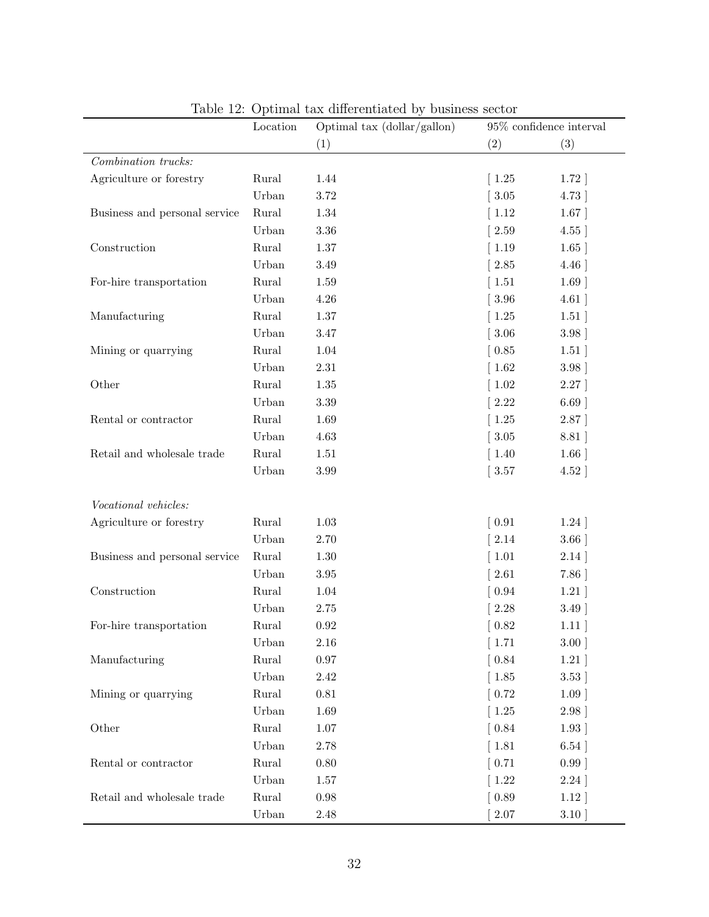Table 12: Optimal tax differentiated by business sector

| | Location | Optimal tax (dollar/gallon) | 95% confidence interval | |
|---|---|---|---|---|
| | | (1) | (2) | (3) |
| *Combination trucks:* | | | | |
| Agriculture or forestry | Rural | 1.44 | [ 1.25 | 1.72 ] |
| | Urban | 3.72 | [ 3.05 | 4.73 ] |
| Business and personal service | Rural | 1.34 | [ 1.12 | 1.67 ] |
| | Urban | 3.36 | [ 2.59 | 4.55 ] |
| Construction | Rural | 1.37 | [ 1.19 | 1.65 ] |
| | Urban | 3.49 | [ 2.85 | 4.46 ] |
| For-hire transportation | Rural | 1.59 | [ 1.51 | 1.69 ] |
| | Urban | 4.26 | [ 3.96 | 4.61 ] |
| Manufacturing | Rural | 1.37 | [ 1.25 | 1.51 ] |
| | Urban | 3.47 | [ 3.06 | 3.98 ] |
| Mining or quarrying | Rural | 1.04 | [ 0.85 | 1.51 ] |
| | Urban | 2.31 | [ 1.62 | 3.98 ] |
| Other | Rural | 1.35 | [ 1.02 | 2.27 ] |
| | Urban | 3.39 | [ 2.22 | 6.69 ] |
| Rental or contractor | Rural | 1.69 | [ 1.25 | 2.87 ] |
| | Urban | 4.63 | [ 3.05 | 8.81 ] |
| Retail and wholesale trade | Rural | 1.51 | [ 1.40 | 1.66 ] |
| | Urban | 3.99 | [ 3.57 | 4.52 ] |
| *Vocational vehicles:* | | | | |
| Agriculture or forestry | Rural | 1.03 | [ 0.91 | 1.24 ] |
| | Urban | 2.70 | [ 2.14 | 3.66 ] |
| Business and personal service | Rural | 1.30 | [ 1.01 | 2.14 ] |
| | Urban | 3.95 | [ 2.61 | 7.86 ] |
| Construction | Rural | 1.04 | [ 0.94 | 1.21 ] |
| | Urban | 2.75 | [ 2.28 | 3.49 ] |
| For-hire transportation | Rural | 0.92 | [ 0.82 | 1.11 ] |
| | Urban | 2.16 | [ 1.71 | 3.00 ] |
| Manufacturing | Rural | 0.97 | [ 0.84 | 1.21 ] |
| | Urban | 2.42 | [ 1.85 | 3.53 ] |
| Mining or quarrying | Rural | 0.81 | [ 0.72 | 1.09 ] |
| | Urban | 1.69 | [ 1.25 | 2.98 ] |
| Other | Rural | 1.07 | [ 0.84 | 1.93 ] |
| | Urban | 2.78 | [ 1.81 | 6.54 ] |
| Rental or contractor | Rural | 0.80 | [ 0.71 | 0.99 ] |
| | Urban | 1.57 | [ 1.22 | 2.24 ] |
| Retail and wholesale trade | Rural | 0.98 | [ 0.89 | 1.12 ] |
| | Urban | 2.48 | [ 2.07 | 3.10 ] |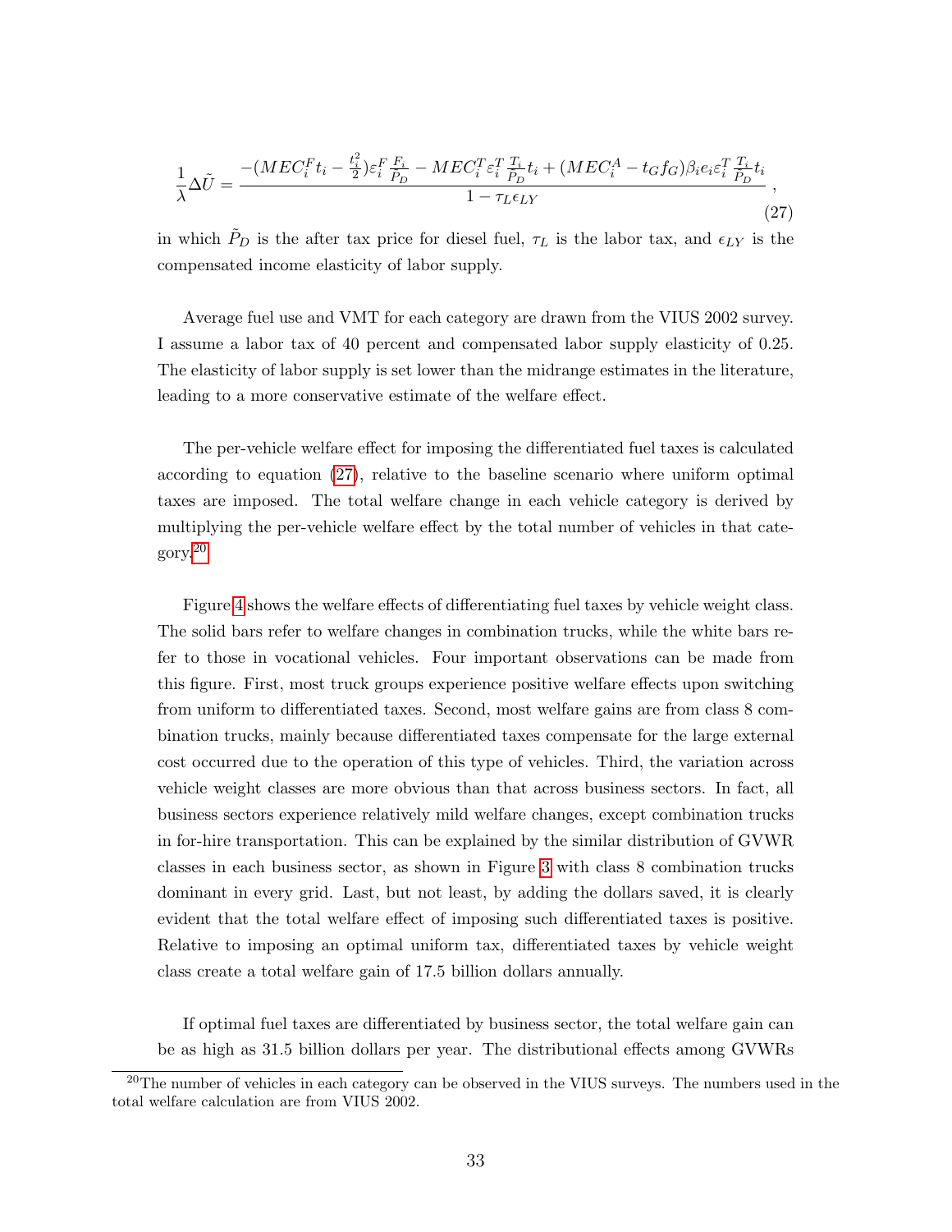$$\frac{1}{\lambda}\Delta\tilde{U} = \frac{-(MEC_i^F t_i - \frac{t_i^2}{2})\varepsilon_i^F \frac{F_i}{\tilde{P}_D} - MEC_i^T \varepsilon_i^T \frac{T_i}{\tilde{P}_D} t_i + (MEC_i^A - t_G f_G)\beta_i e_i \varepsilon_i^T \frac{T_i}{\tilde{P}_D} t_i}{1 - \tau_L \epsilon_{LY}}, \tag{27}$$

in which $\tilde{P}_D$ is the after tax price for diesel fuel, $\tau_L$ is the labor tax, and $\epsilon_{LY}$ is the compensated income elasticity of labor supply.

Average fuel use and VMT for each category are drawn from the VIUS 2002 survey. I assume a labor tax of 40 percent and compensated labor supply elasticity of 0.25. The elasticity of labor supply is set lower than the midrange estimates in the literature, leading to a more conservative estimate of the welfare effect.

The per-vehicle welfare effect for imposing the differentiated fuel taxes is calculated according to equation (27), relative to the baseline scenario where uniform optimal taxes are imposed. The total welfare change in each vehicle category is derived by multiplying the per-vehicle welfare effect by the total number of vehicles in that category.[20]

Figure 4 shows the welfare effects of differentiating fuel taxes by vehicle weight class. The solid bars refer to welfare changes in combination trucks, while the white bars refer to those in vocational vehicles. Four important observations can be made from this figure. First, most truck groups experience positive welfare effects upon switching from uniform to differentiated taxes. Second, most welfare gains are from class 8 combination trucks, mainly because differentiated taxes compensate for the large external cost occurred due to the operation of this type of vehicles. Third, the variation across vehicle weight classes are more obvious than that across business sectors. In fact, all business sectors experience relatively mild welfare changes, except combination trucks in for-hire transportation. This can be explained by the similar distribution of GVWR classes in each business sector, as shown in Figure 3 with class 8 combination trucks dominant in every grid. Last, but not least, by adding the dollars saved, it is clearly evident that the total welfare effect of imposing such differentiated taxes is positive. Relative to imposing an optimal uniform tax, differentiated taxes by vehicle weight class create a total welfare gain of 17.5 billion dollars annually.

If optimal fuel taxes are differentiated by business sector, the total welfare gain can be as high as 31.5 billion dollars per year. The distributional effects among GVWRs

[20]The number of vehicles in each category can be observed in the VIUS surveys. The numbers used in the total welfare calculation are from VIUS 2002.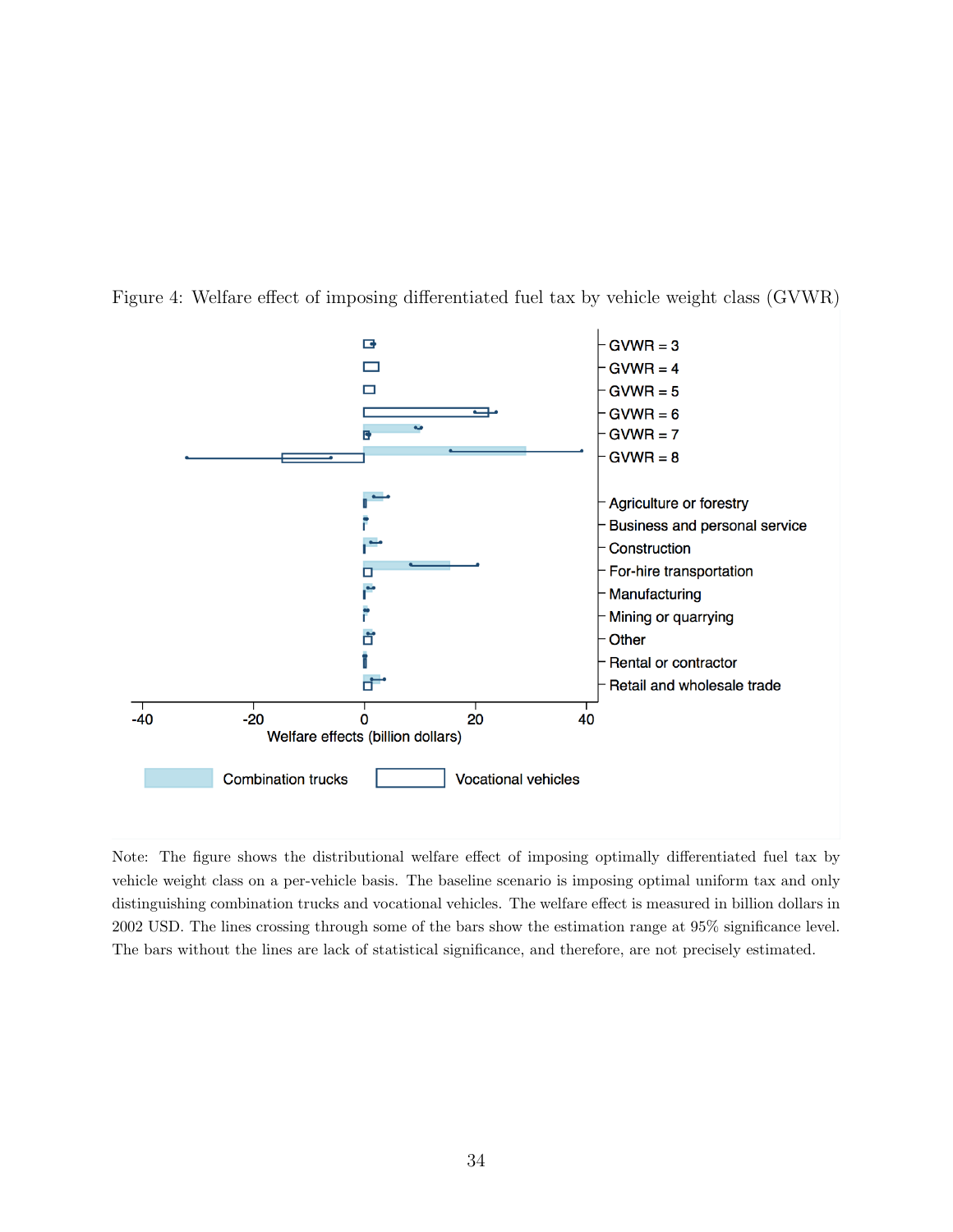Figure 4: Welfare effect of imposing differentiated fuel tax by vehicle weight class (GVWR)

Note: The figure shows the distributional welfare effect of imposing optimally differentiated fuel tax by vehicle weight class on a per-vehicle basis. The baseline scenario is imposing optimal uniform tax and only distinguishing combination trucks and vocational vehicles. The welfare effect is measured in billion dollars in 2002 USD. The lines crossing through some of the bars show the estimation range at 95% significance level. The bars without the lines are lack of statistical significance, and therefore, are not precisely estimated.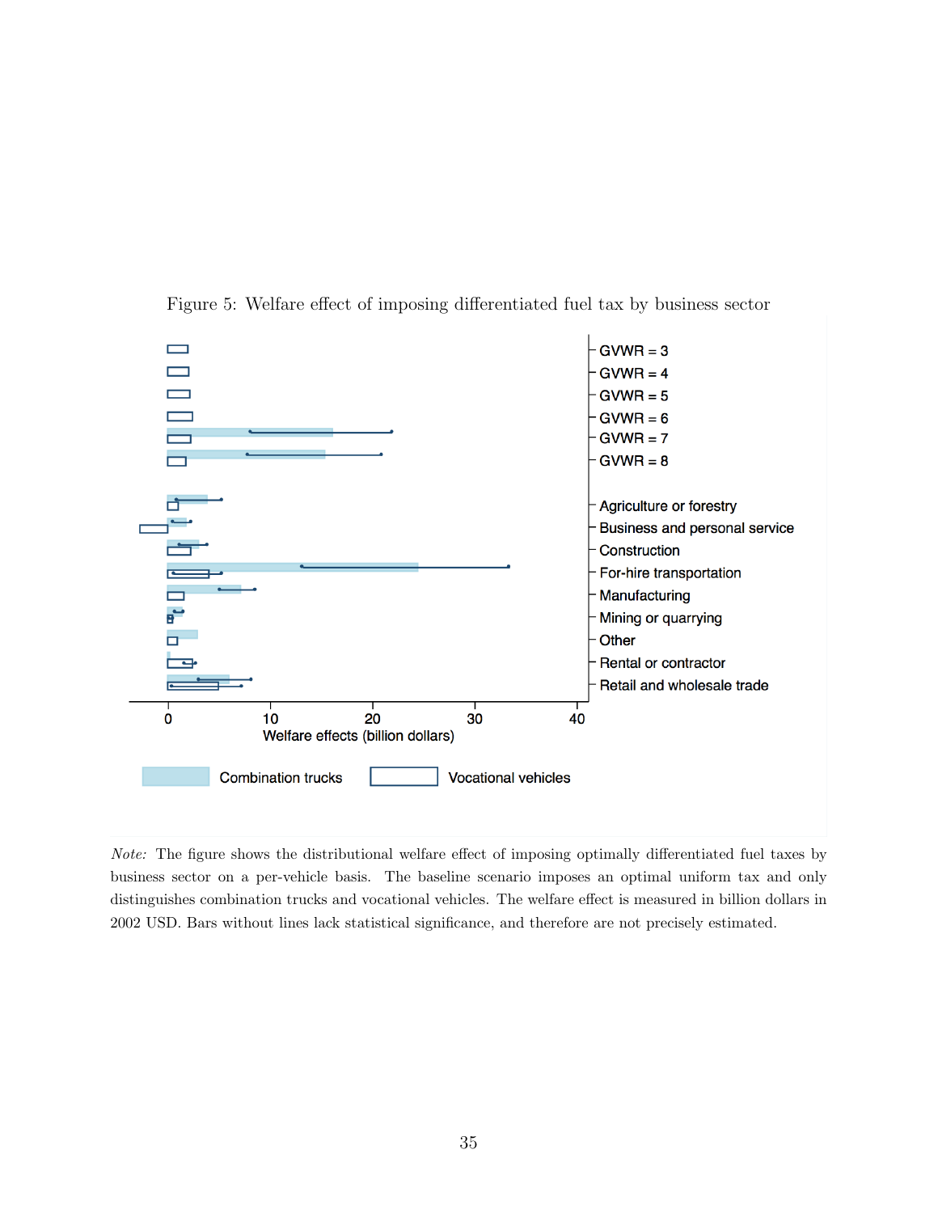Figure 5: Welfare effect of imposing differentiated fuel tax by business sector

GVWR = 3
GVWR = 4
GVWR = 5
GVWR = 6
GVWR = 7
GVWR = 8

Agriculture or forestry
Business and personal service
Construction
For-hire transportation
Manufacturing
Mining or quarrying
Other
Rental or contractor
Retail and wholesale trade

0 10 20 30 40
Welfare effects (billion dollars)

Combination trucks Vocational vehicles

*Note:* The figure shows the distributional welfare effect of imposing optimally differentiated fuel taxes by business sector on a per-vehicle basis. The baseline scenario imposes an optimal uniform tax and only distinguishes combination trucks and vocational vehicles. The welfare effect is measured in billion dollars in 2002 USD. Bars without lines lack statistical significance, and therefore are not precisely estimated.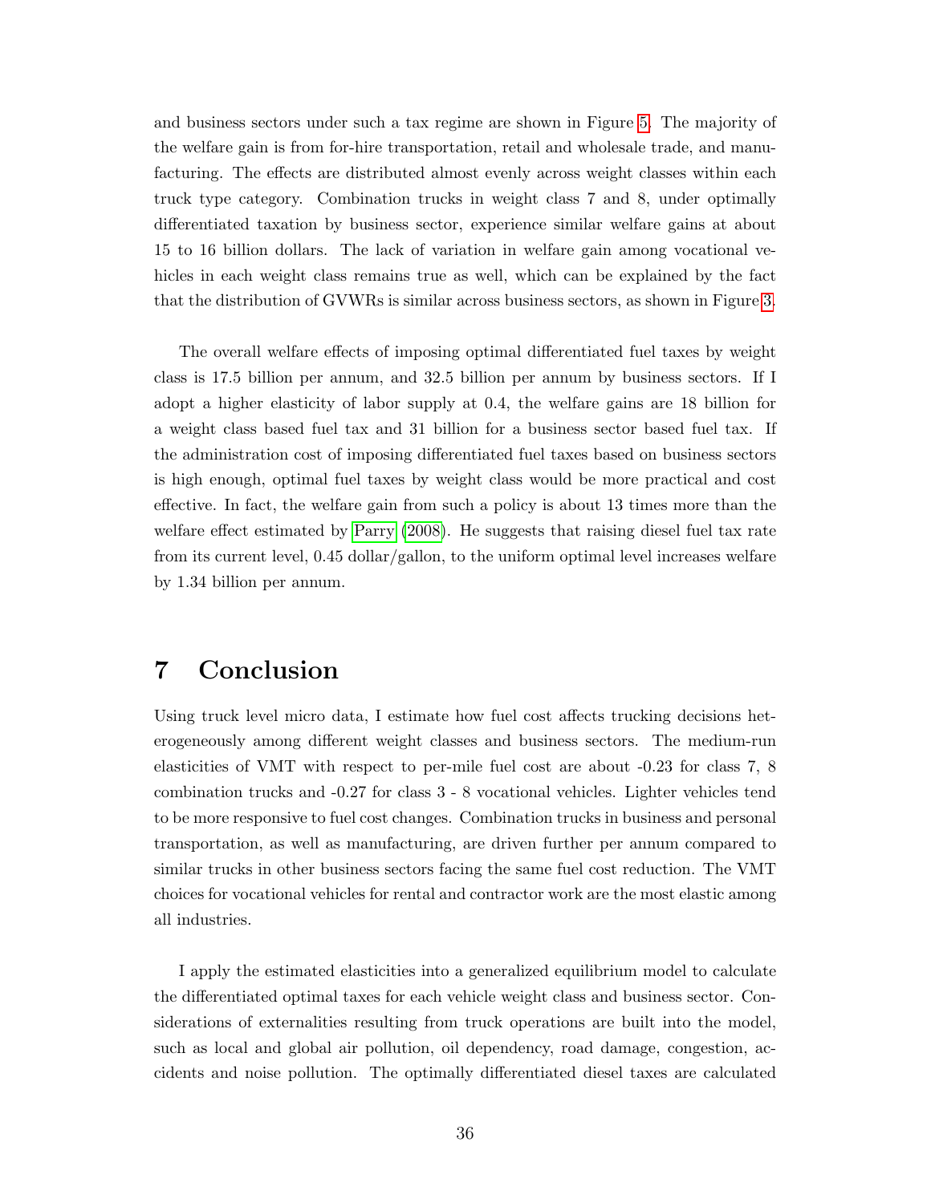and business sectors under such a tax regime are shown in Figure 5. The majority of the welfare gain is from for-hire transportation, retail and wholesale trade, and manufacturing. The effects are distributed almost evenly across weight classes within each truck type category. Combination trucks in weight class 7 and 8, under optimally differentiated taxation by business sector, experience similar welfare gains at about 15 to 16 billion dollars. The lack of variation in welfare gain among vocational vehicles in each weight class remains true as well, which can be explained by the fact that the distribution of GVWRs is similar across business sectors, as shown in Figure 3.

The overall welfare effects of imposing optimal differentiated fuel taxes by weight class is 17.5 billion per annum, and 32.5 billion per annum by business sectors. If I adopt a higher elasticity of labor supply at 0.4, the welfare gains are 18 billion for a weight class based fuel tax and 31 billion for a business sector based fuel tax. If the administration cost of imposing differentiated fuel taxes based on business sectors is high enough, optimal fuel taxes by weight class would be more practical and cost effective. In fact, the welfare gain from such a policy is about 13 times more than the welfare effect estimated by Parry (2008). He suggests that raising diesel fuel tax rate from its current level, 0.45 dollar/gallon, to the uniform optimal level increases welfare by 1.34 billion per annum.

# 7 Conclusion

Using truck level micro data, I estimate how fuel cost affects trucking decisions heterogeneously among different weight classes and business sectors. The medium-run elasticities of VMT with respect to per-mile fuel cost are about -0.23 for class 7, 8 combination trucks and -0.27 for class 3 - 8 vocational vehicles. Lighter vehicles tend to be more responsive to fuel cost changes. Combination trucks in business and personal transportation, as well as manufacturing, are driven further per annum compared to similar trucks in other business sectors facing the same fuel cost reduction. The VMT choices for vocational vehicles for rental and contractor work are the most elastic among all industries.

I apply the estimated elasticities into a generalized equilibrium model to calculate the differentiated optimal taxes for each vehicle weight class and business sector. Considerations of externalities resulting from truck operations are built into the model, such as local and global air pollution, oil dependency, road damage, congestion, accidents and noise pollution. The optimally differentiated diesel taxes are calculated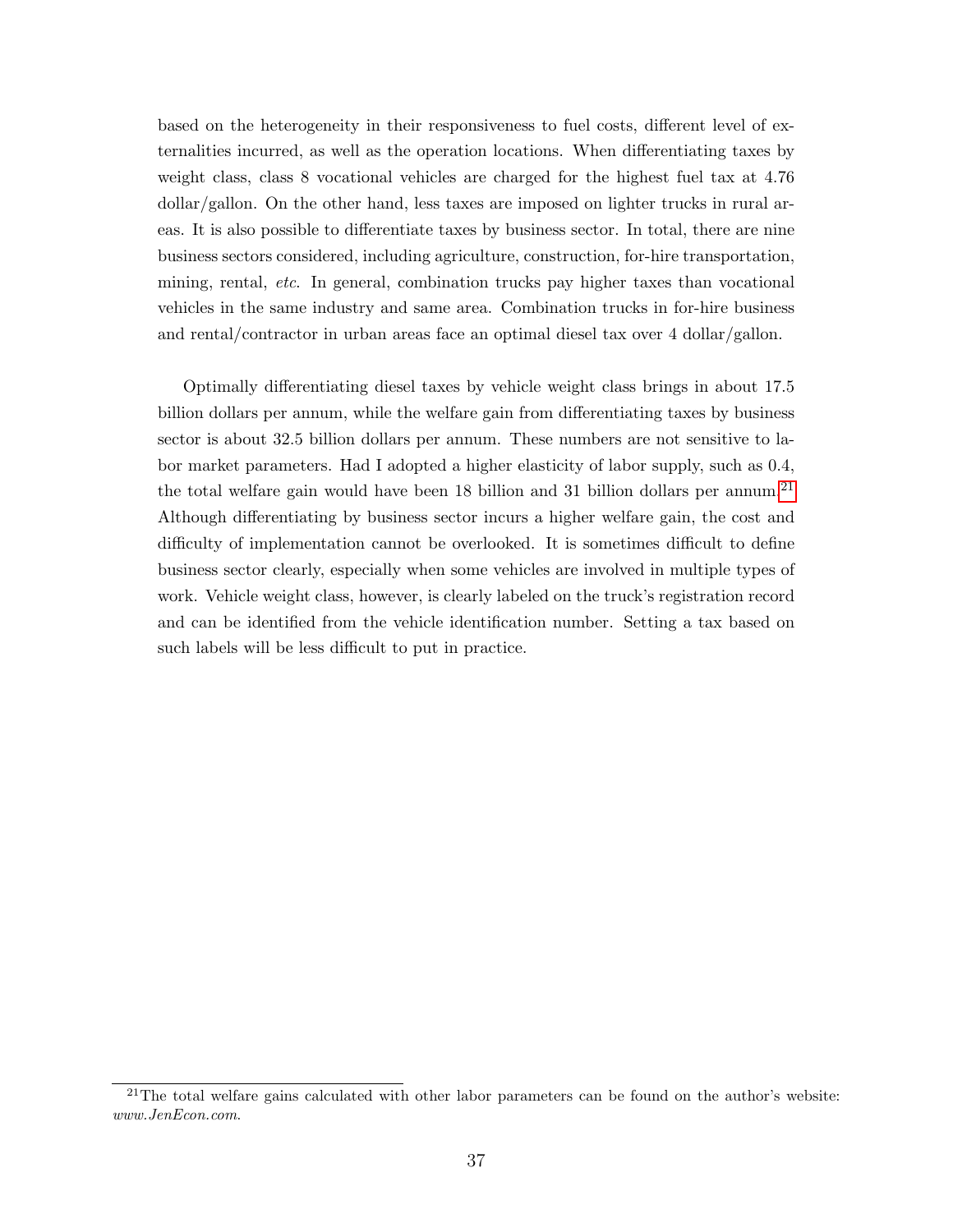based on the heterogeneity in their responsiveness to fuel costs, different level of externalities incurred, as well as the operation locations. When differentiating taxes by weight class, class 8 vocational vehicles are charged for the highest fuel tax at 4.76 dollar/gallon. On the other hand, less taxes are imposed on lighter trucks in rural areas. It is also possible to differentiate taxes by business sector. In total, there are nine business sectors considered, including agriculture, construction, for-hire transportation, mining, rental, *etc*. In general, combination trucks pay higher taxes than vocational vehicles in the same industry and same area. Combination trucks in for-hire business and rental/contractor in urban areas face an optimal diesel tax over 4 dollar/gallon.

Optimally differentiating diesel taxes by vehicle weight class brings in about 17.5 billion dollars per annum, while the welfare gain from differentiating taxes by business sector is about 32.5 billion dollars per annum. These numbers are not sensitive to labor market parameters. Had I adopted a higher elasticity of labor supply, such as 0.4, the total welfare gain would have been 18 billion and 31 billion dollars per annum.[21] Although differentiating by business sector incurs a higher welfare gain, the cost and difficulty of implementation cannot be overlooked. It is sometimes difficult to define business sector clearly, especially when some vehicles are involved in multiple types of work. Vehicle weight class, however, is clearly labeled on the truck's registration record and can be identified from the vehicle identification number. Setting a tax based on such labels will be less difficult to put in practice.

[21] The total welfare gains calculated with other labor parameters can be found on the author's website: *www.JenEcon.com*.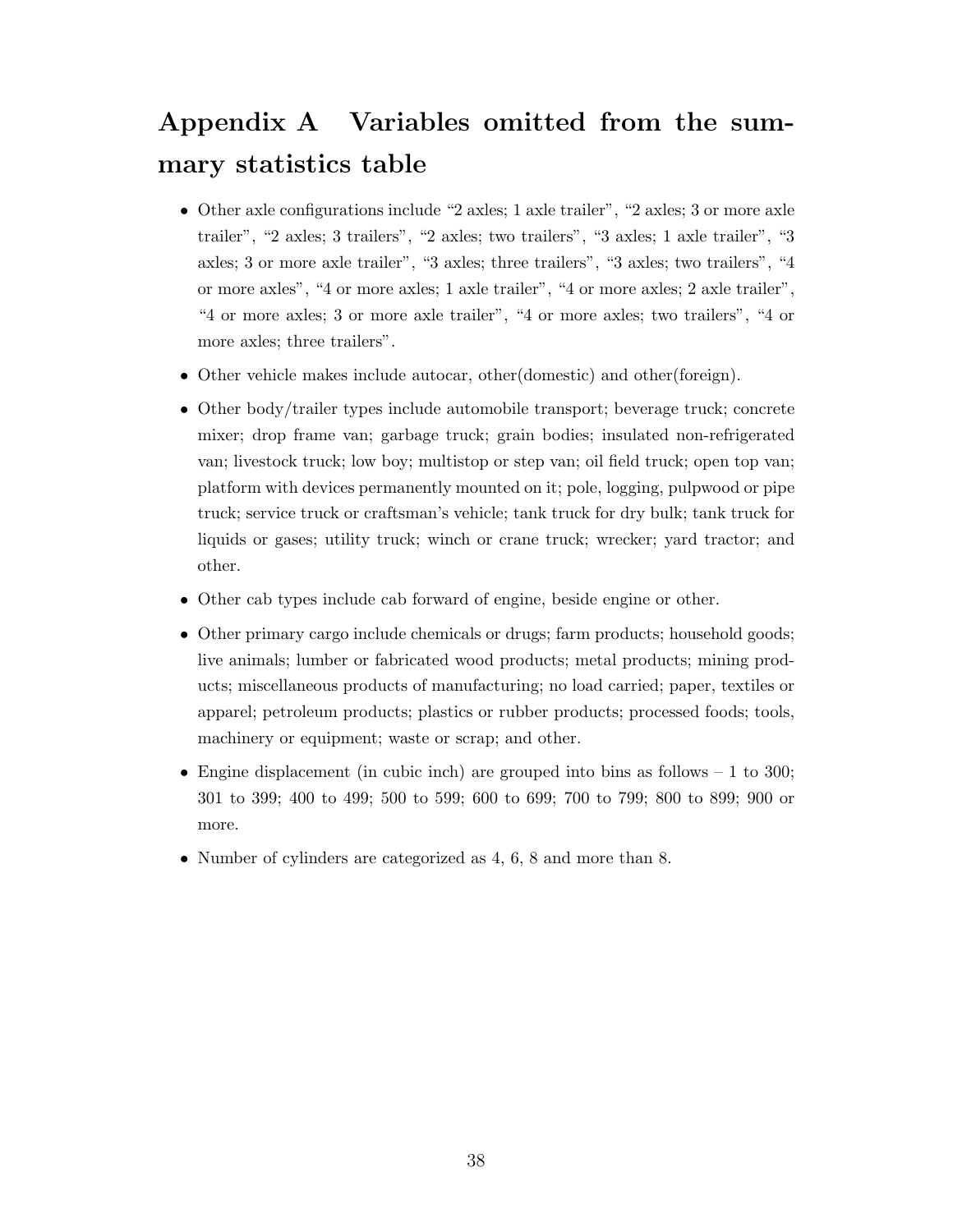# Appendix A Variables omitted from the summary statistics table

- Other axle configurations include "2 axles; 1 axle trailer", "2 axles; 3 or more axle trailer", "2 axles; 3 trailers", "2 axles; two trailers", "3 axles; 1 axle trailer", "3 axles; 3 or more axle trailer", "3 axles; three trailers", "3 axles; two trailers", "4 or more axles", "4 or more axles; 1 axle trailer", "4 or more axles; 2 axle trailer", "4 or more axles; 3 or more axle trailer", "4 or more axles; two trailers", "4 or more axles; three trailers".
- Other vehicle makes include autocar, other(domestic) and other(foreign).
- Other body/trailer types include automobile transport; beverage truck; concrete mixer; drop frame van; garbage truck; grain bodies; insulated non-refrigerated van; livestock truck; low boy; multistop or step van; oil field truck; open top van; platform with devices permanently mounted on it; pole, logging, pulpwood or pipe truck; service truck or craftsman's vehicle; tank truck for dry bulk; tank truck for liquids or gases; utility truck; winch or crane truck; wrecker; yard tractor; and other.
- Other cab types include cab forward of engine, beside engine or other.
- Other primary cargo include chemicals or drugs; farm products; household goods; live animals; lumber or fabricated wood products; metal products; mining products; miscellaneous products of manufacturing; no load carried; paper, textiles or apparel; petroleum products; plastics or rubber products; processed foods; tools, machinery or equipment; waste or scrap; and other.
- Engine displacement (in cubic inch) are grouped into bins as follows – 1 to 300; 301 to 399; 400 to 499; 500 to 599; 600 to 699; 700 to 799; 800 to 899; 900 or more.
- Number of cylinders are categorized as 4, 6, 8 and more than 8.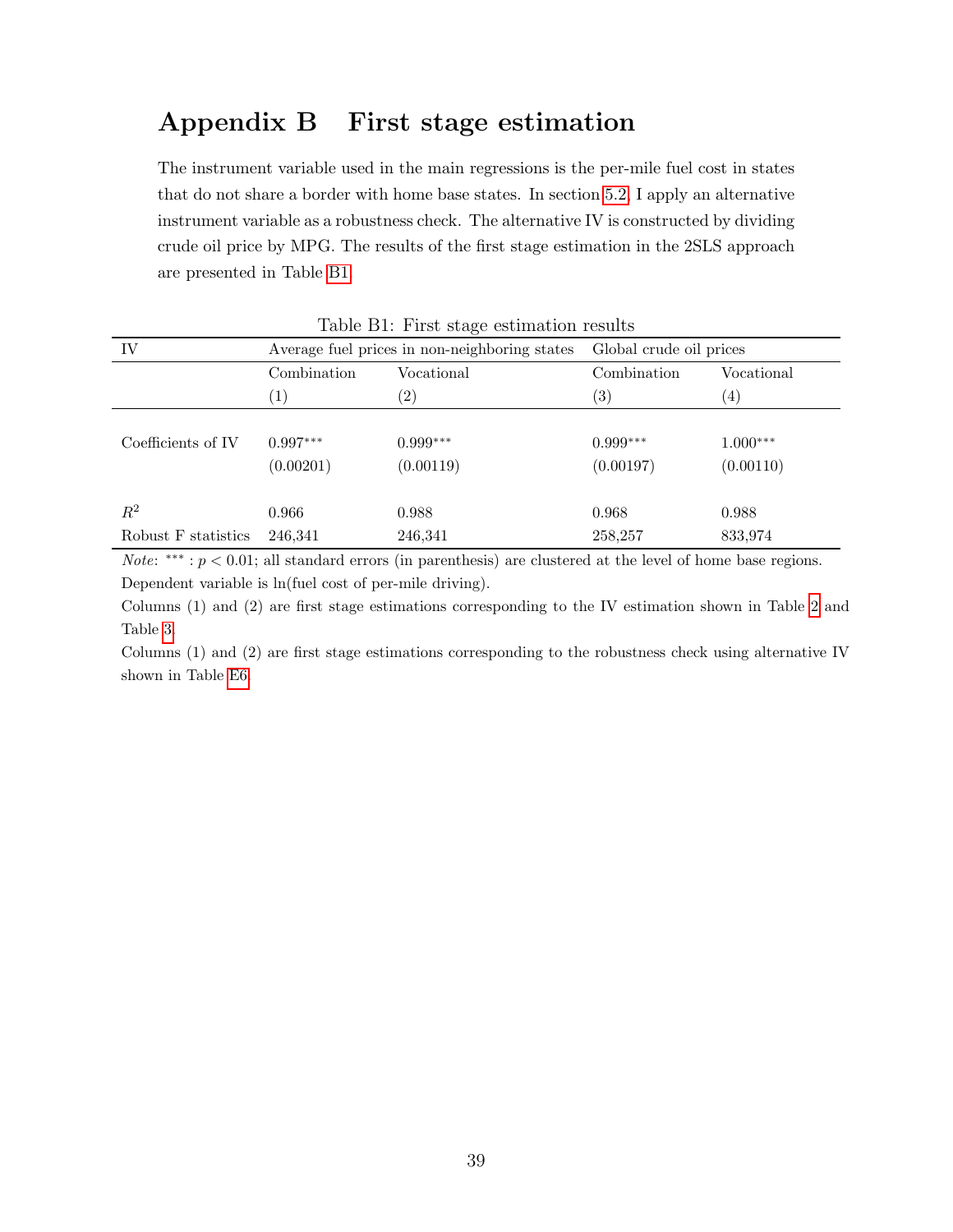# Appendix B First stage estimation

The instrument variable used in the main regressions is the per-mile fuel cost in states that do not share a border with home base states. In section 5.2, I apply an alternative instrument variable as a robustness check. The alternative IV is constructed by dividing crude oil price by MPG. The results of the first stage estimation in the 2SLS approach are presented in Table B1.

Table B1: First stage estimation results

| IV | Average fuel prices in non-neighboring states | | Global crude oil prices | |
|---|---|---|---|---|
| | Combination | Vocational | Combination | Vocational |
| | (1) | (2) | (3) | (4) |
| Coefficients of IV | 0.997*** | 0.999*** | 0.999*** | 1.000*** |
| | (0.00201) | (0.00119) | (0.00197) | (0.00110) |
| $R^2$ | 0.966 | 0.988 | 0.968 | 0.988 |
| Robust F statistics | 246,341 | 246,341 | 258,257 | 833,974 |

*Note*: *** : $p < 0.01$; all standard errors (in parenthesis) are clustered at the level of home base regions.
Dependent variable is ln(fuel cost of per-mile driving).
Columns (1) and (2) are first stage estimations corresponding to the IV estimation shown in Table 2 and Table 3.
Columns (1) and (2) are first stage estimations corresponding to the robustness check using alternative IV shown in Table E6.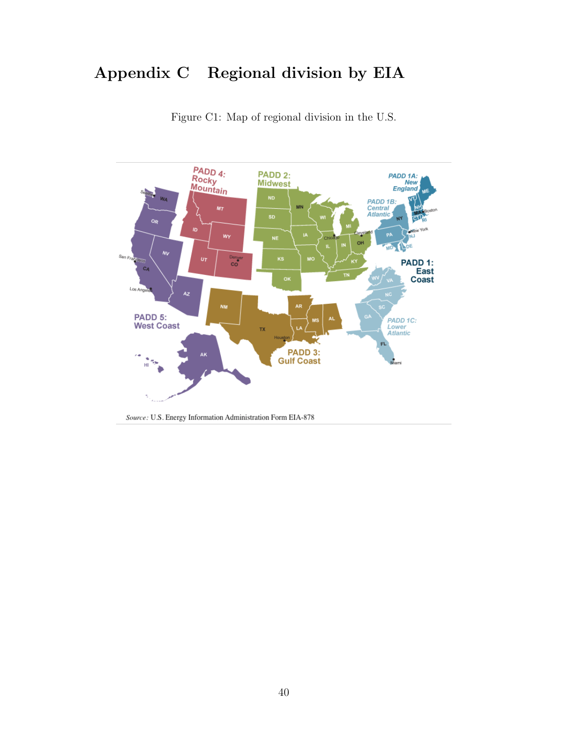# Appendix C Regional division by EIA

Figure C1: Map of regional division in the U.S.

*Source:* U.S. Energy Information Administration Form EIA-878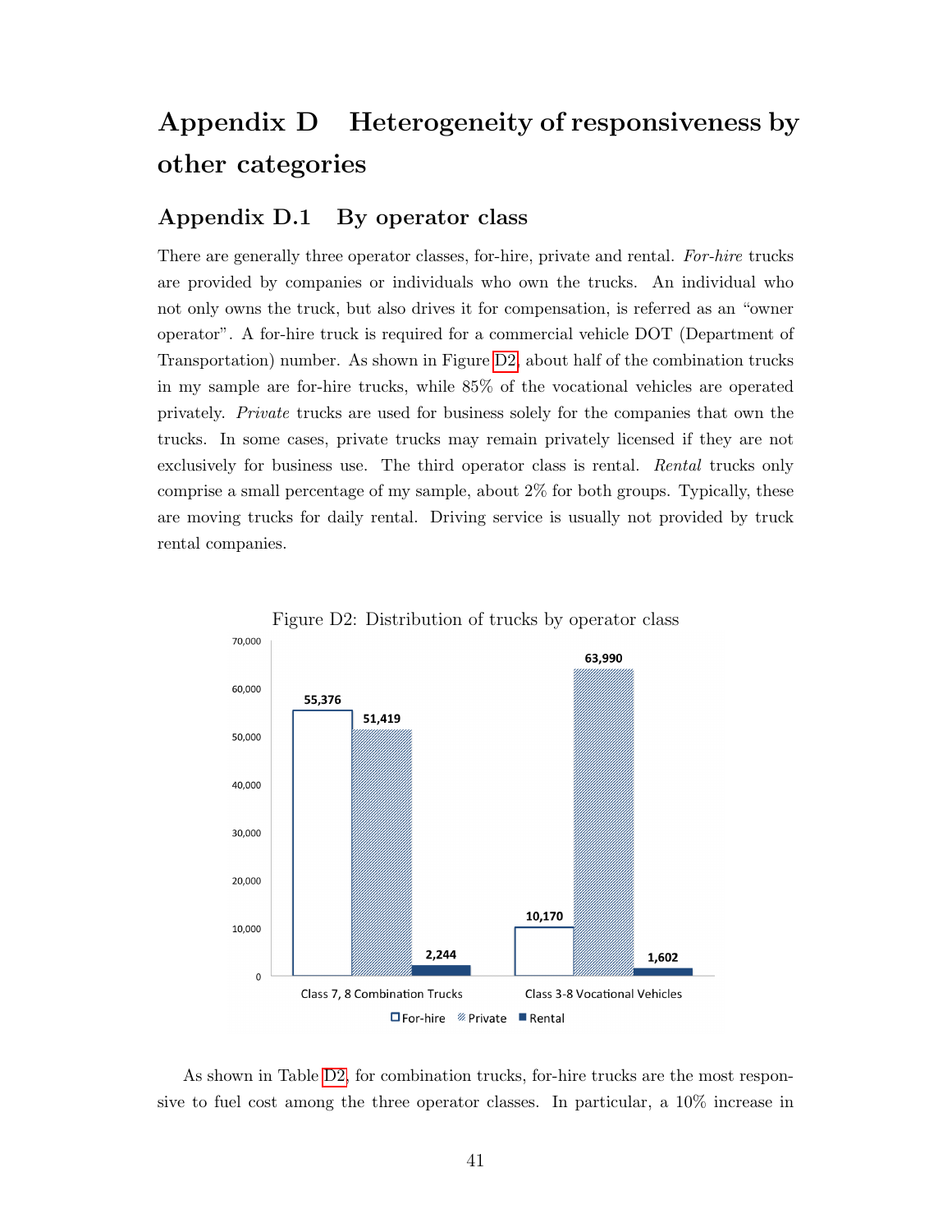# Appendix D Heterogeneity of responsiveness by other categories

## Appendix D.1 By operator class

There are generally three operator classes, for-hire, private and rental. *For-hire* trucks are provided by companies or individuals who own the trucks. An individual who not only owns the truck, but also drives it for compensation, is referred as an "owner operator". A for-hire truck is required for a commercial vehicle DOT (Department of Transportation) number. As shown in Figure D2, about half of the combination trucks in my sample are for-hire trucks, while 85% of the vocational vehicles are operated privately. *Private* trucks are used for business solely for the companies that own the trucks. In some cases, private trucks may remain privately licensed if they are not exclusively for business use. The third operator class is rental. *Rental* trucks only comprise a small percentage of my sample, about 2% for both groups. Typically, these are moving trucks for daily rental. Driving service is usually not provided by truck rental companies.

Figure D2: Distribution of trucks by operator class

| | For-hire | Private | Rental |
|---|---|---|---|
| Class 7, 8 Combination Trucks | 55,376 | 51,419 | 2,244 |
| Class 3-8 Vocational Vehicles | 10,170 | 63,990 | 1,602 |

As shown in Table D2, for combination trucks, for-hire trucks are the most responsive to fuel cost among the three operator classes. In particular, a 10% increase in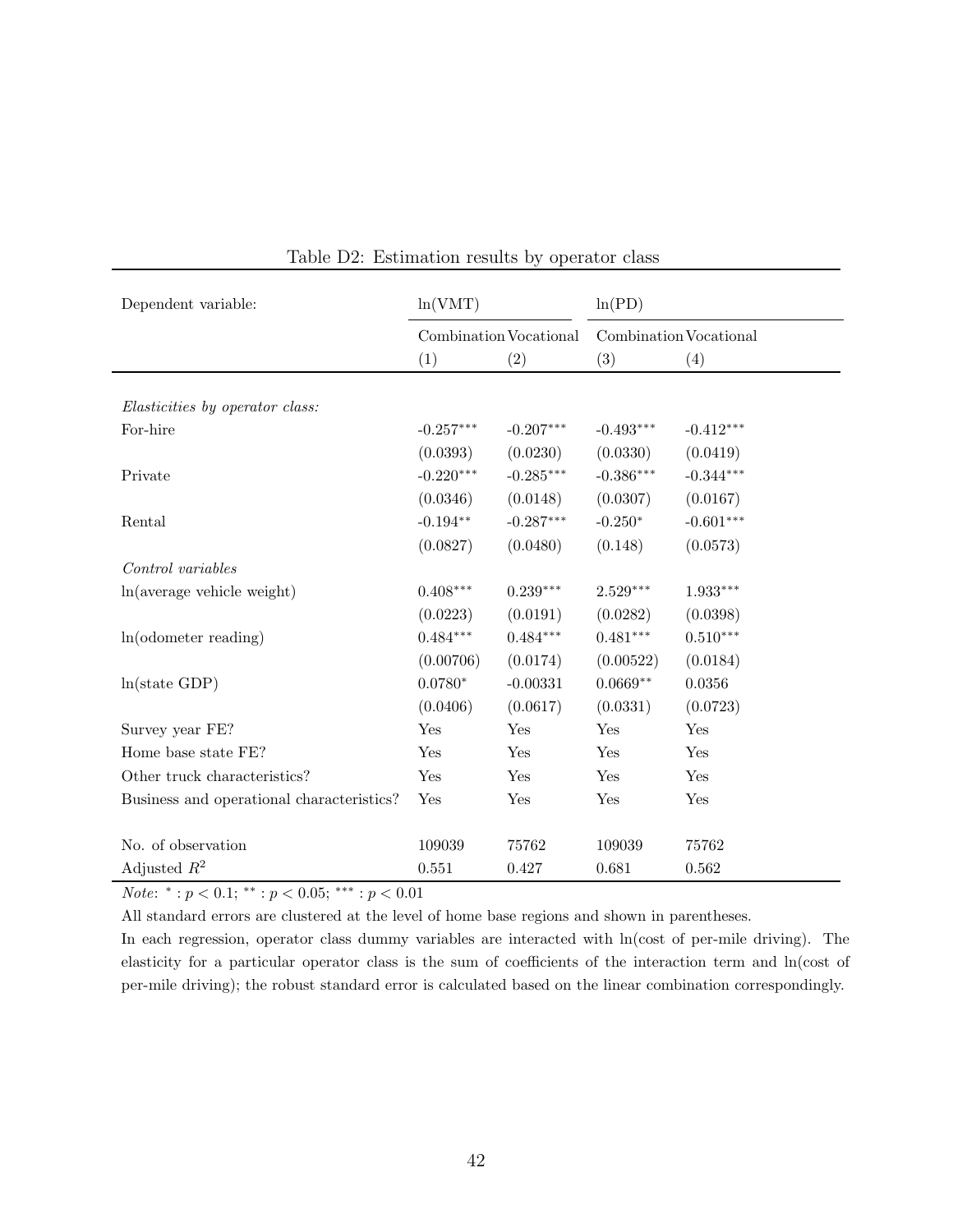Table D2: Estimation results by operator class

| Dependent variable: | ln(VMT) | | ln(PD) | |
|---|---|---|---|---|
| | Combination | Vocational | Combination | Vocational |
| | (1) | (2) | (3) | (4) |
| *Elasticities by operator class:* | | | | |
| For-hire | -0.257*** | -0.207*** | -0.493*** | -0.412*** |
| | (0.0393) | (0.0230) | (0.0330) | (0.0419) |
| Private | -0.220*** | -0.285*** | -0.386*** | -0.344*** |
| | (0.0346) | (0.0148) | (0.0307) | (0.0167) |
| Rental | -0.194** | -0.287*** | -0.250* | -0.601*** |
| | (0.0827) | (0.0480) | (0.148) | (0.0573) |
| *Control variables* | | | | |
| ln(average vehicle weight) | 0.408*** | 0.239*** | 2.529*** | 1.933*** |
| | (0.0223) | (0.0191) | (0.0282) | (0.0398) |
| ln(odometer reading) | 0.484*** | 0.484*** | 0.481*** | 0.510*** |
| | (0.00706) | (0.0174) | (0.00522) | (0.0184) |
| ln(state GDP) | 0.0780* | -0.00331 | 0.0669** | 0.0356 |
| | (0.0406) | (0.0617) | (0.0331) | (0.0723) |
| Survey year FE? | Yes | Yes | Yes | Yes |
| Home base state FE? | Yes | Yes | Yes | Yes |
| Other truck characteristics? | Yes | Yes | Yes | Yes |
| Business and operational characteristics? | Yes | Yes | Yes | Yes |
| No. of observation | 109039 | 75762 | 109039 | 75762 |
| Adjusted $R^2$ | 0.551 | 0.427 | 0.681 | 0.562 |

*Note*: $^{*}: p < 0.1$; $^{**}: p < 0.05$; $^{***}: p < 0.01$

All standard errors are clustered at the level of home base regions and shown in parentheses.

In each regression, operator class dummy variables are interacted with ln(cost of per-mile driving). The elasticity for a particular operator class is the sum of coefficients of the interaction term and ln(cost of per-mile driving); the robust standard error is calculated based on the linear combination correspondingly.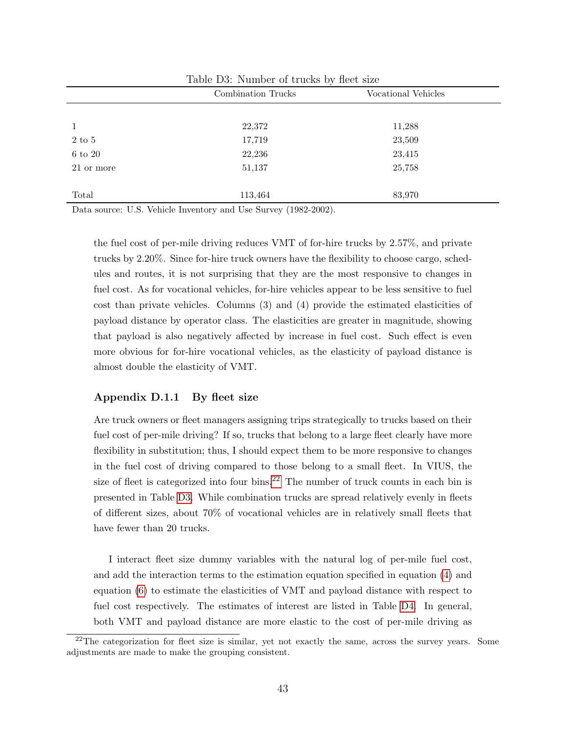Table D3: Number of trucks by fleet size

|  | Combination Trucks | Vocational Vehicles |
|---|---|---|
| 1 | 22,372 | 11,288 |
| 2 to 5 | 17,719 | 23,509 |
| 6 to 20 | 22,236 | 23,415 |
| 21 or more | 51,137 | 25,758 |
| Total | 113,464 | 83,970 |

Data source: U.S. Vehicle Inventory and Use Survey (1982-2002).

the fuel cost of per-mile driving reduces VMT of for-hire trucks by 2.57%, and private trucks by 2.20%. Since for-hire truck owners have the flexibility to choose cargo, schedules and routes, it is not surprising that they are the most responsive to changes in fuel cost. As for vocational vehicles, for-hire vehicles appear to be less sensitive to fuel cost than private vehicles. Columns (3) and (4) provide the estimated elasticities of payload distance by operator class. The elasticities are greater in magnitude, showing that payload is also negatively affected by increase in fuel cost. Such effect is even more obvious for for-hire vocational vehicles, as the elasticity of payload distance is almost double the elasticity of VMT.

#### Appendix D.1.1 By fleet size

Are truck owners or fleet managers assigning trips strategically to trucks based on their fuel cost of per-mile driving? If so, trucks that belong to a large fleet clearly have more flexibility in substitution; thus, I should expect them to be more responsive to changes in the fuel cost of driving compared to those belong to a small fleet. In VIUS, the size of fleet is categorized into four bins.[22] The number of truck counts in each bin is presented in Table D3. While combination trucks are spread relatively evenly in fleets of different sizes, about 70% of vocational vehicles are in relatively small fleets that have fewer than 20 trucks.

I interact fleet size dummy variables with the natural log of per-mile fuel cost, and add the interaction terms to the estimation equation specified in equation (4) and equation (6) to estimate the elasticities of VMT and payload distance with respect to fuel cost respectively. The estimates of interest are listed in Table D4. In general, both VMT and payload distance are more elastic to the cost of per-mile driving as

[22] The categorization for fleet size is similar, yet not exactly the same, across the survey years. Some adjustments are made to make the grouping consistent.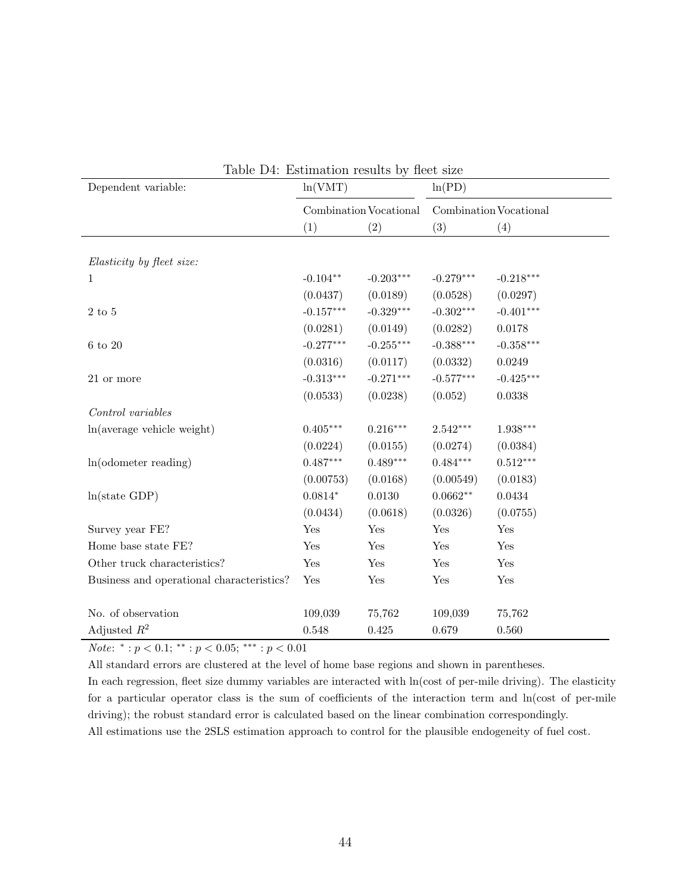Table D4: Estimation results by fleet size

| Dependent variable: | ln(VMT) | | ln(PD) | |
|---|---|---|---|---|
| | Combination | Vocational | Combination | Vocational |
| | (1) | (2) | (3) | (4) |
| *Elasticity by fleet size:* | | | | |
| 1 | -0.104** | -0.203*** | -0.279*** | -0.218*** |
| | (0.0437) | (0.0189) | (0.0528) | (0.0297) |
| 2 to 5 | -0.157*** | -0.329*** | -0.302*** | -0.401*** |
| | (0.0281) | (0.0149) | (0.0282) | 0.0178 |
| 6 to 20 | -0.277*** | -0.255*** | -0.388*** | -0.358*** |
| | (0.0316) | (0.0117) | (0.0332) | 0.0249 |
| 21 or more | -0.313*** | -0.271*** | -0.577*** | -0.425*** |
| | (0.0533) | (0.0238) | (0.052) | 0.0338 |
| *Control variables* | | | | |
| ln(average vehicle weight) | 0.405*** | 0.216*** | 2.542*** | 1.938*** |
| | (0.0224) | (0.0155) | (0.0274) | (0.0384) |
| ln(odometer reading) | 0.487*** | 0.489*** | 0.484*** | 0.512*** |
| | (0.00753) | (0.0168) | (0.00549) | (0.0183) |
| ln(state GDP) | 0.0814* | 0.0130 | 0.0662** | 0.0434 |
| | (0.0434) | (0.0618) | (0.0326) | (0.0755) |
| Survey year FE? | Yes | Yes | Yes | Yes |
| Home base state FE? | Yes | Yes | Yes | Yes |
| Other truck characteristics? | Yes | Yes | Yes | Yes |
| Business and operational characteristics? | Yes | Yes | Yes | Yes |
| No. of observation | 109,039 | 75,762 | 109,039 | 75,762 |
| Adjusted $R^2$ | 0.548 | 0.425 | 0.679 | 0.560 |

*Note*: $^{*}: p < 0.1$; $^{**}: p < 0.05$; $^{***}: p < 0.01$

All standard errors are clustered at the level of home base regions and shown in parentheses.

In each regression, fleet size dummy variables are interacted with ln(cost of per-mile driving). The elasticity for a particular operator class is the sum of coefficients of the interaction term and ln(cost of per-mile driving); the robust standard error is calculated based on the linear combination correspondingly.

All estimations use the 2SLS estimation approach to control for the plausible endogeneity of fuel cost.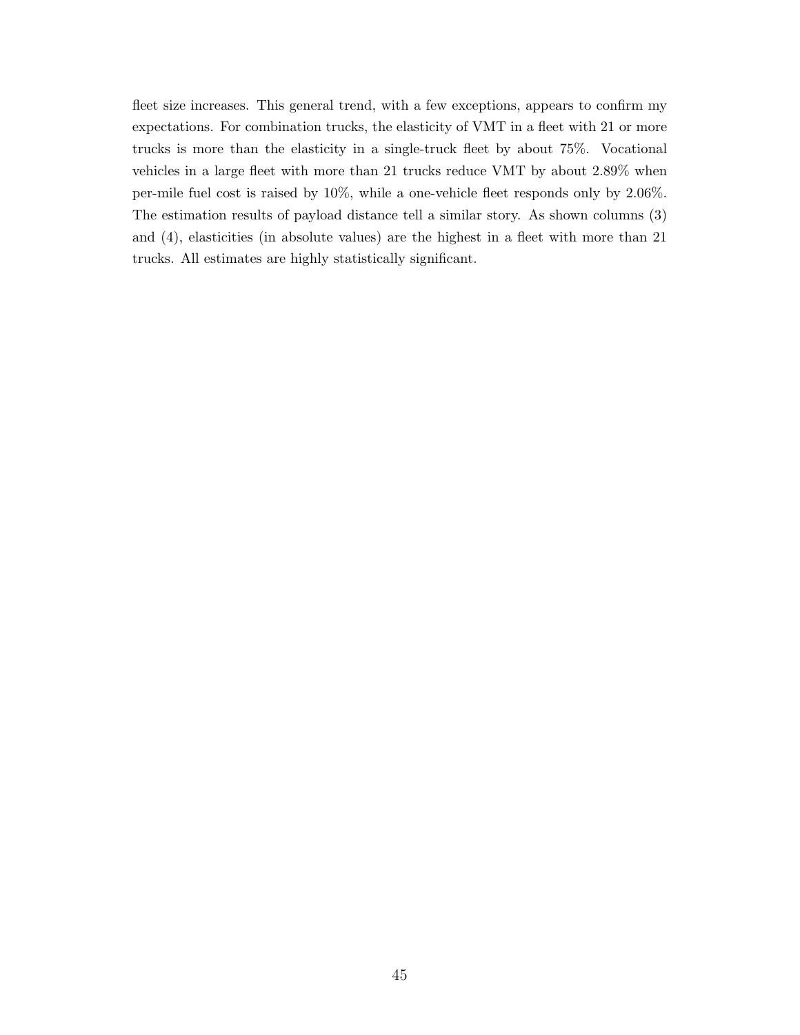fleet size increases. This general trend, with a few exceptions, appears to confirm my expectations. For combination trucks, the elasticity of VMT in a fleet with 21 or more trucks is more than the elasticity in a single-truck fleet by about 75%. Vocational vehicles in a large fleet with more than 21 trucks reduce VMT by about 2.89% when per-mile fuel cost is raised by 10%, while a one-vehicle fleet responds only by 2.06%. The estimation results of payload distance tell a similar story. As shown columns (3) and (4), elasticities (in absolute values) are the highest in a fleet with more than 21 trucks. All estimates are highly statistically significant.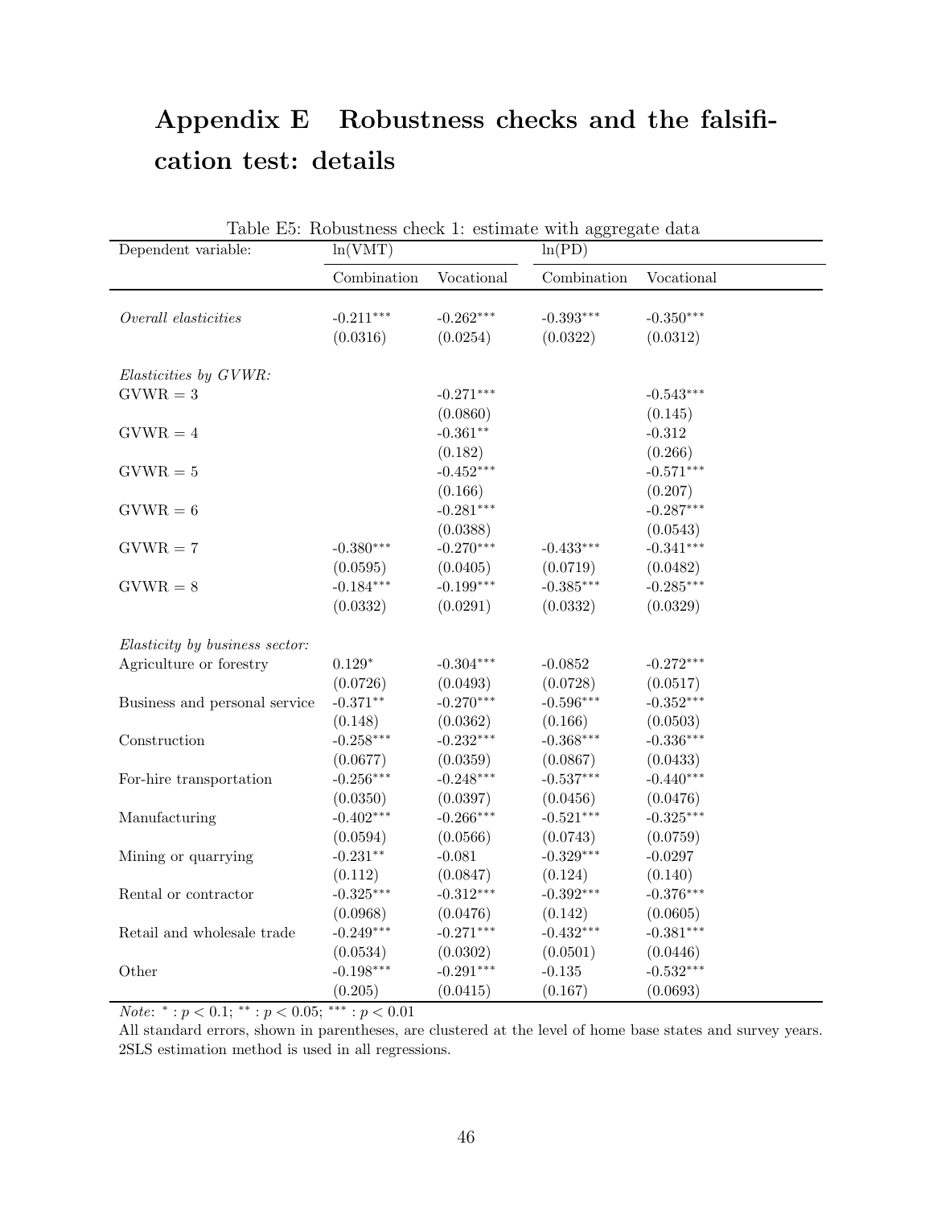# Appendix E Robustness checks and the falsification test: details

Table E5: Robustness check 1: estimate with aggregate data

| Dependent variable: | ln(VMT) | | ln(PD) | |
|---|---|---|---|---|
| | Combination | Vocational | Combination | Vocational |
| *Overall elasticities* | -0.211*** | -0.262*** | -0.393*** | -0.350*** |
| | (0.0316) | (0.0254) | (0.0322) | (0.0312) |
| *Elasticities by GVWR:* | | | | |
| GVWR = 3 | | -0.271*** | | -0.543*** |
| | | (0.0860) | | (0.145) |
| GVWR = 4 | | -0.361** | | -0.312 |
| | | (0.182) | | (0.266) |
| GVWR = 5 | | -0.452*** | | -0.571*** |
| | | (0.166) | | (0.207) |
| GVWR = 6 | | -0.281*** | | -0.287*** |
| | | (0.0388) | | (0.0543) |
| GVWR = 7 | -0.380*** | -0.270*** | -0.433*** | -0.341*** |
| | (0.0595) | (0.0405) | (0.0719) | (0.0482) |
| GVWR = 8 | -0.184*** | -0.199*** | -0.385*** | -0.285*** |
| | (0.0332) | (0.0291) | (0.0332) | (0.0329) |
| *Elasticity by business sector:* | | | | |
| Agriculture or forestry | 0.129* | -0.304*** | -0.0852 | -0.272*** |
| | (0.0726) | (0.0493) | (0.0728) | (0.0517) |
| Business and personal service | -0.371** | -0.270*** | -0.596*** | -0.352*** |
| | (0.148) | (0.0362) | (0.166) | (0.0503) |
| Construction | -0.258*** | -0.232*** | -0.368*** | -0.336*** |
| | (0.0677) | (0.0359) | (0.0867) | (0.0433) |
| For-hire transportation | -0.256*** | -0.248*** | -0.537*** | -0.440*** |
| | (0.0350) | (0.0397) | (0.0456) | (0.0476) |
| Manufacturing | -0.402*** | -0.266*** | -0.521*** | -0.325*** |
| | (0.0594) | (0.0566) | (0.0743) | (0.0759) |
| Mining or quarrying | -0.231** | -0.081 | -0.329*** | -0.0297 |
| | (0.112) | (0.0847) | (0.124) | (0.140) |
| Rental or contractor | -0.325*** | -0.312*** | -0.392*** | -0.376*** |
| | (0.0968) | (0.0476) | (0.142) | (0.0605) |
| Retail and wholesale trade | -0.249*** | -0.271*** | -0.432*** | -0.381*** |
| | (0.0534) | (0.0302) | (0.0501) | (0.0446) |
| Other | -0.198*** | -0.291*** | -0.135 | -0.532*** |
| | (0.205) | (0.0415) | (0.167) | (0.0693) |

*Note*: * : $p < 0.1$; ** : $p < 0.05$; *** : $p < 0.01$

All standard errors, shown in parentheses, are clustered at the level of home base states and survey years. 2SLS estimation method is used in all regressions.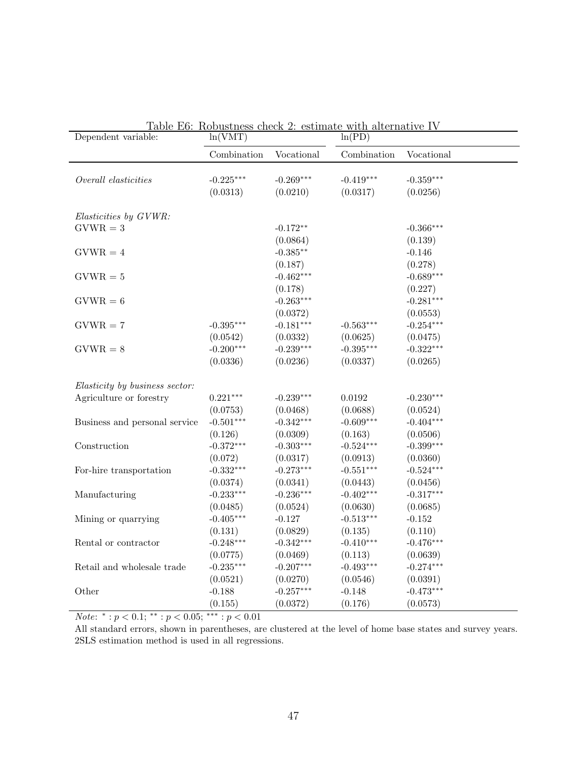Table E6: Robustness check 2: estimate with alternative IV

| Dependent variable: | ln(VMT) | | ln(PD) | |
|---|---|---|---|---|
| | Combination | Vocational | Combination | Vocational |
| *Overall elasticities* | -0.225*** | -0.269*** | -0.419*** | -0.359*** |
| | (0.0313) | (0.0210) | (0.0317) | (0.0256) |
| *Elasticities by GVWR:* | | | | |
| GVWR = 3 | | -0.172** | | -0.366*** |
| | | (0.0864) | | (0.139) |
| GVWR = 4 | | -0.385** | | -0.146 |
| | | (0.187) | | (0.278) |
| GVWR = 5 | | -0.462*** | | -0.689*** |
| | | (0.178) | | (0.227) |
| GVWR = 6 | | -0.263*** | | -0.281*** |
| | | (0.0372) | | (0.0553) |
| GVWR = 7 | -0.395*** | -0.181*** | -0.563*** | -0.254*** |
| | (0.0542) | (0.0332) | (0.0625) | (0.0475) |
| GVWR = 8 | -0.200*** | -0.239*** | -0.395*** | -0.322*** |
| | (0.0336) | (0.0236) | (0.0337) | (0.0265) |
| *Elasticity by business sector:* | | | | |
| Agriculture or forestry | 0.221*** | -0.239*** | 0.0192 | -0.230*** |
| | (0.0753) | (0.0468) | (0.0688) | (0.0524) |
| Business and personal service | -0.501*** | -0.342*** | -0.609*** | -0.404*** |
| | (0.126) | (0.0309) | (0.163) | (0.0506) |
| Construction | -0.372*** | -0.303*** | -0.524*** | -0.399*** |
| | (0.072) | (0.0317) | (0.0913) | (0.0360) |
| For-hire transportation | -0.332*** | -0.273*** | -0.551*** | -0.524*** |
| | (0.0374) | (0.0341) | (0.0443) | (0.0456) |
| Manufacturing | -0.233*** | -0.236*** | -0.402*** | -0.317*** |
| | (0.0485) | (0.0524) | (0.0630) | (0.0685) |
| Mining or quarrying | -0.405*** | -0.127 | -0.513*** | -0.152 |
| | (0.131) | (0.0829) | (0.135) | (0.110) |
| Rental or contractor | -0.248*** | -0.342*** | -0.410*** | -0.476*** |
| | (0.0775) | (0.0469) | (0.113) | (0.0639) |
| Retail and wholesale trade | -0.235*** | -0.207*** | -0.493*** | -0.274*** |
| | (0.0521) | (0.0270) | (0.0546) | (0.0391) |
| Other | -0.188 | -0.257*** | -0.148 | -0.473*** |
| | (0.155) | (0.0372) | (0.176) | (0.0573) |

*Note*: $^{*}: p < 0.1$; $^{**}: p < 0.05$; $^{***}: p < 0.01$

All standard errors, shown in parentheses, are clustered at the level of home base states and survey years. 2SLS estimation method is used in all regressions.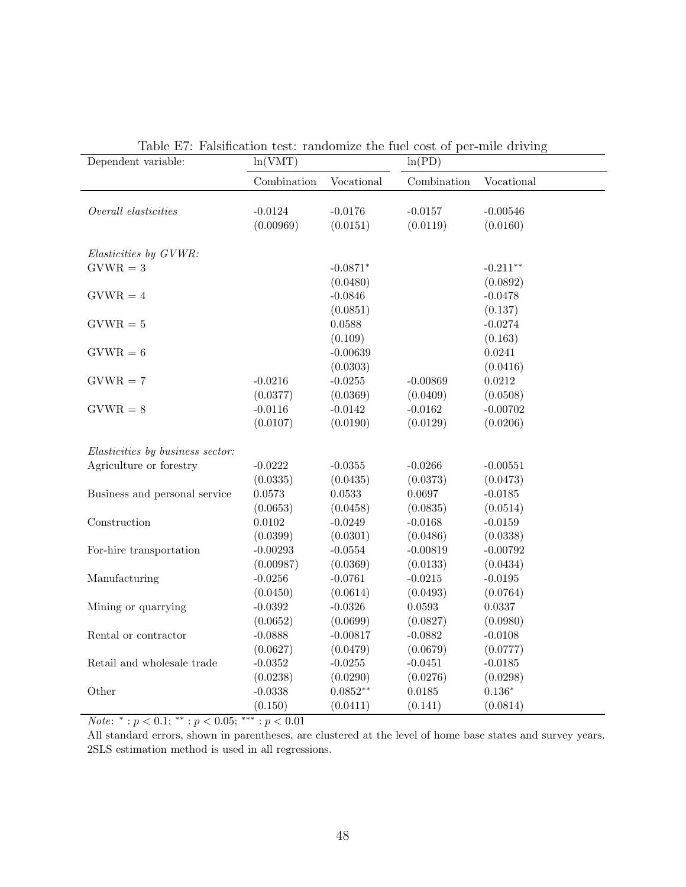Table E7: Falsification test: randomize the fuel cost of per-mile driving

| Dependent variable: | ln(VMT) | | ln(PD) | |
|---|---|---|---|---|
| | Combination | Vocational | Combination | Vocational |
| *Overall elasticities* | -0.0124 | -0.0176 | -0.0157 | -0.00546 |
| | (0.00969) | (0.0151) | (0.0119) | (0.0160) |
| *Elasticities by GVWR:* | | | | |
| GVWR = 3 | | -0.0871$^{*}$ | | -0.211$^{**}$ |
| | | (0.0480) | | (0.0892) |
| GVWR = 4 | | -0.0846 | | -0.0478 |
| | | (0.0851) | | (0.137) |
| GVWR = 5 | | 0.0588 | | -0.0274 |
| | | (0.109) | | (0.163) |
| GVWR = 6 | | -0.00639 | | 0.0241 |
| | | (0.0303) | | (0.0416) |
| GVWR = 7 | -0.0216 | -0.0255 | -0.00869 | 0.0212 |
| | (0.0377) | (0.0369) | (0.0409) | (0.0508) |
| GVWR = 8 | -0.0116 | -0.0142 | -0.0162 | -0.00702 |
| | (0.0107) | (0.0190) | (0.0129) | (0.0206) |
| *Elasticities by business sector:* | | | | |
| Agriculture or forestry | -0.0222 | -0.0355 | -0.0266 | -0.00551 |
| | (0.0335) | (0.0435) | (0.0373) | (0.0473) |
| Business and personal service | 0.0573 | 0.0533 | 0.0697 | -0.0185 |
| | (0.0653) | (0.0458) | (0.0835) | (0.0514) |
| Construction | 0.0102 | -0.0249 | -0.0168 | -0.0159 |
| | (0.0399) | (0.0301) | (0.0486) | (0.0338) |
| For-hire transportation | -0.00293 | -0.0554 | -0.00819 | -0.00792 |
| | (0.00987) | (0.0369) | (0.0133) | (0.0434) |
| Manufacturing | -0.0256 | -0.0761 | -0.0215 | -0.0195 |
| | (0.0450) | (0.0614) | (0.0493) | (0.0764) |
| Mining or quarrying | -0.0392 | -0.0326 | 0.0593 | 0.0337 |
| | (0.0652) | (0.0699) | (0.0827) | (0.0980) |
| Rental or contractor | -0.0888 | -0.00817 | -0.0882 | -0.0108 |
| | (0.0627) | (0.0479) | (0.0679) | (0.0777) |
| Retail and wholesale trade | -0.0352 | -0.0255 | -0.0451 | -0.0185 |
| | (0.0238) | (0.0290) | (0.0276) | (0.0298) |
| Other | -0.0338 | 0.0852$^{**}$ | 0.0185 | 0.136$^{*}$ |
| | (0.150) | (0.0411) | (0.141) | (0.0814) |

*Note*: $^{*}: p < 0.1$; $^{**}: p < 0.05$; $^{***}: p < 0.01$

All standard errors, shown in parentheses, are clustered at the level of home base states and survey years. 2SLS estimation method is used in all regressions.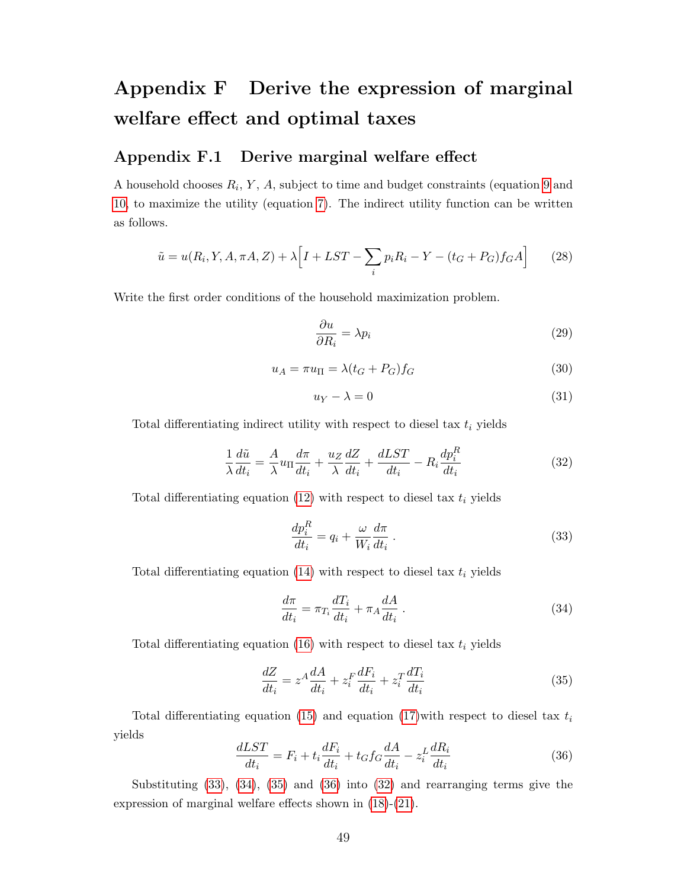# Appendix F Derive the expression of marginal welfare effect and optimal taxes

## Appendix F.1 Derive marginal welfare effect

A household chooses $R_i$, $Y$, $A$, subject to time and budget constraints (equation 9 and 10, to maximize the utility (equation 7). The indirect utility function can be written as follows.

$$\tilde{u} = u(R_i, Y, A, \pi A, Z) + \lambda\Big[I + LST - \sum_i p_i R_i - Y - (t_G + P_G) f_G A\Big] \tag{28}$$

Write the first order conditions of the household maximization problem.

$$\frac{\partial u}{\partial R_i} = \lambda p_i \tag{29}$$

$$u_A = \pi u_\Pi = \lambda (t_G + P_G) f_G \tag{30}$$

$$u_Y - \lambda = 0 \tag{31}$$

Total differentiating indirect utility with respect to diesel tax $t_i$ yields

$$\frac{1}{\lambda}\frac{d\tilde{u}}{dt_i} = \frac{A}{\lambda} u_\Pi \frac{d\pi}{dt_i} + \frac{u_Z}{\lambda}\frac{dZ}{dt_i} + \frac{dLST}{dt_i} - R_i \frac{dp_i^R}{dt_i} \tag{32}$$

Total differentiating equation (12) with respect to diesel tax $t_i$ yields

$$\frac{dp_i^R}{dt_i} = q_i + \frac{\omega}{W_i}\frac{d\pi}{dt_i}\,. \tag{33}$$

Total differentiating equation (14) with respect to diesel tax $t_i$ yields

$$\frac{d\pi}{dt_i} = \pi_{T_i}\frac{dT_i}{dt_i} + \pi_A \frac{dA}{dt_i}\,. \tag{34}$$

Total differentiating equation (16) with respect to diesel tax $t_i$ yields

$$\frac{dZ}{dt_i} = z^A \frac{dA}{dt_i} + z_i^F \frac{dF_i}{dt_i} + z_i^T \frac{dT_i}{dt_i} \tag{35}$$

Total differentiating equation (15) and equation (17)with respect to diesel tax $t_i$ yields

$$\frac{dLST}{dt_i} = F_i + t_i \frac{dF_i}{dt_i} + t_G f_G \frac{dA}{dt_i} - z_i^L \frac{dR_i}{dt_i} \tag{36}$$

Substituting (33), (34), (35) and (36) into (32) and rearranging terms give the expression of marginal welfare effects shown in (18)-(21).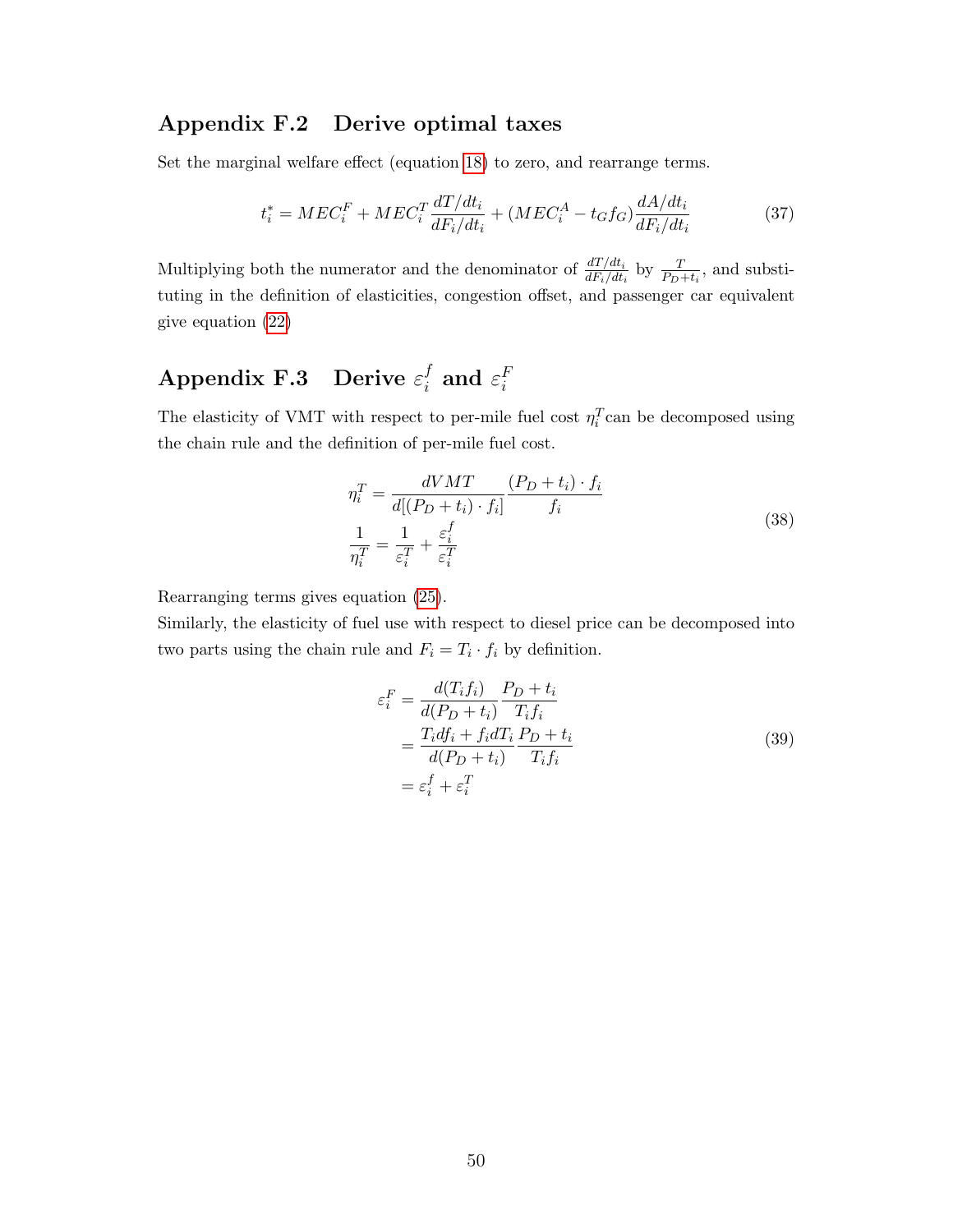## Appendix F.2 Derive optimal taxes

Set the marginal welfare effect (equation 18) to zero, and rearrange terms.

$$t_i^* = MEC_i^F + MEC_i^T \frac{dT/dt_i}{dF_i/dt_i} + (MEC_i^A - t_G f_G)\frac{dA/dt_i}{dF_i/dt_i} \tag{37}$$

Multiplying both the numerator and the denominator of $\frac{dT/dt_i}{dF_i/dt_i}$ by $\frac{T}{P_D+t_i}$, and substituting in the definition of elasticities, congestion offset, and passenger car equivalent give equation (22)

## Appendix F.3 Derive $\varepsilon_i^f$ and $\varepsilon_i^F$

The elasticity of VMT with respect to per-mile fuel cost $\eta_i^T$ can be decomposed using the chain rule and the definition of per-mile fuel cost.

$$\begin{aligned}
\eta_i^T &= \frac{dVMT}{d[(P_D+t_i)\cdot f_i]}\frac{(P_D+t_i)\cdot f_i}{f_i} \\
\frac{1}{\eta_i^T} &= \frac{1}{\varepsilon_i^T} + \frac{\varepsilon_i^f}{\varepsilon_i^T}
\end{aligned} \tag{38}$$

Rearranging terms gives equation (25).

Similarly, the elasticity of fuel use with respect to diesel price can be decomposed into two parts using the chain rule and $F_i = T_i \cdot f_i$ by definition.

$$\begin{aligned}
\varepsilon_i^F &= \frac{d(T_i f_i)}{d(P_D+t_i)}\frac{P_D+t_i}{T_i f_i} \\
&= \frac{T_i df_i + f_i dT_i}{d(P_D+t_i)}\frac{P_D+t_i}{T_i f_i} \\
&= \varepsilon_i^f + \varepsilon_i^T
\end{aligned} \tag{39}$$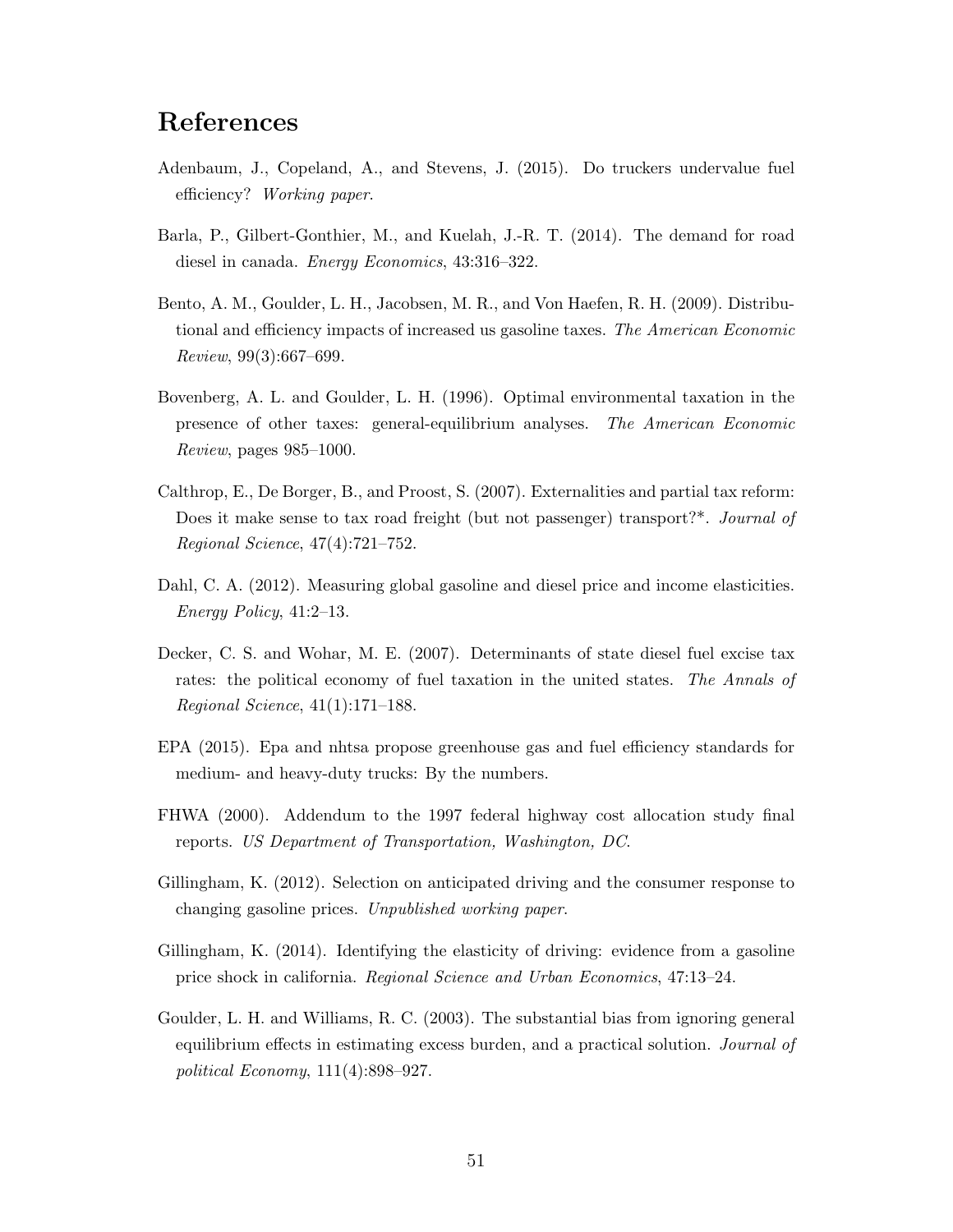# References

Adenbaum, J., Copeland, A., and Stevens, J. (2015). Do truckers undervalue fuel efficiency? *Working paper*.

Barla, P., Gilbert-Gonthier, M., and Kuelah, J.-R. T. (2014). The demand for road diesel in canada. *Energy Economics*, 43:316–322.

Bento, A. M., Goulder, L. H., Jacobsen, M. R., and Von Haefen, R. H. (2009). Distributional and efficiency impacts of increased us gasoline taxes. *The American Economic Review*, 99(3):667–699.

Bovenberg, A. L. and Goulder, L. H. (1996). Optimal environmental taxation in the presence of other taxes: general-equilibrium analyses. *The American Economic Review*, pages 985–1000.

Calthrop, E., De Borger, B., and Proost, S. (2007). Externalities and partial tax reform: Does it make sense to tax road freight (but not passenger) transport?*. *Journal of Regional Science*, 47(4):721–752.

Dahl, C. A. (2012). Measuring global gasoline and diesel price and income elasticities. *Energy Policy*, 41:2–13.

Decker, C. S. and Wohar, M. E. (2007). Determinants of state diesel fuel excise tax rates: the political economy of fuel taxation in the united states. *The Annals of Regional Science*, 41(1):171–188.

EPA (2015). Epa and nhtsa propose greenhouse gas and fuel efficiency standards for medium- and heavy-duty trucks: By the numbers.

FHWA (2000). Addendum to the 1997 federal highway cost allocation study final reports. *US Department of Transportation, Washington, DC*.

Gillingham, K. (2012). Selection on anticipated driving and the consumer response to changing gasoline prices. *Unpublished working paper*.

Gillingham, K. (2014). Identifying the elasticity of driving: evidence from a gasoline price shock in california. *Regional Science and Urban Economics*, 47:13–24.

Goulder, L. H. and Williams, R. C. (2003). The substantial bias from ignoring general equilibrium effects in estimating excess burden, and a practical solution. *Journal of political Economy*, 111(4):898–927.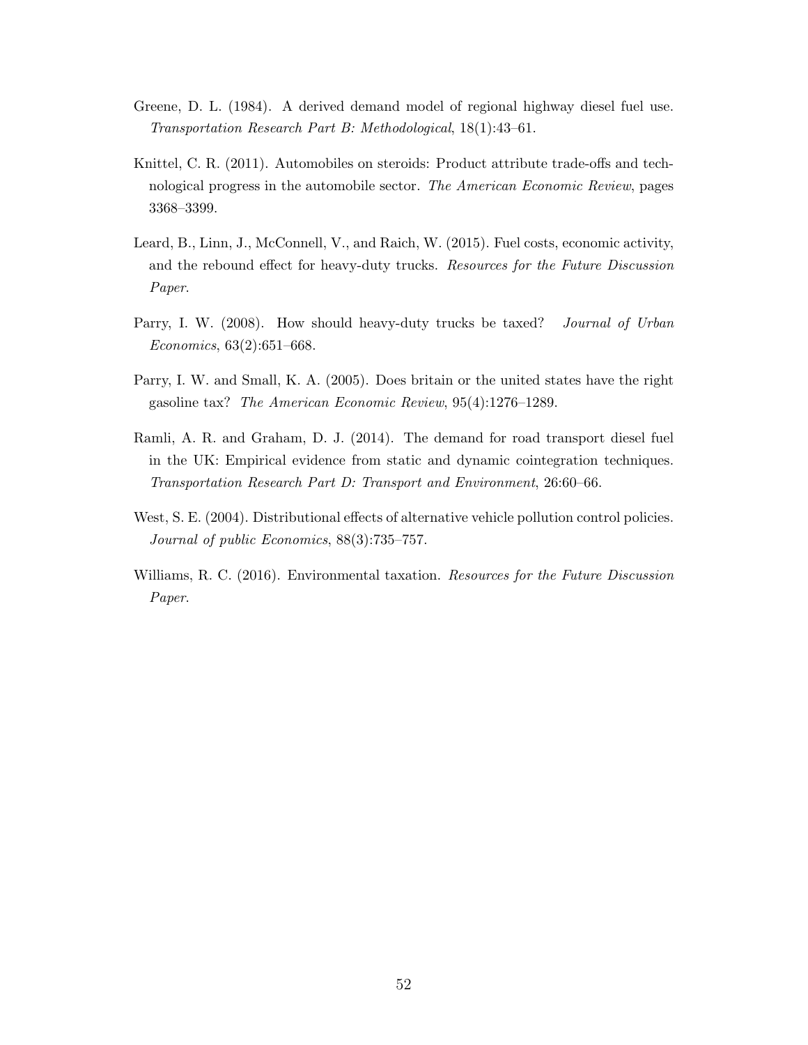Greene, D. L. (1984). A derived demand model of regional highway diesel fuel use. *Transportation Research Part B: Methodological*, 18(1):43–61.

Knittel, C. R. (2011). Automobiles on steroids: Product attribute trade-offs and technological progress in the automobile sector. *The American Economic Review*, pages 3368–3399.

Leard, B., Linn, J., McConnell, V., and Raich, W. (2015). Fuel costs, economic activity, and the rebound effect for heavy-duty trucks. *Resources for the Future Discussion Paper*.

Parry, I. W. (2008). How should heavy-duty trucks be taxed? *Journal of Urban Economics*, 63(2):651–668.

Parry, I. W. and Small, K. A. (2005). Does britain or the united states have the right gasoline tax? *The American Economic Review*, 95(4):1276–1289.

Ramli, A. R. and Graham, D. J. (2014). The demand for road transport diesel fuel in the UK: Empirical evidence from static and dynamic cointegration techniques. *Transportation Research Part D: Transport and Environment*, 26:60–66.

West, S. E. (2004). Distributional effects of alternative vehicle pollution control policies. *Journal of public Economics*, 88(3):735–757.

Williams, R. C. (2016). Environmental taxation. *Resources for the Future Discussion Paper*.